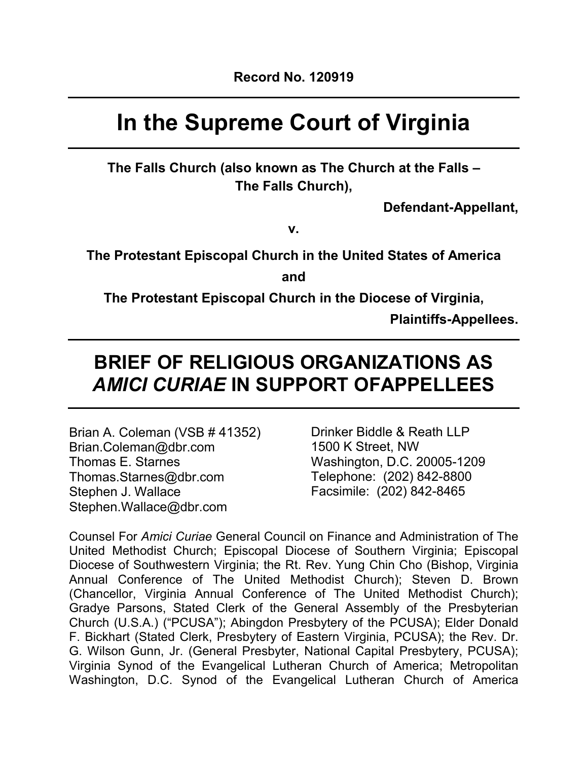**Record No. 120919**

# In the Supreme Court of Virginia

**The Falls Church (also known as The Church at the Falls – The Falls Church),**

**Defendant-Appellant,**

**v.**

**The Protestant Episcopal Church in the United States of America**

**and**

**The Protestant Episcopal Church in the Diocese of Virginia,**

**Plaintiffs-Appellees.**

## BRIEF OF RELIGIOUS ORGANIZATIONS AS *AMICI CURIAE* IN SUPPORT OFAPPELLEES

Brian A. Coleman (VSB # 41352)
Brian.Coleman@dbr.com
Thomas E. Starnes
Thomas.Starnes@dbr.com
Stephen J. Wallace
Stephen.Wallace@dbr.com

Drinker Biddle & Reath LLP
1500 K Street, NW
Washington, D.C. 20005-1209
Telephone: (202) 842-8800
Facsimile: (202) 842-8465

Counsel For *Amici Curiae* General Council on Finance and Administration of The United Methodist Church; Episcopal Diocese of Southern Virginia; Episcopal Diocese of Southwestern Virginia; the Rt. Rev. Yung Chin Cho (Bishop, Virginia Annual Conference of The United Methodist Church); Steven D. Brown (Chancellor, Virginia Annual Conference of The United Methodist Church); Gradye Parsons, Stated Clerk of the General Assembly of the Presbyterian Church (U.S.A.) ("PCUSA"); Abingdon Presbytery of the PCUSA); Elder Donald F. Bickhart (Stated Clerk, Presbytery of Eastern Virginia, PCUSA); the Rev. Dr. G. Wilson Gunn, Jr. (General Presbyter, National Capital Presbytery, PCUSA); Virginia Synod of the Evangelical Lutheran Church of America; Metropolitan Washington, D.C. Synod of the Evangelical Lutheran Church of America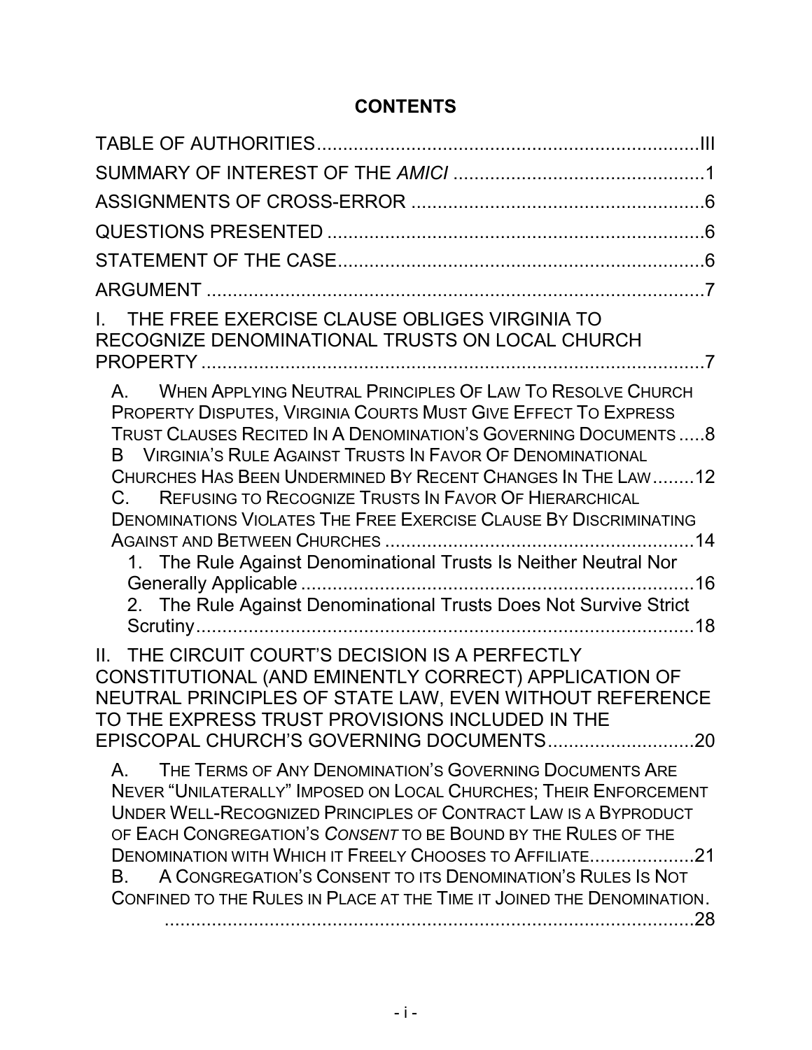## CONTENTS

TABLE OF AUTHORITIES .......... III

SUMMARY OF INTEREST OF THE *AMICI* .......... 1

ASSIGNMENTS OF CROSS-ERROR .......... 6

QUESTIONS PRESENTED .......... 6

STATEMENT OF THE CASE .......... 6

ARGUMENT .......... 7

I. THE FREE EXERCISE CLAUSE OBLIGES VIRGINIA TO RECOGNIZE DENOMINATIONAL TRUSTS ON LOCAL CHURCH PROPERTY .......... 7

- A. WHEN APPLYING NEUTRAL PRINCIPLES OF LAW TO RESOLVE CHURCH PROPERTY DISPUTES, VIRGINIA COURTS MUST GIVE EFFECT TO EXPRESS TRUST CLAUSES RECITED IN A DENOMINATION'S GOVERNING DOCUMENTS .......... 8
- B VIRGINIA'S RULE AGAINST TRUSTS IN FAVOR OF DENOMINATIONAL CHURCHES HAS BEEN UNDERMINED BY RECENT CHANGES IN THE LAW .......... 12
- C. REFUSING TO RECOGNIZE TRUSTS IN FAVOR OF HIERARCHICAL DENOMINATIONS VIOLATES THE FREE EXERCISE CLAUSE BY DISCRIMINATING AGAINST AND BETWEEN CHURCHES .......... 14
  1. The Rule Against Denominational Trusts Is Neither Neutral Nor Generally Applicable .......... 16
  2. The Rule Against Denominational Trusts Does Not Survive Strict Scrutiny .......... 18

II. THE CIRCUIT COURT'S DECISION IS A PERFECTLY CONSTITUTIONAL (AND EMINENTLY CORRECT) APPLICATION OF NEUTRAL PRINCIPLES OF STATE LAW, EVEN WITHOUT REFERENCE TO THE EXPRESS TRUST PROVISIONS INCLUDED IN THE EPISCOPAL CHURCH'S GOVERNING DOCUMENTS .......... 20

- A. THE TERMS OF ANY DENOMINATION'S GOVERNING DOCUMENTS ARE NEVER "UNILATERALLY" IMPOSED ON LOCAL CHURCHES; THEIR ENFORCEMENT UNDER WELL-RECOGNIZED PRINCIPLES OF CONTRACT LAW IS A BYPRODUCT OF EACH CONGREGATION'S *CONSENT* TO BE BOUND BY THE RULES OF THE DENOMINATION WITH WHICH IT FREELY CHOOSES TO AFFILIATE .......... 21
- B. A CONGREGATION'S CONSENT TO ITS DENOMINATION'S RULES IS NOT CONFINED TO THE RULES IN PLACE AT THE TIME IT JOINED THE DENOMINATION. .......... 28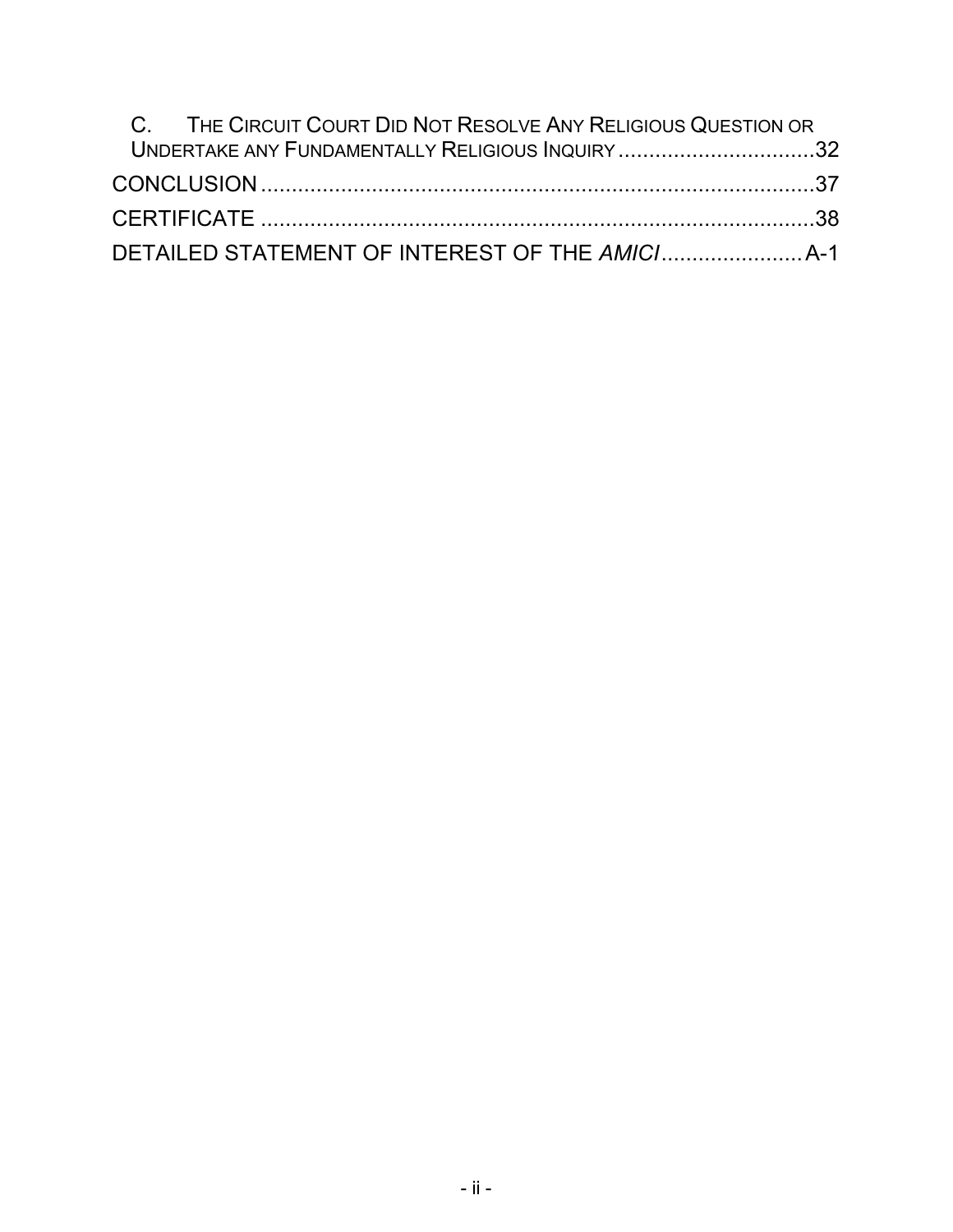C. THE CIRCUIT COURT DID NOT RESOLVE ANY RELIGIOUS QUESTION OR UNDERTAKE ANY FUNDAMENTALLY RELIGIOUS INQUIRY ................................32

CONCLUSION ..........................................................................................37

CERTIFICATE .........................................................................................38

DETAILED STATEMENT OF INTEREST OF THE *AMICI* ....................... A-1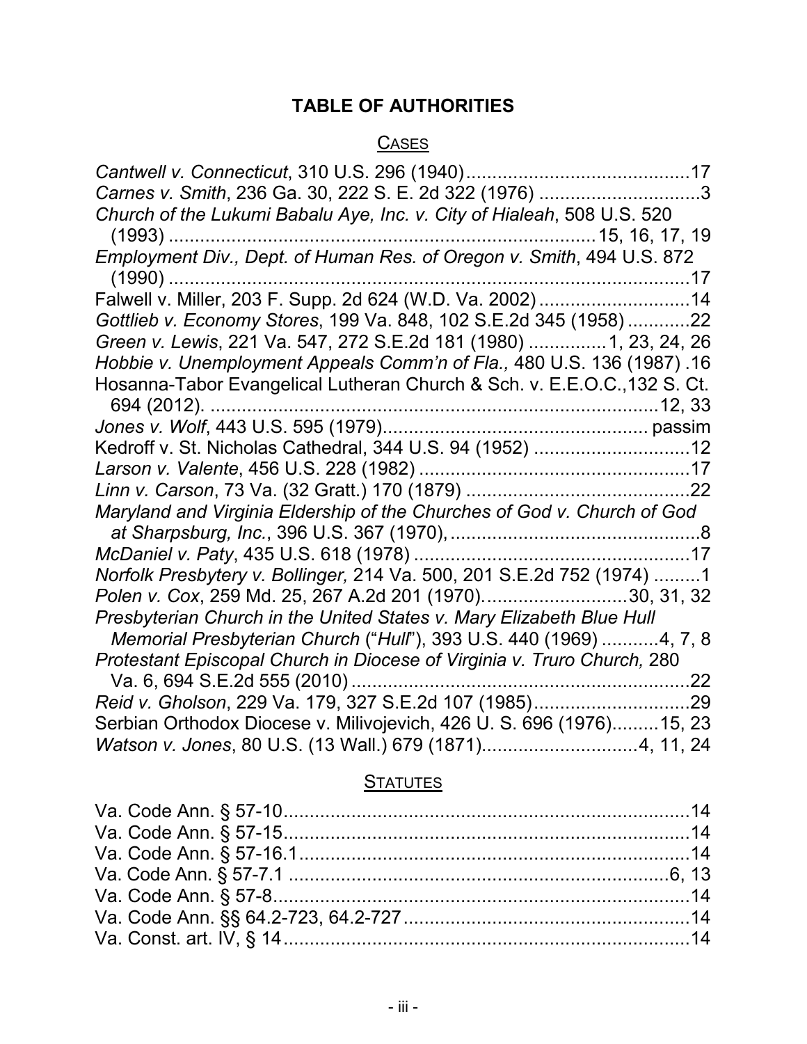# TABLE OF AUTHORITIES

## CASES

*Cantwell v. Connecticut*, 310 U.S. 296 (1940) .......................................... 17

*Carnes v. Smith*, 236 Ga. 30, 222 S. E. 2d 322 (1976) .............................. 3

*Church of the Lukumi Babalu Aye, Inc. v. City of Hialeah*, 508 U.S. 520 (1993) ............................................................................... 15, 16, 17, 19

*Employment Div., Dept. of Human Res. of Oregon v. Smith*, 494 U.S. 872 (1990) ................................................................................................. 17

Falwell v. Miller, 203 F. Supp. 2d 624 (W.D. Va. 2002) ............................ 14

*Gottlieb v. Economy Stores*, 199 Va. 848, 102 S.E.2d 345 (1958) ............ 22

*Green v. Lewis*, 221 Va. 547, 272 S.E.2d 181 (1980) ............... 1, 23, 24, 26

*Hobbie v. Unemployment Appeals Comm'n of Fla.,* 480 U.S. 136 (1987) . 16

Hosanna-Tabor Evangelical Lutheran Church & Sch. v. E.E.O.C.,132 S. Ct. 694 (2012). ...................................................................................... 12, 33

*Jones v. Wolf*, 443 U.S. 595 (1979)................................................... passim

Kedroff v. St. Nicholas Cathedral, 344 U.S. 94 (1952) .............................. 12

*Larson v. Valente*, 456 U.S. 228 (1982) .................................................... 17

*Linn v. Carson*, 73 Va. (32 Gratt.) 170 (1879) ........................................... 22

*Maryland and Virginia Eldership of the Churches of God v. Church of God at Sharpsburg, Inc.*, 396 U.S. 367 (1970), ................................................ 8

*McDaniel v. Paty*, 435 U.S. 618 (1978) ..................................................... 17

*Norfolk Presbytery v. Bollinger,* 214 Va. 500, 201 S.E.2d 752 (1974) ......... 1

*Polen v. Cox*, 259 Md. 25, 267 A.2d 201 (1970). .......................... 30, 31, 32

*Presbyterian Church in the United States v. Mary Elizabeth Blue Hull Memorial Presbyterian Church* ("*Hull*"), 393 U.S. 440 (1969) ........... 4, 7, 8

*Protestant Episcopal Church in Diocese of Virginia v. Truro Church,* 280 Va. 6, 694 S.E.2d 555 (2010) ................................................................. 22

*Reid v. Gholson*, 229 Va. 179, 327 S.E.2d 107 (1985) .............................. 29

Serbian Orthodox Diocese v. Milivojevich, 426 U. S. 696 (1976)......... 15, 23

*Watson v. Jones*, 80 U.S. (13 Wall.) 679 (1871)............................. 4, 11, 24

## STATUTES

Va. Code Ann. § 57-10 ............................................................................. 14

Va. Code Ann. § 57-15 ............................................................................. 14

Va. Code Ann. § 57-16.1 .......................................................................... 14

Va. Code Ann. § 57-7.1 ......................................................................... 6, 13

Va. Code Ann. § 57-8 ............................................................................... 14

Va. Code Ann. §§ 64.2-723, 64.2-727 ...................................................... 14

Va. Const. art. IV, § 14 ............................................................................. 14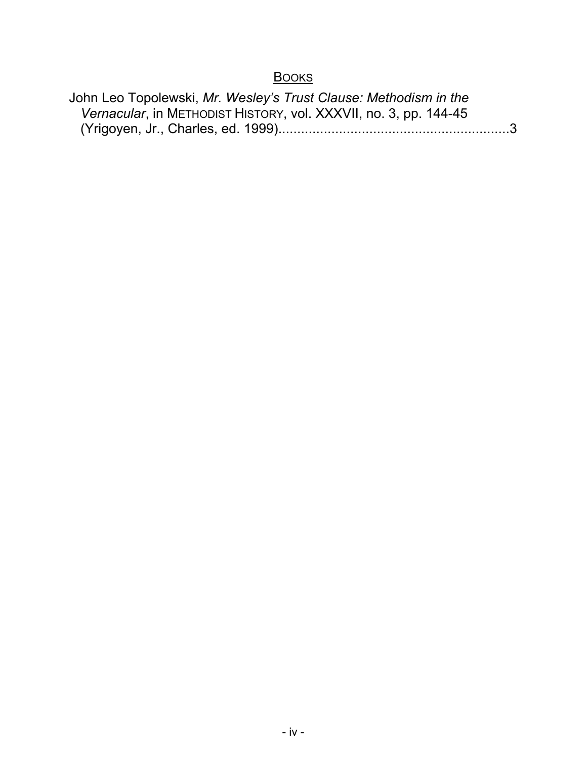## BOOKS

John Leo Topolewski, *Mr. Wesley's Trust Clause: Methodism in the Vernacular*, in METHODIST HISTORY, vol. XXXVII, no. 3, pp. 144-45 (Yrigoyen, Jr., Charles, ed. 1999)............................................................3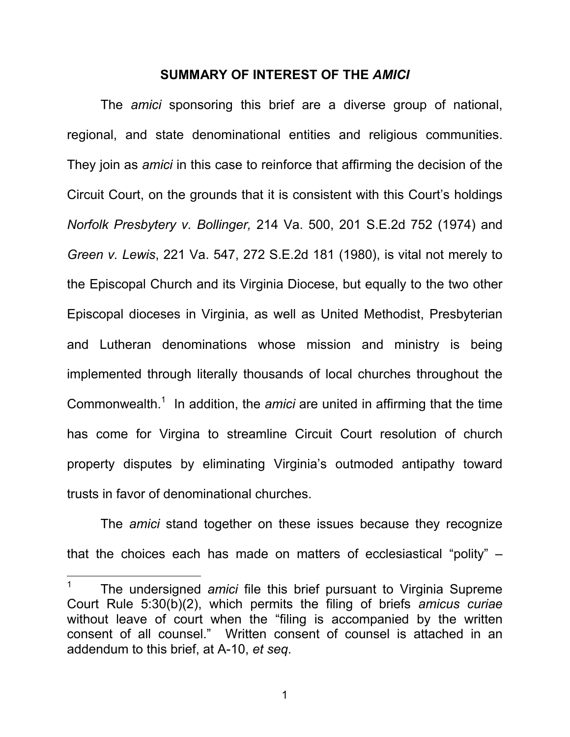## SUMMARY OF INTEREST OF THE *AMICI*

The *amici* sponsoring this brief are a diverse group of national, regional, and state denominational entities and religious communities. They join as *amici* in this case to reinforce that affirming the decision of the Circuit Court, on the grounds that it is consistent with this Court's holdings *Norfolk Presbytery v. Bollinger,* 214 Va. 500, 201 S.E.2d 752 (1974) and *Green v. Lewis*, 221 Va. 547, 272 S.E.2d 181 (1980), is vital not merely to the Episcopal Church and its Virginia Diocese, but equally to the two other Episcopal dioceses in Virginia, as well as United Methodist, Presbyterian and Lutheran denominations whose mission and ministry is being implemented through literally thousands of local churches throughout the Commonwealth.[1] In addition, the *amici* are united in affirming that the time has come for Virgina to streamline Circuit Court resolution of church property disputes by eliminating Virginia's outmoded antipathy toward trusts in favor of denominational churches.

The *amici* stand together on these issues because they recognize that the choices each has made on matters of ecclesiastical "polity" –

---

[1] The undersigned *amici* file this brief pursuant to Virginia Supreme Court Rule 5:30(b)(2), which permits the filing of briefs *amicus curiae* without leave of court when the "filing is accompanied by the written consent of all counsel." Written consent of counsel is attached in an addendum to this brief, at A-10, *et seq*.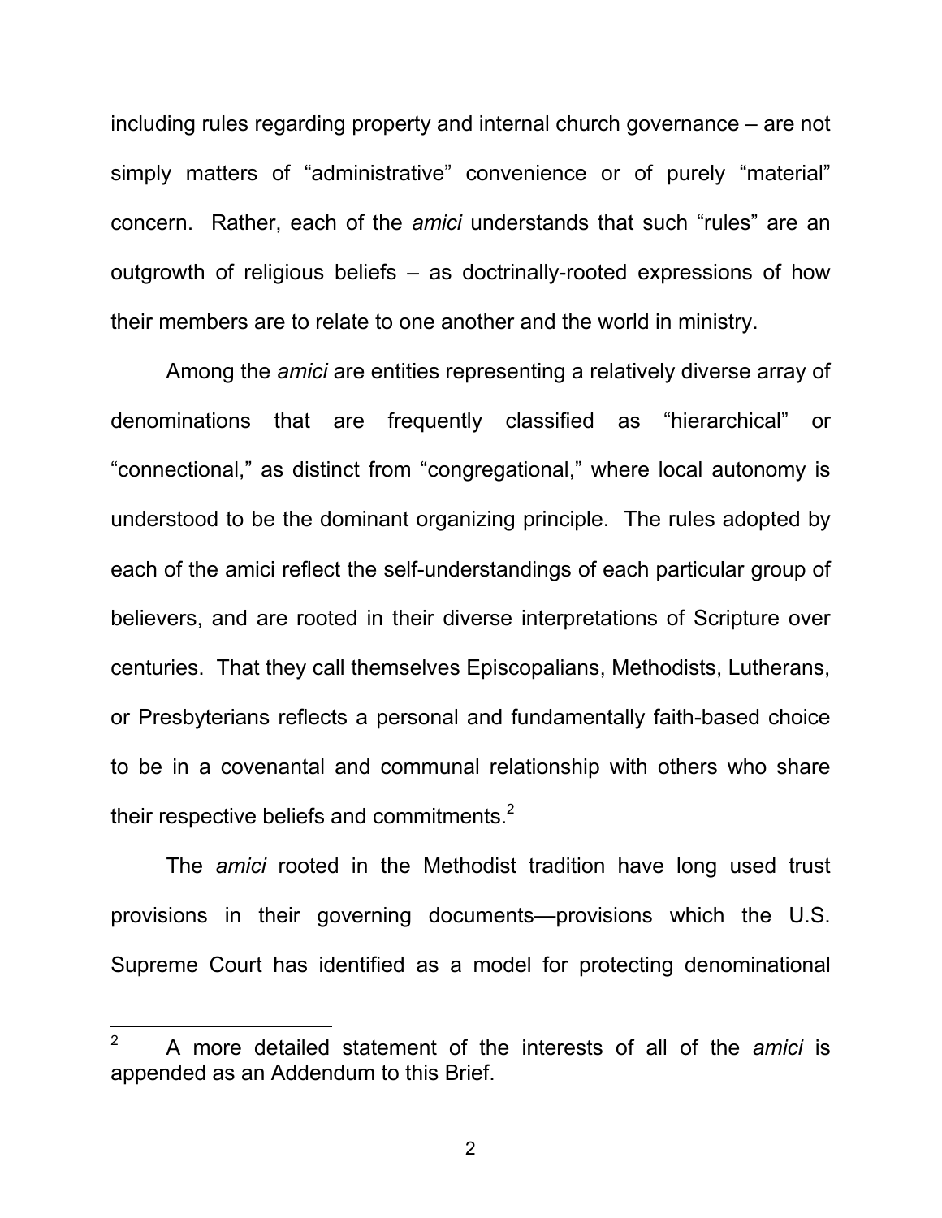including rules regarding property and internal church governance – are not simply matters of "administrative" convenience or of purely "material" concern. Rather, each of the *amici* understands that such "rules" are an outgrowth of religious beliefs – as doctrinally-rooted expressions of how their members are to relate to one another and the world in ministry.

Among the *amici* are entities representing a relatively diverse array of denominations that are frequently classified as "hierarchical" or "connectional," as distinct from "congregational," where local autonomy is understood to be the dominant organizing principle. The rules adopted by each of the amici reflect the self-understandings of each particular group of believers, and are rooted in their diverse interpretations of Scripture over centuries. That they call themselves Episcopalians, Methodists, Lutherans, or Presbyterians reflects a personal and fundamentally faith-based choice to be in a covenantal and communal relationship with others who share their respective beliefs and commitments.[2]

The *amici* rooted in the Methodist tradition have long used trust provisions in their governing documents—provisions which the U.S. Supreme Court has identified as a model for protecting denominational

---

[2] A more detailed statement of the interests of all of the *amici* is appended as an Addendum to this Brief.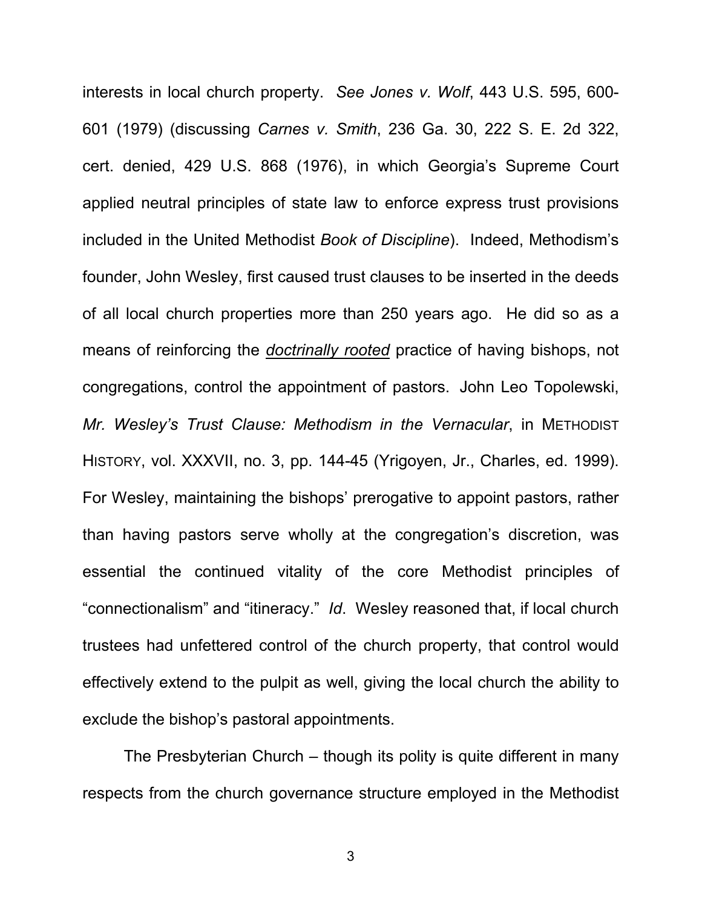interests in local church property. *See Jones v. Wolf*, 443 U.S. 595, 600-601 (1979) (discussing *Carnes v. Smith*, 236 Ga. 30, 222 S. E. 2d 322, cert. denied, 429 U.S. 868 (1976), in which Georgia's Supreme Court applied neutral principles of state law to enforce express trust provisions included in the United Methodist *Book of Discipline*). Indeed, Methodism's founder, John Wesley, first caused trust clauses to be inserted in the deeds of all local church properties more than 250 years ago. He did so as a means of reinforcing the ***doctrinally rooted*** practice of having bishops, not congregations, control the appointment of pastors. John Leo Topolewski, *Mr. Wesley's Trust Clause: Methodism in the Vernacular*, in METHODIST HISTORY, vol. XXXVII, no. 3, pp. 144-45 (Yrigoyen, Jr., Charles, ed. 1999). For Wesley, maintaining the bishops' prerogative to appoint pastors, rather than having pastors serve wholly at the congregation's discretion, was essential the continued vitality of the core Methodist principles of "connectionalism" and "itineracy." *Id*. Wesley reasoned that, if local church trustees had unfettered control of the church property, that control would effectively extend to the pulpit as well, giving the local church the ability to exclude the bishop's pastoral appointments.

The Presbyterian Church – though its polity is quite different in many respects from the church governance structure employed in the Methodist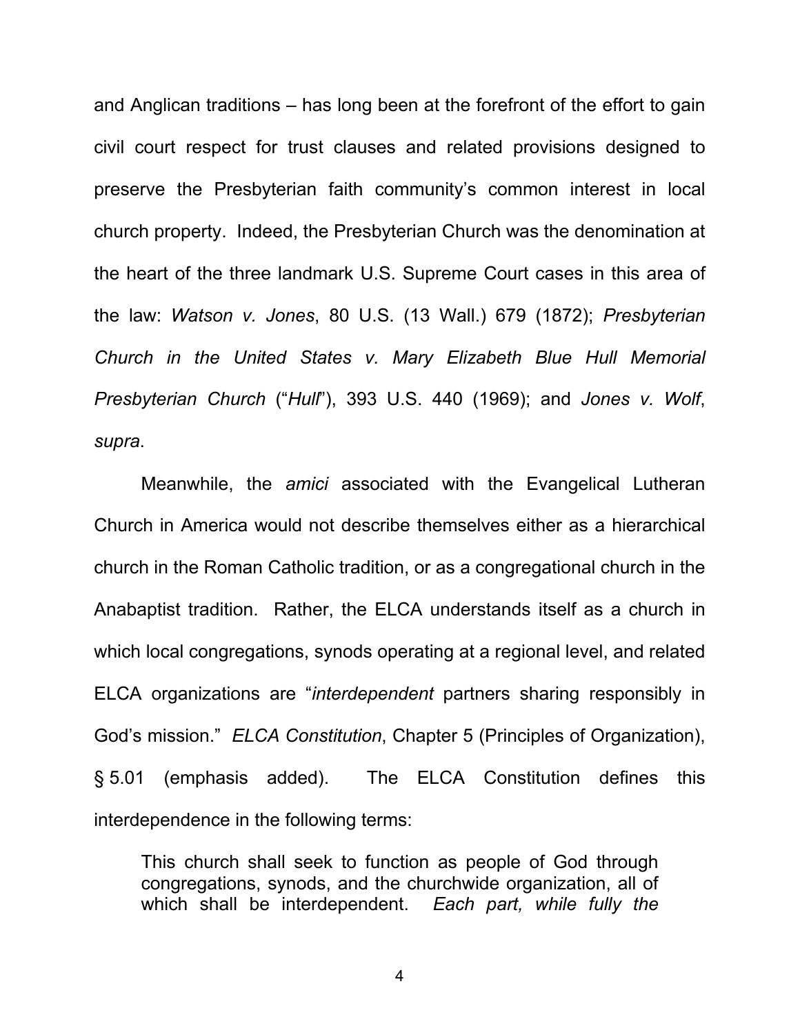and Anglican traditions – has long been at the forefront of the effort to gain civil court respect for trust clauses and related provisions designed to preserve the Presbyterian faith community's common interest in local church property. Indeed, the Presbyterian Church was the denomination at the heart of the three landmark U.S. Supreme Court cases in this area of the law: *Watson v. Jones*, 80 U.S. (13 Wall.) 679 (1872); *Presbyterian Church in the United States v. Mary Elizabeth Blue Hull Memorial Presbyterian Church* ("*Hull*"), 393 U.S. 440 (1969); and *Jones v. Wolf*, *supra*.

Meanwhile, the *amici* associated with the Evangelical Lutheran Church in America would not describe themselves either as a hierarchical church in the Roman Catholic tradition, or as a congregational church in the Anabaptist tradition. Rather, the ELCA understands itself as a church in which local congregations, synods operating at a regional level, and related ELCA organizations are "*interdependent* partners sharing responsibly in God's mission." *ELCA Constitution*, Chapter 5 (Principles of Organization), § 5.01 (emphasis added). The ELCA Constitution defines this interdependence in the following terms:

> This church shall seek to function as people of God through congregations, synods, and the churchwide organization, all of which shall be interdependent. *Each part, while fully the*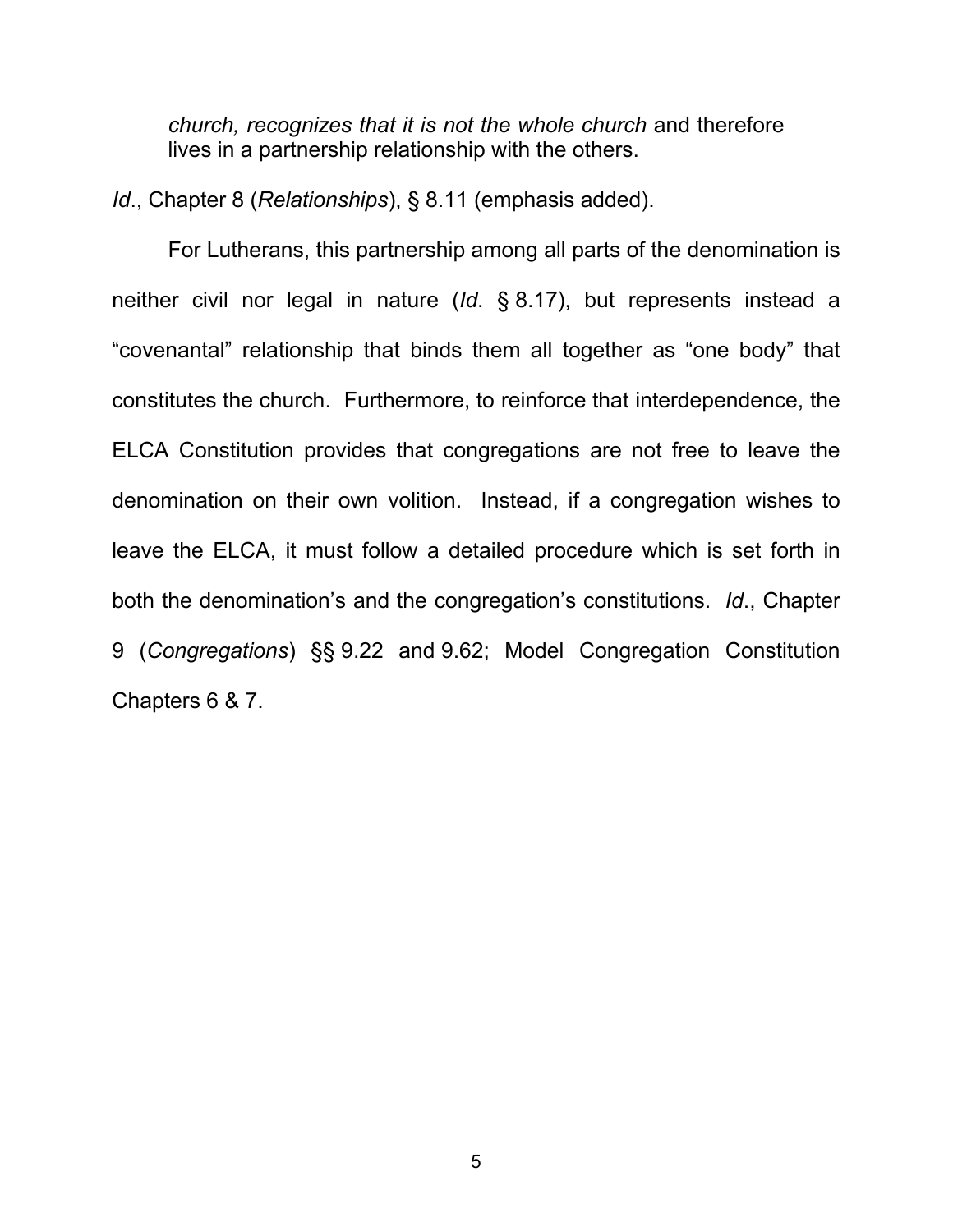> *church, recognizes that it is not the whole church* and therefore lives in a partnership relationship with the others.

*Id*., Chapter 8 (*Relationships*), § 8.11 (emphasis added).

For Lutherans, this partnership among all parts of the denomination is neither civil nor legal in nature (*Id*. § 8.17), but represents instead a "covenantal" relationship that binds them all together as "one body" that constitutes the church. Furthermore, to reinforce that interdependence, the ELCA Constitution provides that congregations are not free to leave the denomination on their own volition. Instead, if a congregation wishes to leave the ELCA, it must follow a detailed procedure which is set forth in both the denomination's and the congregation's constitutions. *Id*., Chapter 9 (*Congregations*) §§ 9.22 and 9.62; Model Congregation Constitution Chapters 6 & 7.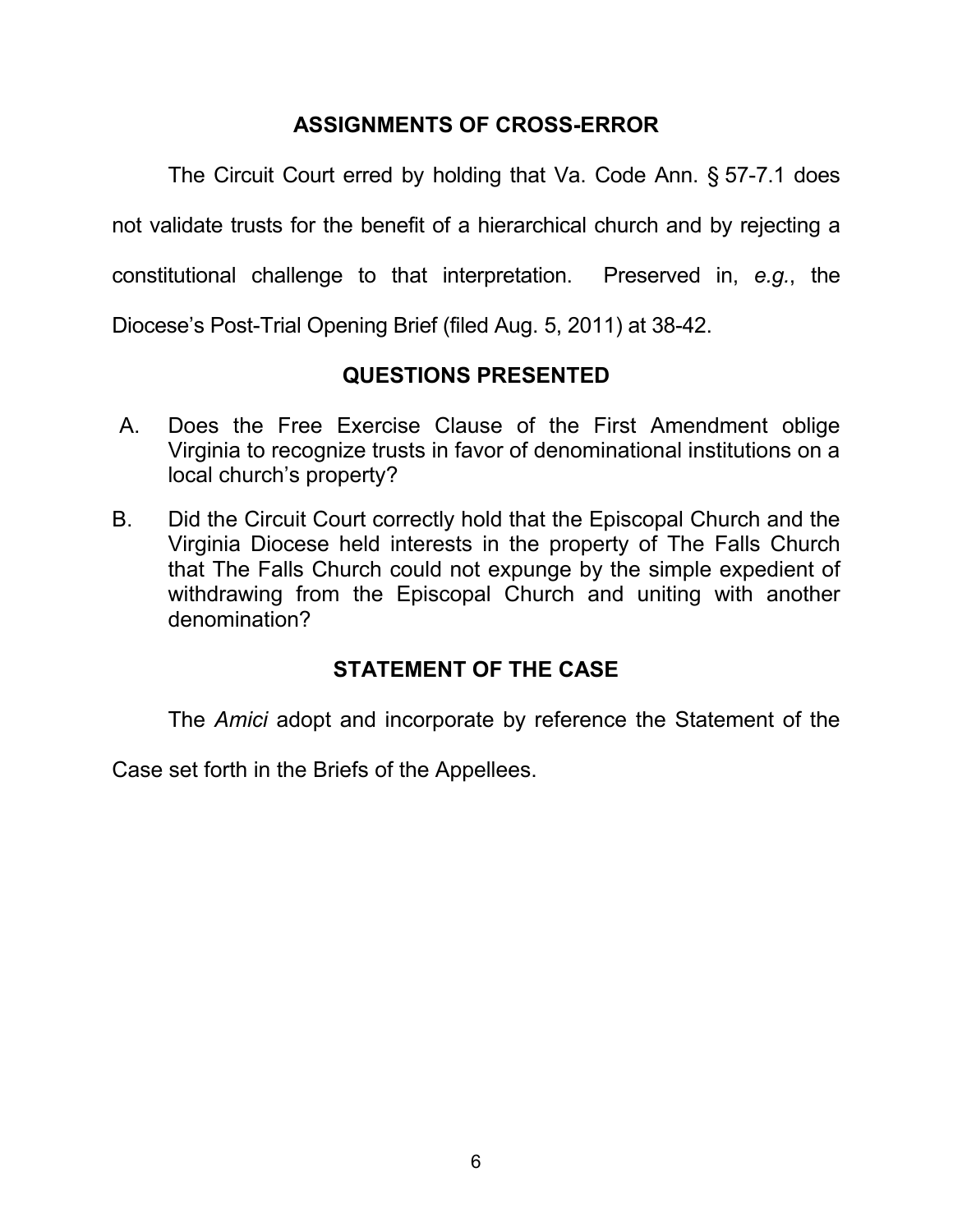## ASSIGNMENTS OF CROSS-ERROR

The Circuit Court erred by holding that Va. Code Ann. § 57-7.1 does not validate trusts for the benefit of a hierarchical church and by rejecting a constitutional challenge to that interpretation. Preserved in, *e.g.*, the Diocese's Post-Trial Opening Brief (filed Aug. 5, 2011) at 38-42.

## QUESTIONS PRESENTED

A. Does the Free Exercise Clause of the First Amendment oblige Virginia to recognize trusts in favor of denominational institutions on a local church's property?

B. Did the Circuit Court correctly hold that the Episcopal Church and the Virginia Diocese held interests in the property of The Falls Church that The Falls Church could not expunge by the simple expedient of withdrawing from the Episcopal Church and uniting with another denomination?

## STATEMENT OF THE CASE

The *Amici* adopt and incorporate by reference the Statement of the Case set forth in the Briefs of the Appellees.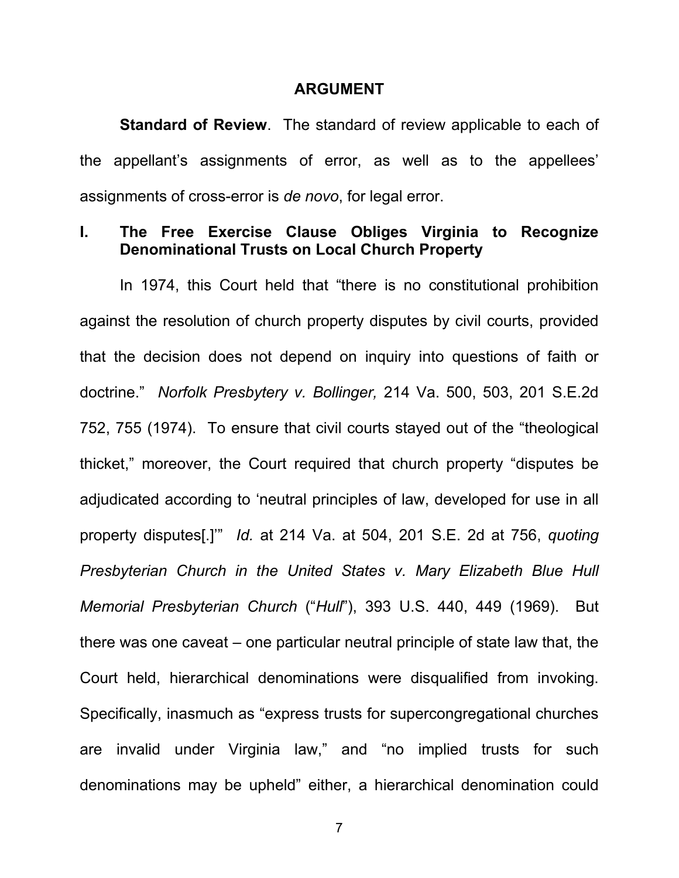## ARGUMENT

**Standard of Review**. The standard of review applicable to each of the appellant's assignments of error, as well as to the appellees' assignments of cross-error is *de novo*, for legal error.

### I. The Free Exercise Clause Obliges Virginia to Recognize Denominational Trusts on Local Church Property

In 1974, this Court held that "there is no constitutional prohibition against the resolution of church property disputes by civil courts, provided that the decision does not depend on inquiry into questions of faith or doctrine." *Norfolk Presbytery v. Bollinger,* 214 Va. 500, 503, 201 S.E.2d 752, 755 (1974). To ensure that civil courts stayed out of the "theological thicket," moreover, the Court required that church property "disputes be adjudicated according to 'neutral principles of law, developed for use in all property disputes[.]'" *Id.* at 214 Va. at 504, 201 S.E. 2d at 756, *quoting Presbyterian Church in the United States v. Mary Elizabeth Blue Hull Memorial Presbyterian Church* ("*Hull*"), 393 U.S. 440, 449 (1969). But there was one caveat – one particular neutral principle of state law that, the Court held, hierarchical denominations were disqualified from invoking. Specifically, inasmuch as "express trusts for supercongregational churches are invalid under Virginia law," and "no implied trusts for such denominations may be upheld" either, a hierarchical denomination could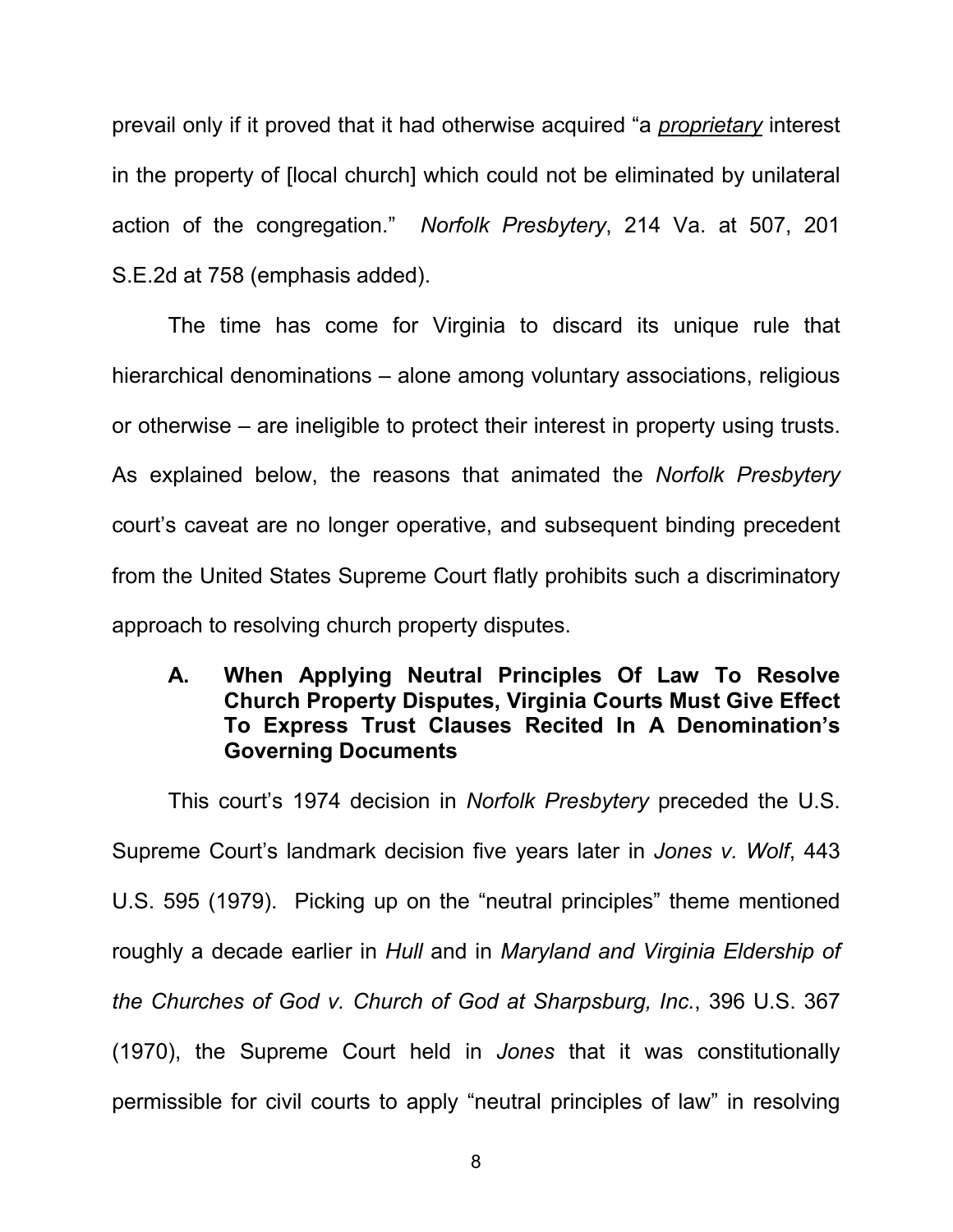prevail only if it proved that it had otherwise acquired "a ***proprietary*** interest in the property of [local church] which could not be eliminated by unilateral action of the congregation." *Norfolk Presbytery*, 214 Va. at 507, 201 S.E.2d at 758 (emphasis added).

The time has come for Virginia to discard its unique rule that hierarchical denominations – alone among voluntary associations, religious or otherwise – are ineligible to protect their interest in property using trusts. As explained below, the reasons that animated the *Norfolk Presbytery* court's caveat are no longer operative, and subsequent binding precedent from the United States Supreme Court flatly prohibits such a discriminatory approach to resolving church property disputes.

### A. When Applying Neutral Principles Of Law To Resolve Church Property Disputes, Virginia Courts Must Give Effect To Express Trust Clauses Recited In A Denomination's Governing Documents

This court's 1974 decision in *Norfolk Presbytery* preceded the U.S. Supreme Court's landmark decision five years later in *Jones v. Wolf*, 443 U.S. 595 (1979). Picking up on the "neutral principles" theme mentioned roughly a decade earlier in *Hull* and in *Maryland and Virginia Eldership of the Churches of God v. Church of God at Sharpsburg, Inc.*, 396 U.S. 367 (1970), the Supreme Court held in *Jones* that it was constitutionally permissible for civil courts to apply "neutral principles of law" in resolving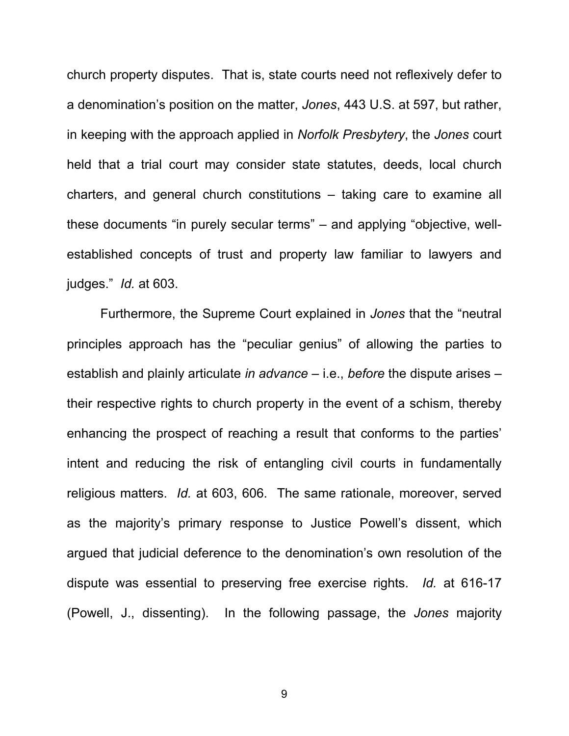church property disputes. That is, state courts need not reflexively defer to a denomination's position on the matter, *Jones*, 443 U.S. at 597, but rather, in keeping with the approach applied in *Norfolk Presbytery*, the *Jones* court held that a trial court may consider state statutes, deeds, local church charters, and general church constitutions – taking care to examine all these documents "in purely secular terms" – and applying "objective, well-established concepts of trust and property law familiar to lawyers and judges." *Id.* at 603.

Furthermore, the Supreme Court explained in *Jones* that the "neutral principles approach has the "peculiar genius" of allowing the parties to establish and plainly articulate *in advance* – i.e., *before* the dispute arises – their respective rights to church property in the event of a schism, thereby enhancing the prospect of reaching a result that conforms to the parties' intent and reducing the risk of entangling civil courts in fundamentally religious matters. *Id.* at 603, 606. The same rationale, moreover, served as the majority's primary response to Justice Powell's dissent, which argued that judicial deference to the denomination's own resolution of the dispute was essential to preserving free exercise rights. *Id.* at 616-17 (Powell, J., dissenting). In the following passage, the *Jones* majority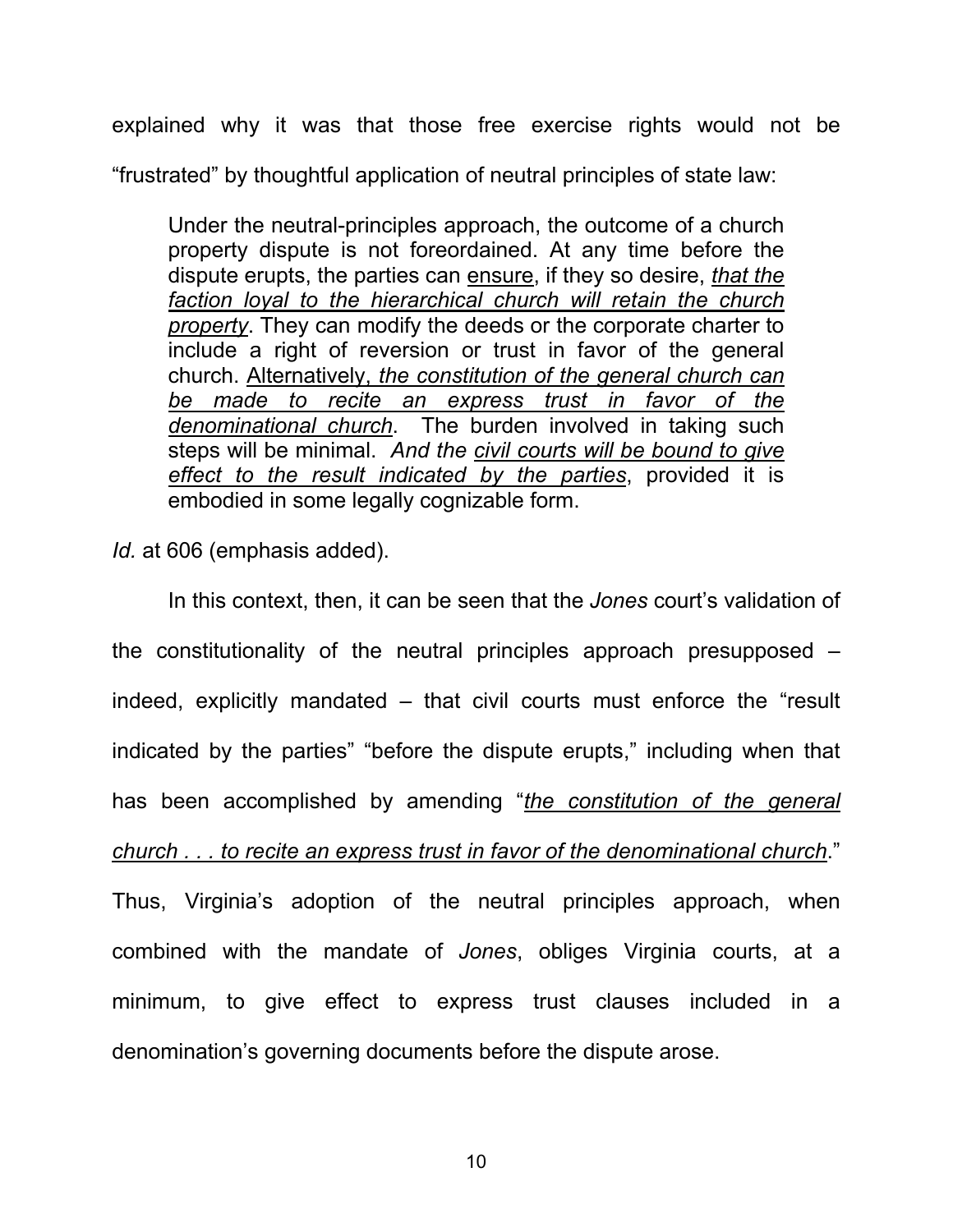explained why it was that those free exercise rights would not be "frustrated" by thoughtful application of neutral principles of state law:

> Under the neutral-principles approach, the outcome of a church property dispute is not foreordained. At any time before the dispute erupts, the parties can <u>ensure</u>, if they so desire, <u>*that the faction loyal to the hierarchical church will retain the church property*</u>. They can modify the deeds or the corporate charter to include a right of reversion or trust in favor of the general church. <u>Alternatively, *the constitution of the general church can be made to recite an express trust in favor of the denominational church*</u>. The burden involved in taking such steps will be minimal. *And the <u>civil courts will be bound to give effect to the result indicated by the parties</u>*, provided it is embodied in some legally cognizable form.

*Id.* at 606 (emphasis added).

In this context, then, it can be seen that the *Jones* court's validation of the constitutionality of the neutral principles approach presupposed – indeed, explicitly mandated – that civil courts must enforce the "result indicated by the parties" "before the dispute erupts," including when that has been accomplished by amending "<u>*the constitution of the general church . . . to recite an express trust in favor of the denominational church*</u>." Thus, Virginia's adoption of the neutral principles approach, when combined with the mandate of *Jones*, obliges Virginia courts, at a minimum, to give effect to express trust clauses included in a denomination's governing documents before the dispute arose.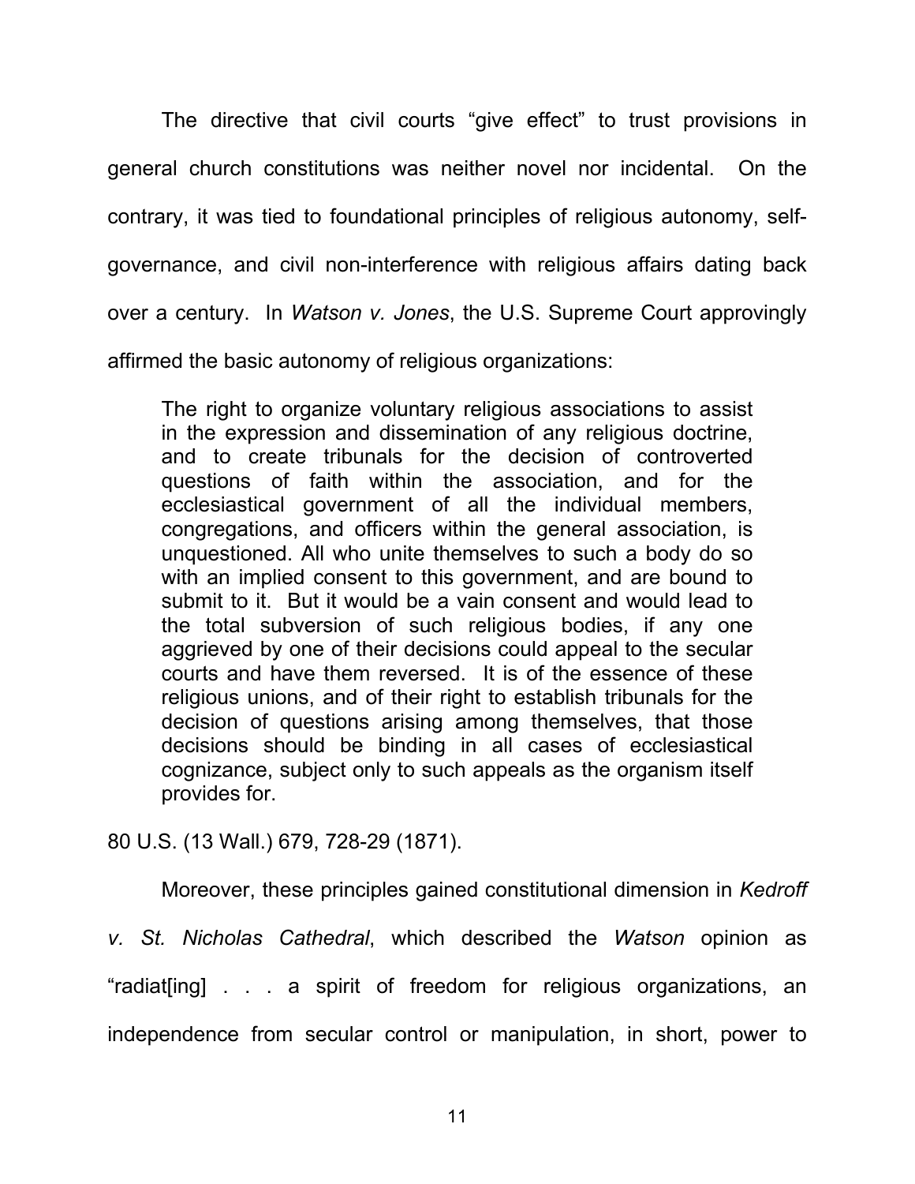The directive that civil courts "give effect" to trust provisions in general church constitutions was neither novel nor incidental. On the contrary, it was tied to foundational principles of religious autonomy, self-governance, and civil non-interference with religious affairs dating back over a century. In *Watson v. Jones*, the U.S. Supreme Court approvingly affirmed the basic autonomy of religious organizations:

> The right to organize voluntary religious associations to assist in the expression and dissemination of any religious doctrine, and to create tribunals for the decision of controverted questions of faith within the association, and for the ecclesiastical government of all the individual members, congregations, and officers within the general association, is unquestioned. All who unite themselves to such a body do so with an implied consent to this government, and are bound to submit to it. But it would be a vain consent and would lead to the total subversion of such religious bodies, if any one aggrieved by one of their decisions could appeal to the secular courts and have them reversed. It is of the essence of these religious unions, and of their right to establish tribunals for the decision of questions arising among themselves, that those decisions should be binding in all cases of ecclesiastical cognizance, subject only to such appeals as the organism itself provides for.

80 U.S. (13 Wall.) 679, 728-29 (1871).

Moreover, these principles gained constitutional dimension in *Kedroff v. St. Nicholas Cathedral*, which described the *Watson* opinion as "radiat[ing] . . . a spirit of freedom for religious organizations, an independence from secular control or manipulation, in short, power to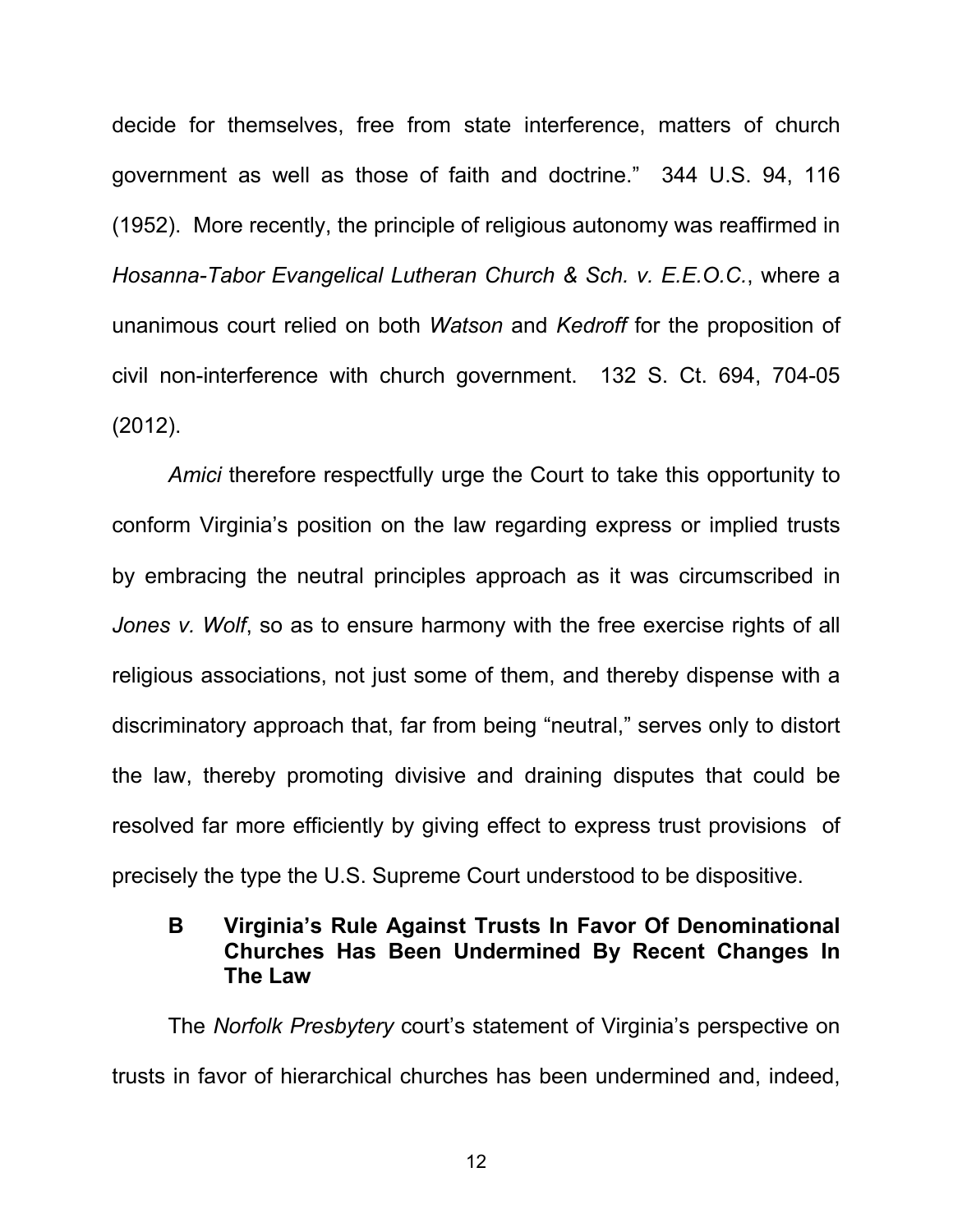decide for themselves, free from state interference, matters of church government as well as those of faith and doctrine." 344 U.S. 94, 116 (1952). More recently, the principle of religious autonomy was reaffirmed in *Hosanna-Tabor Evangelical Lutheran Church & Sch. v. E.E.O.C.*, where a unanimous court relied on both *Watson* and *Kedroff* for the proposition of civil non-interference with church government. 132 S. Ct. 694, 704-05 (2012).

*Amici* therefore respectfully urge the Court to take this opportunity to conform Virginia's position on the law regarding express or implied trusts by embracing the neutral principles approach as it was circumscribed in *Jones v. Wolf*, so as to ensure harmony with the free exercise rights of all religious associations, not just some of them, and thereby dispense with a discriminatory approach that, far from being "neutral," serves only to distort the law, thereby promoting divisive and draining disputes that could be resolved far more efficiently by giving effect to express trust provisions of precisely the type the U.S. Supreme Court understood to be dispositive.

### B Virginia's Rule Against Trusts In Favor Of Denominational Churches Has Been Undermined By Recent Changes In The Law

The *Norfolk Presbytery* court's statement of Virginia's perspective on trusts in favor of hierarchical churches has been undermined and, indeed,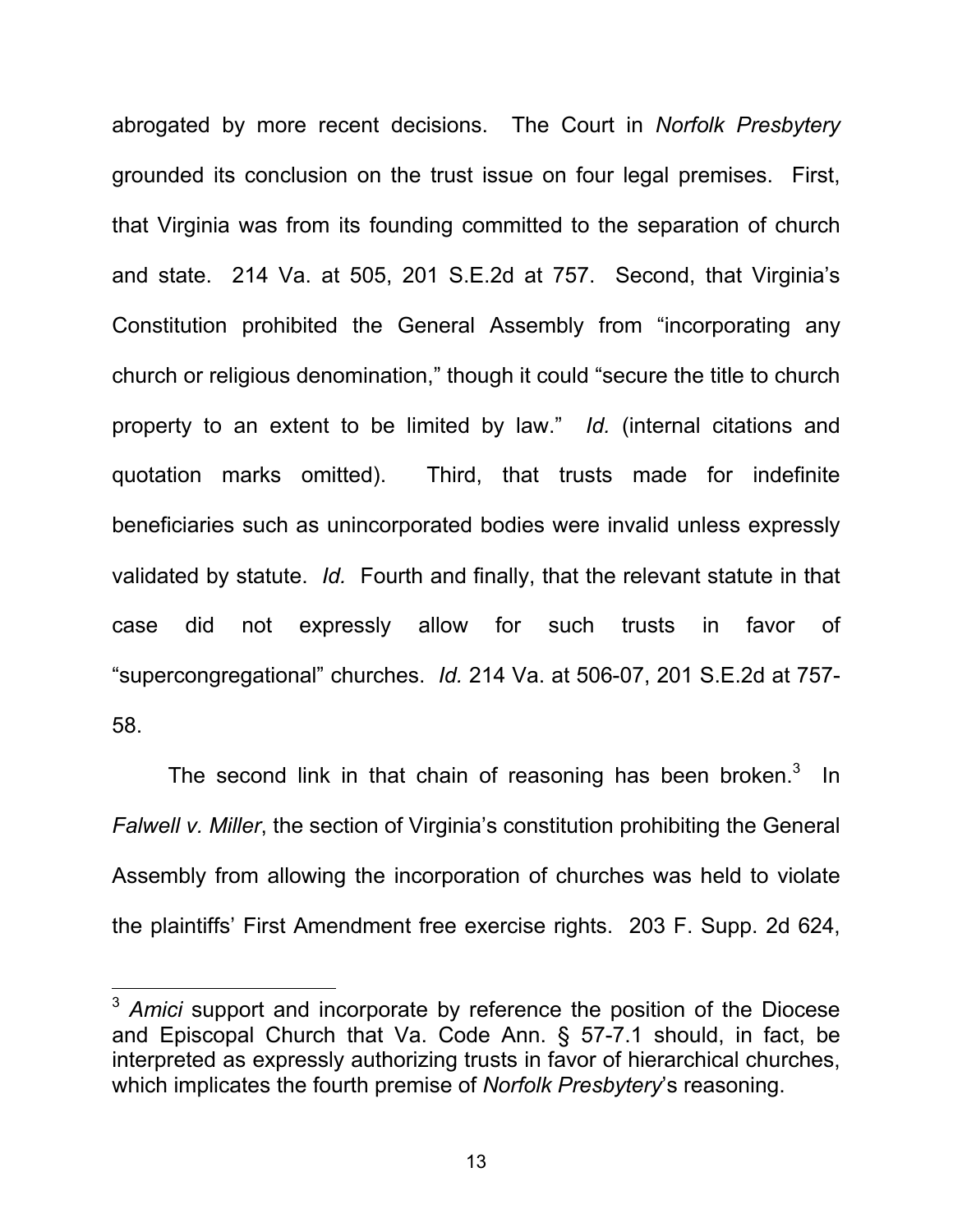abrogated by more recent decisions. The Court in *Norfolk Presbytery* grounded its conclusion on the trust issue on four legal premises. First, that Virginia was from its founding committed to the separation of church and state. 214 Va. at 505, 201 S.E.2d at 757. Second, that Virginia's Constitution prohibited the General Assembly from "incorporating any church or religious denomination," though it could "secure the title to church property to an extent to be limited by law." *Id.* (internal citations and quotation marks omitted). Third, that trusts made for indefinite beneficiaries such as unincorporated bodies were invalid unless expressly validated by statute. *Id.* Fourth and finally, that the relevant statute in that case did not expressly allow for such trusts in favor of "supercongregational" churches. *Id.* 214 Va. at 506-07, 201 S.E.2d at 757-58.

The second link in that chain of reasoning has been broken.[3] In *Falwell v. Miller*, the section of Virginia's constitution prohibiting the General Assembly from allowing the incorporation of churches was held to violate the plaintiffs' First Amendment free exercise rights. 203 F. Supp. 2d 624,

---

[3] *Amici* support and incorporate by reference the position of the Diocese and Episcopal Church that Va. Code Ann. § 57-7.1 should, in fact, be interpreted as expressly authorizing trusts in favor of hierarchical churches, which implicates the fourth premise of *Norfolk Presbytery*'s reasoning.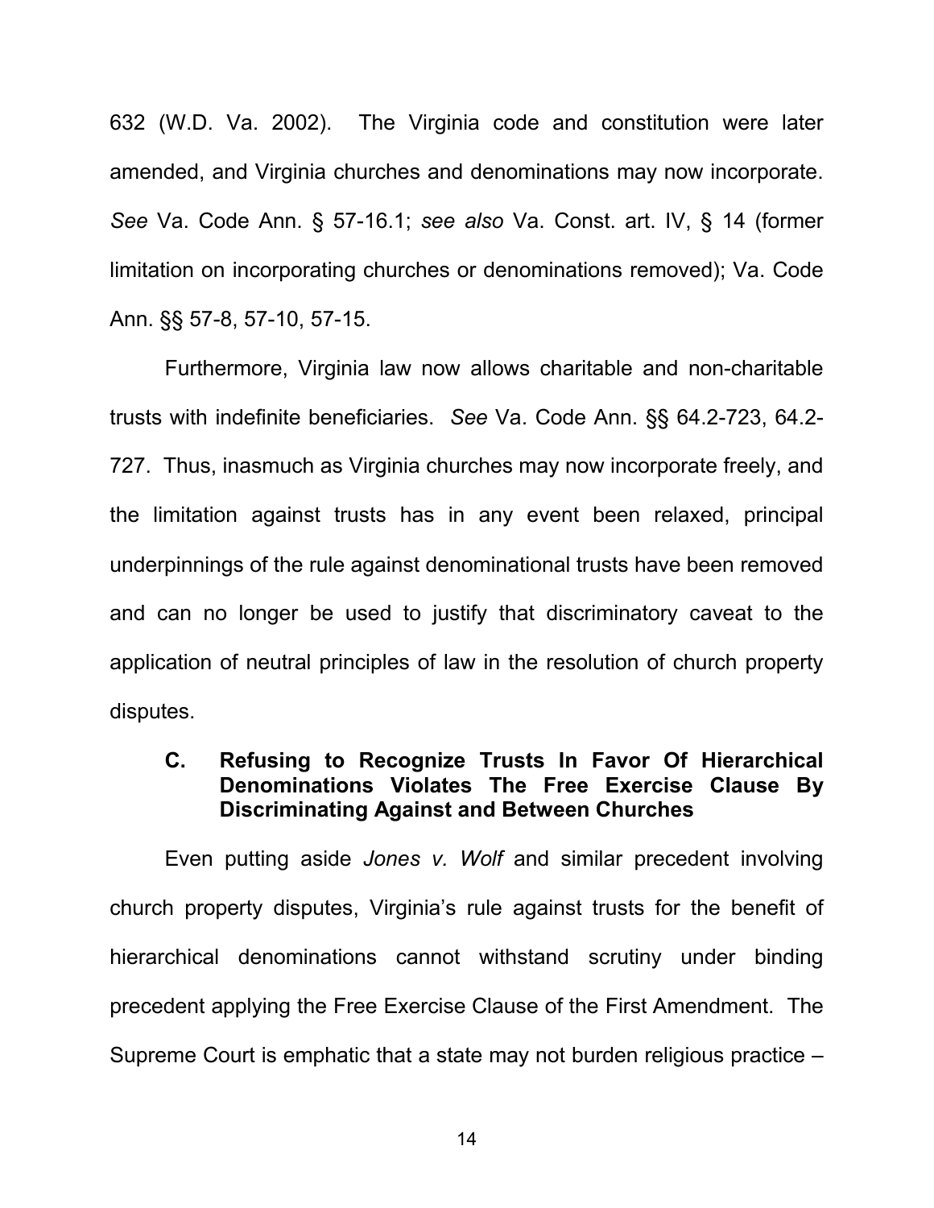632 (W.D. Va. 2002). The Virginia code and constitution were later amended, and Virginia churches and denominations may now incorporate. *See* Va. Code Ann. § 57-16.1; *see also* Va. Const. art. IV, § 14 (former limitation on incorporating churches or denominations removed); Va. Code Ann. §§ 57-8, 57-10, 57-15.

Furthermore, Virginia law now allows charitable and non-charitable trusts with indefinite beneficiaries. *See* Va. Code Ann. §§ 64.2-723, 64.2-727. Thus, inasmuch as Virginia churches may now incorporate freely, and the limitation against trusts has in any event been relaxed, principal underpinnings of the rule against denominational trusts have been removed and can no longer be used to justify that discriminatory caveat to the application of neutral principles of law in the resolution of church property disputes.

### C. Refusing to Recognize Trusts In Favor Of Hierarchical Denominations Violates The Free Exercise Clause By Discriminating Against and Between Churches

Even putting aside *Jones v. Wolf* and similar precedent involving church property disputes, Virginia's rule against trusts for the benefit of hierarchical denominations cannot withstand scrutiny under binding precedent applying the Free Exercise Clause of the First Amendment. The Supreme Court is emphatic that a state may not burden religious practice –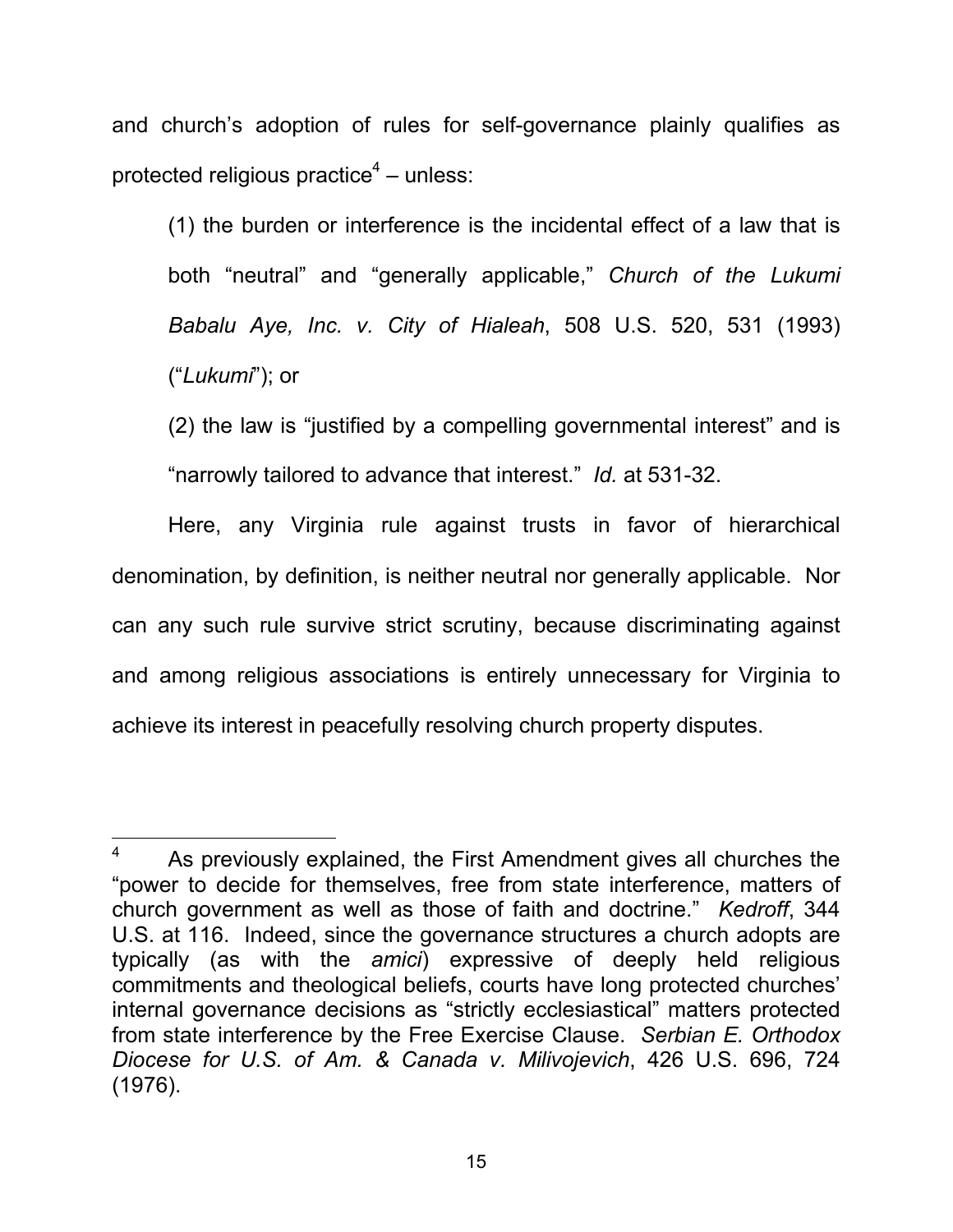and church's adoption of rules for self-governance plainly qualifies as protected religious practice[4] – unless:

> (1) the burden or interference is the incidental effect of a law that is both "neutral" and "generally applicable," *Church of the Lukumi Babalu Aye, Inc. v. City of Hialeah*, 508 U.S. 520, 531 (1993) ("*Lukumi*"); or
>
> (2) the law is "justified by a compelling governmental interest" and is "narrowly tailored to advance that interest." *Id.* at 531-32.

Here, any Virginia rule against trusts in favor of hierarchical denomination, by definition, is neither neutral nor generally applicable. Nor can any such rule survive strict scrutiny, because discriminating against and among religious associations is entirely unnecessary for Virginia to achieve its interest in peacefully resolving church property disputes.

---

[4] As previously explained, the First Amendment gives all churches the "power to decide for themselves, free from state interference, matters of church government as well as those of faith and doctrine." *Kedroff*, 344 U.S. at 116. Indeed, since the governance structures a church adopts are typically (as with the *amici*) expressive of deeply held religious commitments and theological beliefs, courts have long protected churches' internal governance decisions as "strictly ecclesiastical" matters protected from state interference by the Free Exercise Clause. *Serbian E. Orthodox Diocese for U.S. of Am. & Canada v. Milivojevich*, 426 U.S. 696, 724 (1976).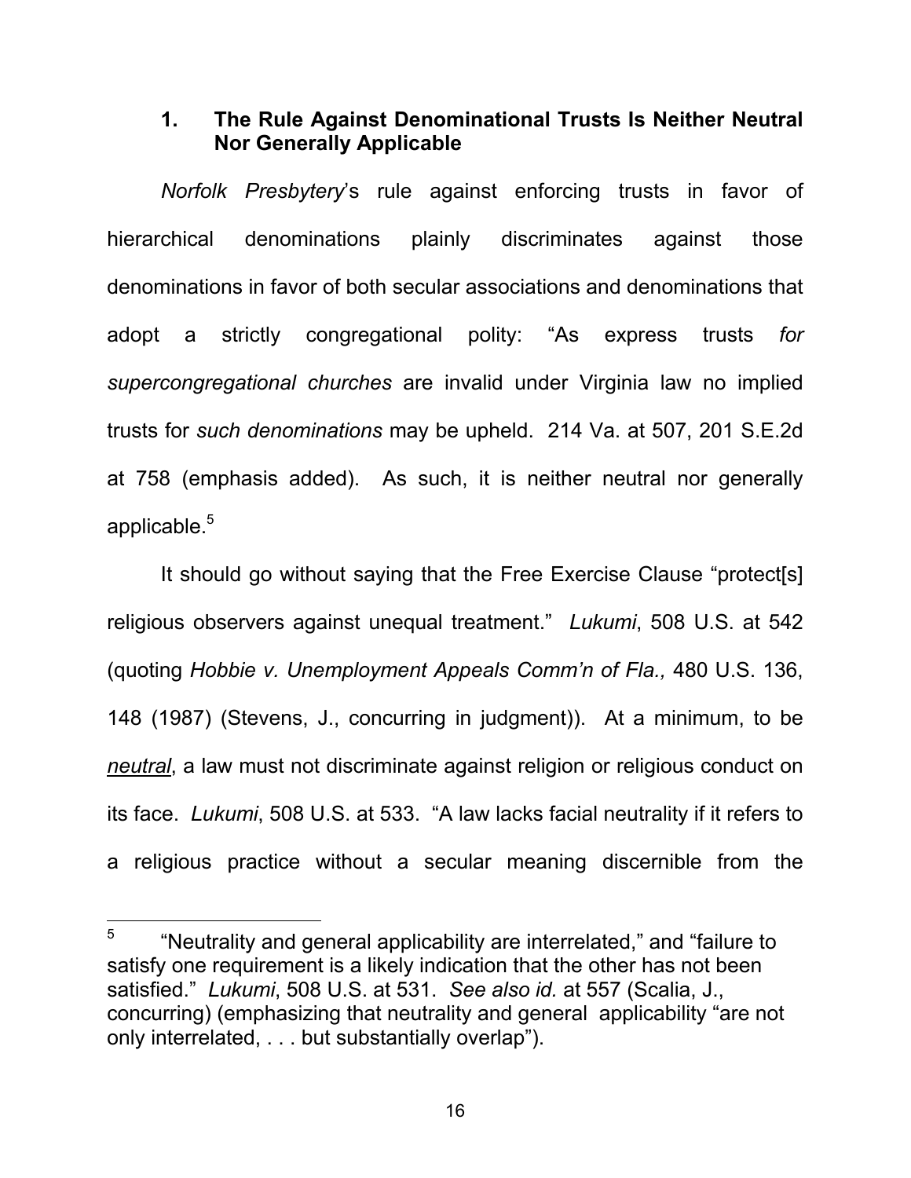### 1. The Rule Against Denominational Trusts Is Neither Neutral Nor Generally Applicable

*Norfolk Presbytery*'s rule against enforcing trusts in favor of hierarchical denominations plainly discriminates against those denominations in favor of both secular associations and denominations that adopt a strictly congregational polity: "As express trusts *for supercongregational churches* are invalid under Virginia law no implied trusts for *such denominations* may be upheld. 214 Va. at 507, 201 S.E.2d at 758 (emphasis added). As such, it is neither neutral nor generally applicable.[5]

It should go without saying that the Free Exercise Clause "protect[s] religious observers against unequal treatment." *Lukumi*, 508 U.S. at 542 (quoting *Hobbie v. Unemployment Appeals Comm'n of Fla.,* 480 U.S. 136, 148 (1987) (Stevens, J., concurring in judgment)). At a minimum, to be ***neutral***, a law must not discriminate against religion or religious conduct on its face. *Lukumi*, 508 U.S. at 533. "A law lacks facial neutrality if it refers to a religious practice without a secular meaning discernible from the

---

[5] "Neutrality and general applicability are interrelated," and "failure to satisfy one requirement is a likely indication that the other has not been satisfied." *Lukumi*, 508 U.S. at 531. *See also id.* at 557 (Scalia, J., concurring) (emphasizing that neutrality and general applicability "are not only interrelated, . . . but substantially overlap").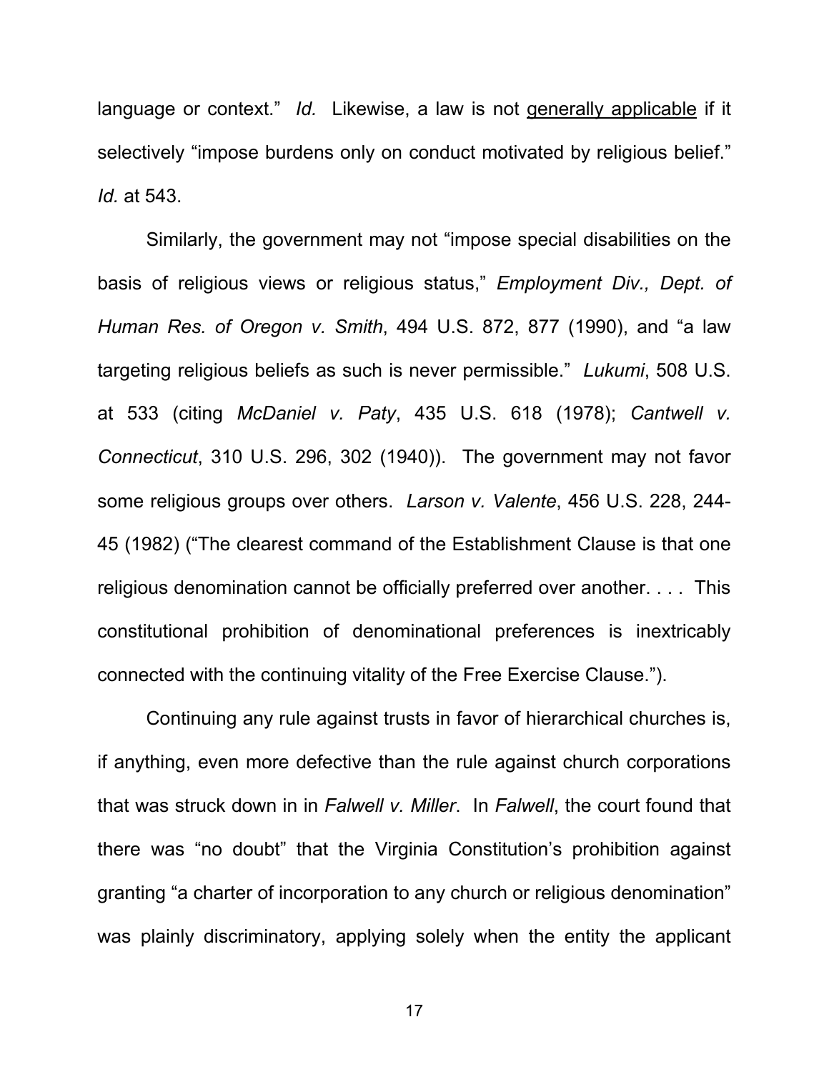language or context." *Id.* Likewise, a law is not <u>generally applicable</u> if it selectively "impose burdens only on conduct motivated by religious belief." *Id.* at 543.

Similarly, the government may not "impose special disabilities on the basis of religious views or religious status," *Employment Div., Dept. of Human Res. of Oregon v. Smith*, 494 U.S. 872, 877 (1990), and "a law targeting religious beliefs as such is never permissible." *Lukumi*, 508 U.S. at 533 (citing *McDaniel v. Paty*, 435 U.S. 618 (1978); *Cantwell v. Connecticut*, 310 U.S. 296, 302 (1940)). The government may not favor some religious groups over others. *Larson v. Valente*, 456 U.S. 228, 244-45 (1982) ("The clearest command of the Establishment Clause is that one religious denomination cannot be officially preferred over another. . . . This constitutional prohibition of denominational preferences is inextricably connected with the continuing vitality of the Free Exercise Clause.").

Continuing any rule against trusts in favor of hierarchical churches is, if anything, even more defective than the rule against church corporations that was struck down in in *Falwell v. Miller*. In *Falwell*, the court found that there was "no doubt" that the Virginia Constitution's prohibition against granting "a charter of incorporation to any church or religious denomination" was plainly discriminatory, applying solely when the entity the applicant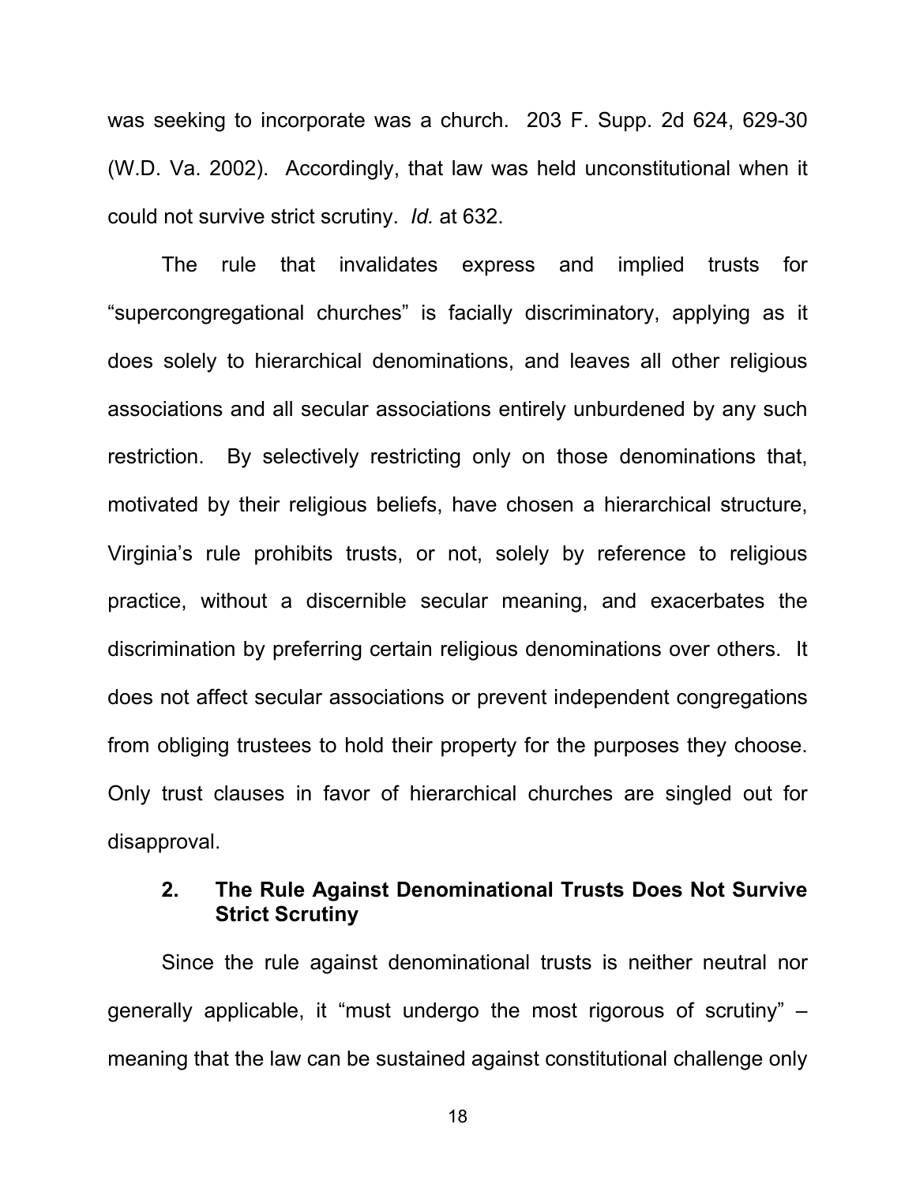was seeking to incorporate was a church. 203 F. Supp. 2d 624, 629-30 (W.D. Va. 2002). Accordingly, that law was held unconstitutional when it could not survive strict scrutiny. *Id.* at 632.

The rule that invalidates express and implied trusts for "supercongregational churches" is facially discriminatory, applying as it does solely to hierarchical denominations, and leaves all other religious associations and all secular associations entirely unburdened by any such restriction. By selectively restricting only on those denominations that, motivated by their religious beliefs, have chosen a hierarchical structure, Virginia's rule prohibits trusts, or not, solely by reference to religious practice, without a discernible secular meaning, and exacerbates the discrimination by preferring certain religious denominations over others. It does not affect secular associations or prevent independent congregations from obliging trustees to hold their property for the purposes they choose. Only trust clauses in favor of hierarchical churches are singled out for disapproval.

### 2. The Rule Against Denominational Trusts Does Not Survive Strict Scrutiny

Since the rule against denominational trusts is neither neutral nor generally applicable, it "must undergo the most rigorous of scrutiny" – meaning that the law can be sustained against constitutional challenge only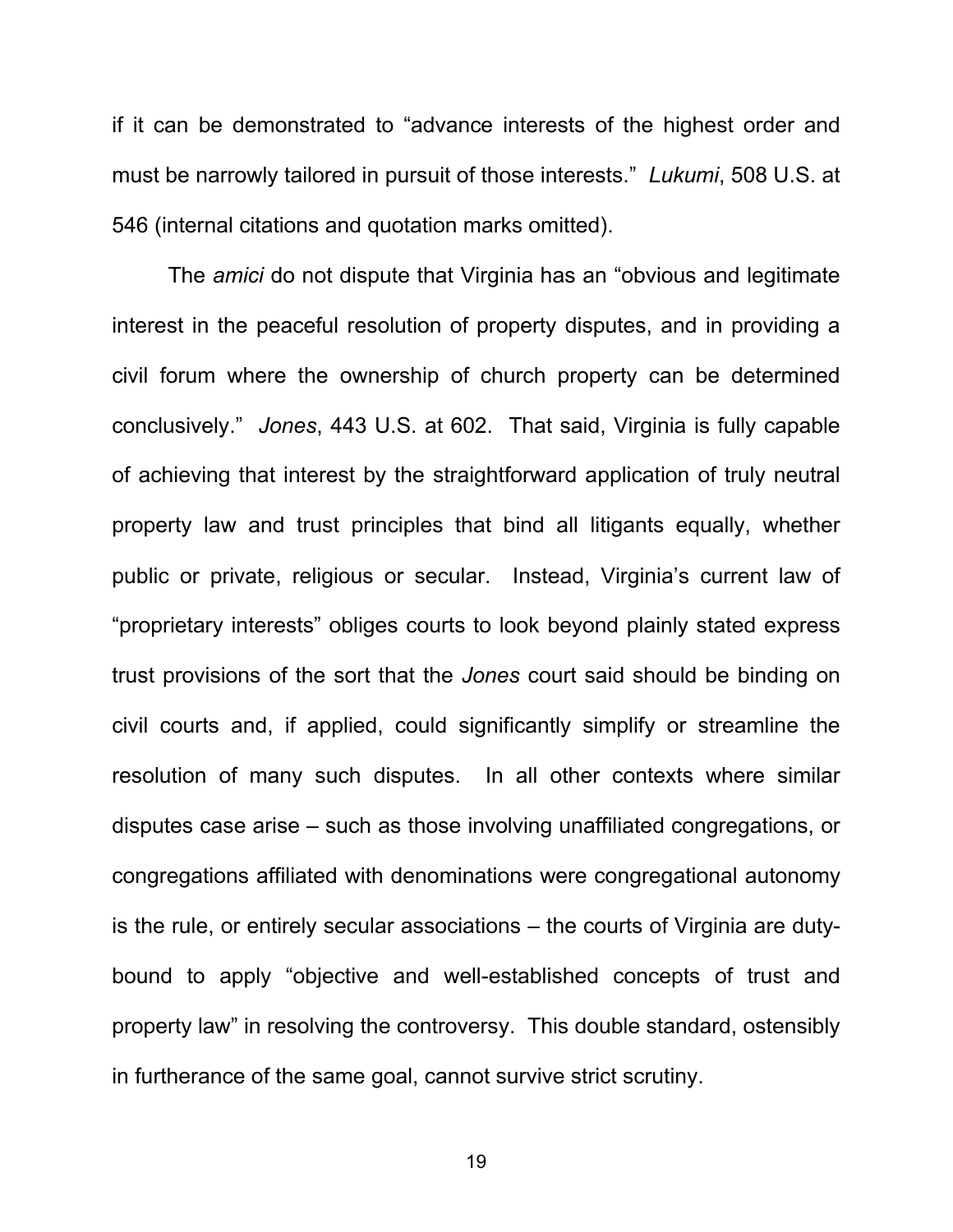if it can be demonstrated to "advance interests of the highest order and must be narrowly tailored in pursuit of those interests." *Lukumi*, 508 U.S. at 546 (internal citations and quotation marks omitted).

The *amici* do not dispute that Virginia has an "obvious and legitimate interest in the peaceful resolution of property disputes, and in providing a civil forum where the ownership of church property can be determined conclusively." *Jones*, 443 U.S. at 602. That said, Virginia is fully capable of achieving that interest by the straightforward application of truly neutral property law and trust principles that bind all litigants equally, whether public or private, religious or secular. Instead, Virginia's current law of "proprietary interests" obliges courts to look beyond plainly stated express trust provisions of the sort that the *Jones* court said should be binding on civil courts and, if applied, could significantly simplify or streamline the resolution of many such disputes. In all other contexts where similar disputes case arise – such as those involving unaffiliated congregations, or congregations affiliated with denominations were congregational autonomy is the rule, or entirely secular associations – the courts of Virginia are duty-bound to apply "objective and well-established concepts of trust and property law" in resolving the controversy. This double standard, ostensibly in furtherance of the same goal, cannot survive strict scrutiny.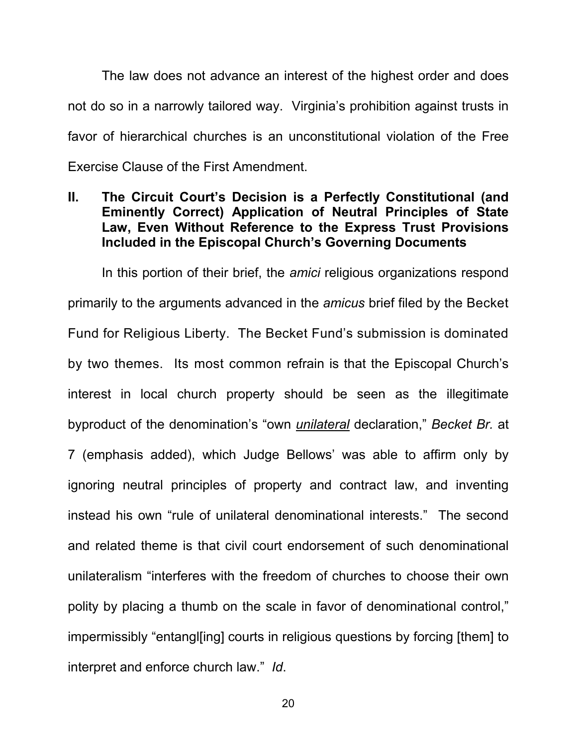The law does not advance an interest of the highest order and does not do so in a narrowly tailored way. Virginia's prohibition against trusts in favor of hierarchical churches is an unconstitutional violation of the Free Exercise Clause of the First Amendment.

## II. The Circuit Court's Decision is a Perfectly Constitutional (and Eminently Correct) Application of Neutral Principles of State Law, Even Without Reference to the Express Trust Provisions Included in the Episcopal Church's Governing Documents

In this portion of their brief, the *amici* religious organizations respond primarily to the arguments advanced in the *amicus* brief filed by the Becket Fund for Religious Liberty. The Becket Fund's submission is dominated by two themes. Its most common refrain is that the Episcopal Church's interest in local church property should be seen as the illegitimate byproduct of the denomination's "own *unilateral* declaration," *Becket Br.* at 7 (emphasis added), which Judge Bellows' was able to affirm only by ignoring neutral principles of property and contract law, and inventing instead his own "rule of unilateral denominational interests." The second and related theme is that civil court endorsement of such denominational unilateralism "interferes with the freedom of churches to choose their own polity by placing a thumb on the scale in favor of denominational control," impermissibly "entangl[ing] courts in religious questions by forcing [them] to interpret and enforce church law." *Id*.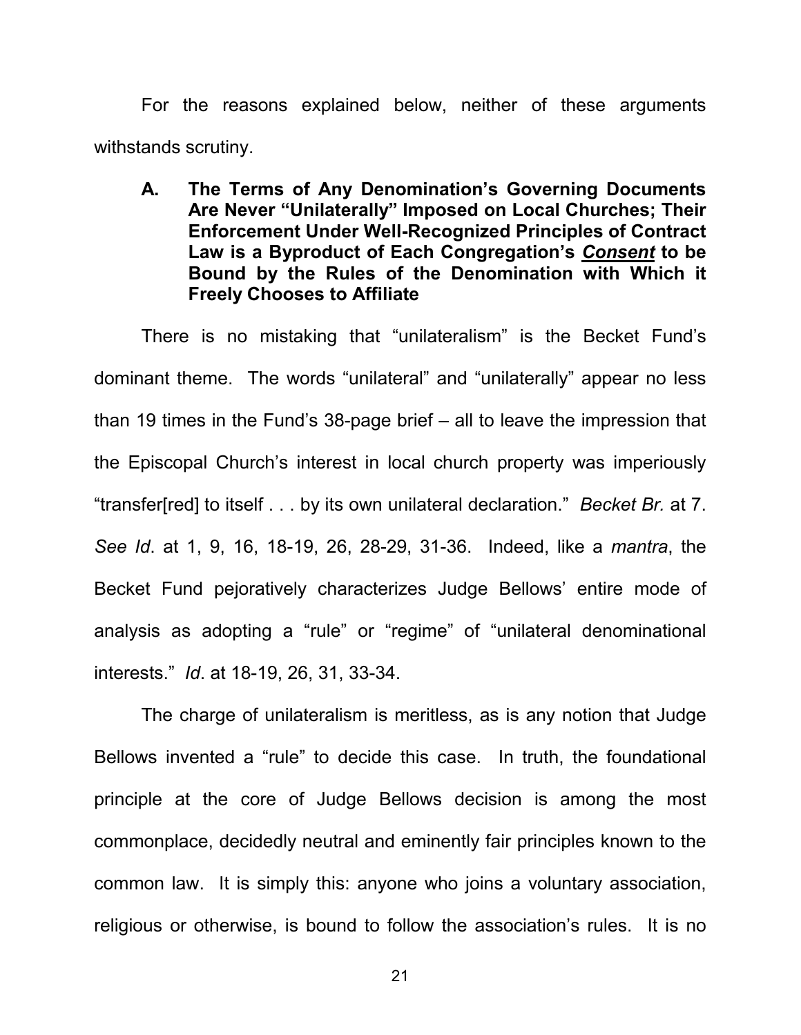For the reasons explained below, neither of these arguments withstands scrutiny.

### A. The Terms of Any Denomination's Governing Documents Are Never "Unilaterally" Imposed on Local Churches; Their Enforcement Under Well-Recognized Principles of Contract Law is a Byproduct of Each Congregation's ***Consent*** to be Bound by the Rules of the Denomination with Which it Freely Chooses to Affiliate

There is no mistaking that "unilateralism" is the Becket Fund's dominant theme. The words "unilateral" and "unilaterally" appear no less than 19 times in the Fund's 38-page brief – all to leave the impression that the Episcopal Church's interest in local church property was imperiously "transfer[red] to itself . . . by its own unilateral declaration." *Becket Br.* at 7. *See Id*. at 1, 9, 16, 18-19, 26, 28-29, 31-36. Indeed, like a *mantra*, the Becket Fund pejoratively characterizes Judge Bellows' entire mode of analysis as adopting a "rule" or "regime" of "unilateral denominational interests." *Id*. at 18-19, 26, 31, 33-34.

The charge of unilateralism is meritless, as is any notion that Judge Bellows invented a "rule" to decide this case. In truth, the foundational principle at the core of Judge Bellows decision is among the most commonplace, decidedly neutral and eminently fair principles known to the common law. It is simply this: anyone who joins a voluntary association, religious or otherwise, is bound to follow the association's rules. It is no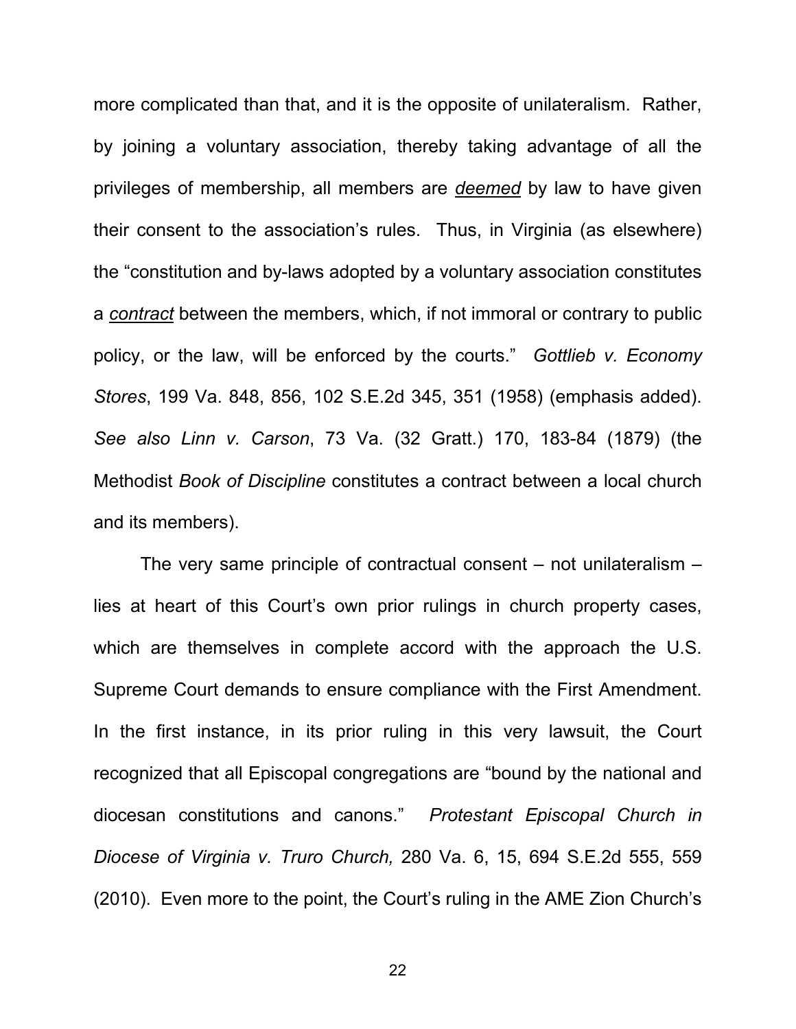more complicated than that, and it is the opposite of unilateralism. Rather, by joining a voluntary association, thereby taking advantage of all the privileges of membership, all members are ***deemed*** by law to have given their consent to the association's rules. Thus, in Virginia (as elsewhere) the "constitution and by-laws adopted by a voluntary association constitutes a ***contract*** between the members, which, if not immoral or contrary to public policy, or the law, will be enforced by the courts." *Gottlieb v. Economy Stores*, 199 Va. 848, 856, 102 S.E.2d 345, 351 (1958) (emphasis added). *See also Linn v. Carson*, 73 Va. (32 Gratt.) 170, 183-84 (1879) (the Methodist *Book of Discipline* constitutes a contract between a local church and its members).

The very same principle of contractual consent – not unilateralism – lies at heart of this Court's own prior rulings in church property cases, which are themselves in complete accord with the approach the U.S. Supreme Court demands to ensure compliance with the First Amendment. In the first instance, in its prior ruling in this very lawsuit, the Court recognized that all Episcopal congregations are "bound by the national and diocesan constitutions and canons." *Protestant Episcopal Church in Diocese of Virginia v. Truro Church,* 280 Va. 6, 15, 694 S.E.2d 555, 559 (2010). Even more to the point, the Court's ruling in the AME Zion Church's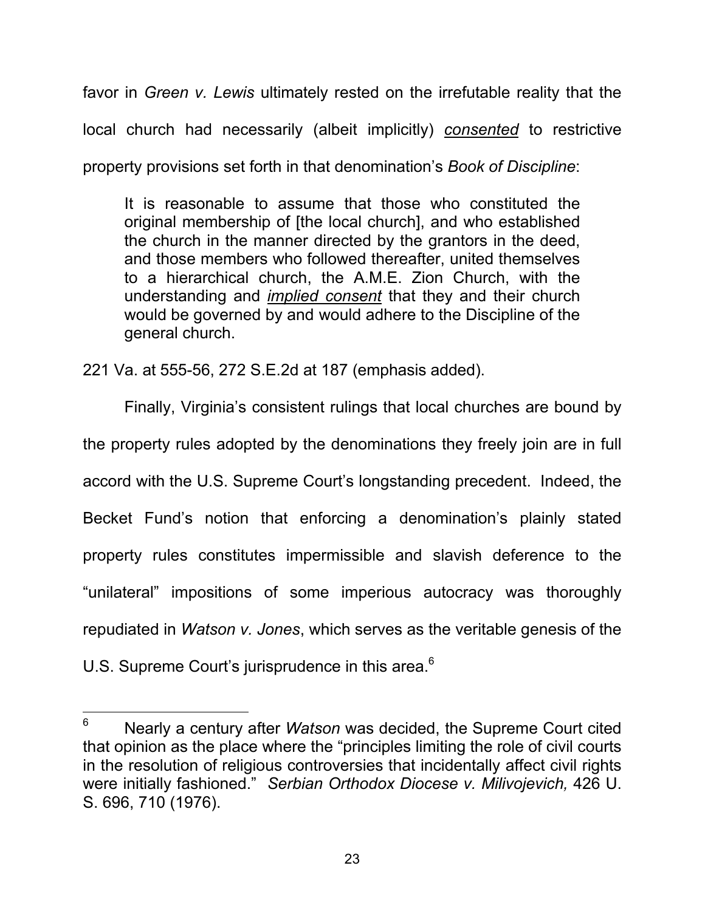favor in *Green v. Lewis* ultimately rested on the irrefutable reality that the local church had necessarily (albeit implicitly) *consented* to restrictive property provisions set forth in that denomination's *Book of Discipline*:

> It is reasonable to assume that those who constituted the original membership of [the local church], and who established the church in the manner directed by the grantors in the deed, and those members who followed thereafter, united themselves to a hierarchical church, the A.M.E. Zion Church, with the understanding and *implied consent* that they and their church would be governed by and would adhere to the Discipline of the general church.

221 Va. at 555-56, 272 S.E.2d at 187 (emphasis added).

Finally, Virginia's consistent rulings that local churches are bound by the property rules adopted by the denominations they freely join are in full accord with the U.S. Supreme Court's longstanding precedent. Indeed, the Becket Fund's notion that enforcing a denomination's plainly stated property rules constitutes impermissible and slavish deference to the "unilateral" impositions of some imperious autocracy was thoroughly repudiated in *Watson v. Jones*, which serves as the veritable genesis of the U.S. Supreme Court's jurisprudence in this area.[6]

---

[6] Nearly a century after *Watson* was decided, the Supreme Court cited that opinion as the place where the "principles limiting the role of civil courts in the resolution of religious controversies that incidentally affect civil rights were initially fashioned." *Serbian Orthodox Diocese v. Milivojevich,* 426 U. S. 696, 710 (1976).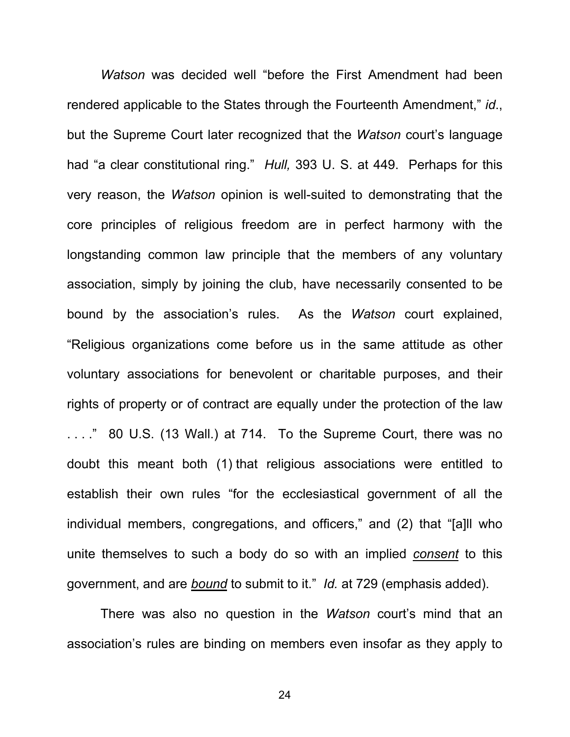*Watson* was decided well "before the First Amendment had been rendered applicable to the States through the Fourteenth Amendment," *id.*, but the Supreme Court later recognized that the *Watson* court's language had "a clear constitutional ring." *Hull,* 393 U. S. at 449. Perhaps for this very reason, the *Watson* opinion is well-suited to demonstrating that the core principles of religious freedom are in perfect harmony with the longstanding common law principle that the members of any voluntary association, simply by joining the club, have necessarily consented to be bound by the association's rules. As the *Watson* court explained, "Religious organizations come before us in the same attitude as other voluntary associations for benevolent or charitable purposes, and their rights of property or of contract are equally under the protection of the law . . . ." 80 U.S. (13 Wall.) at 714. To the Supreme Court, there was no doubt this meant both (1) that religious associations were entitled to establish their own rules "for the ecclesiastical government of all the individual members, congregations, and officers," and (2) that "[a]ll who unite themselves to such a body do so with an implied <u>*consent*</u> to this government, and are <u>*bound*</u> to submit to it." *Id.* at 729 (emphasis added).

There was also no question in the *Watson* court's mind that an association's rules are binding on members even insofar as they apply to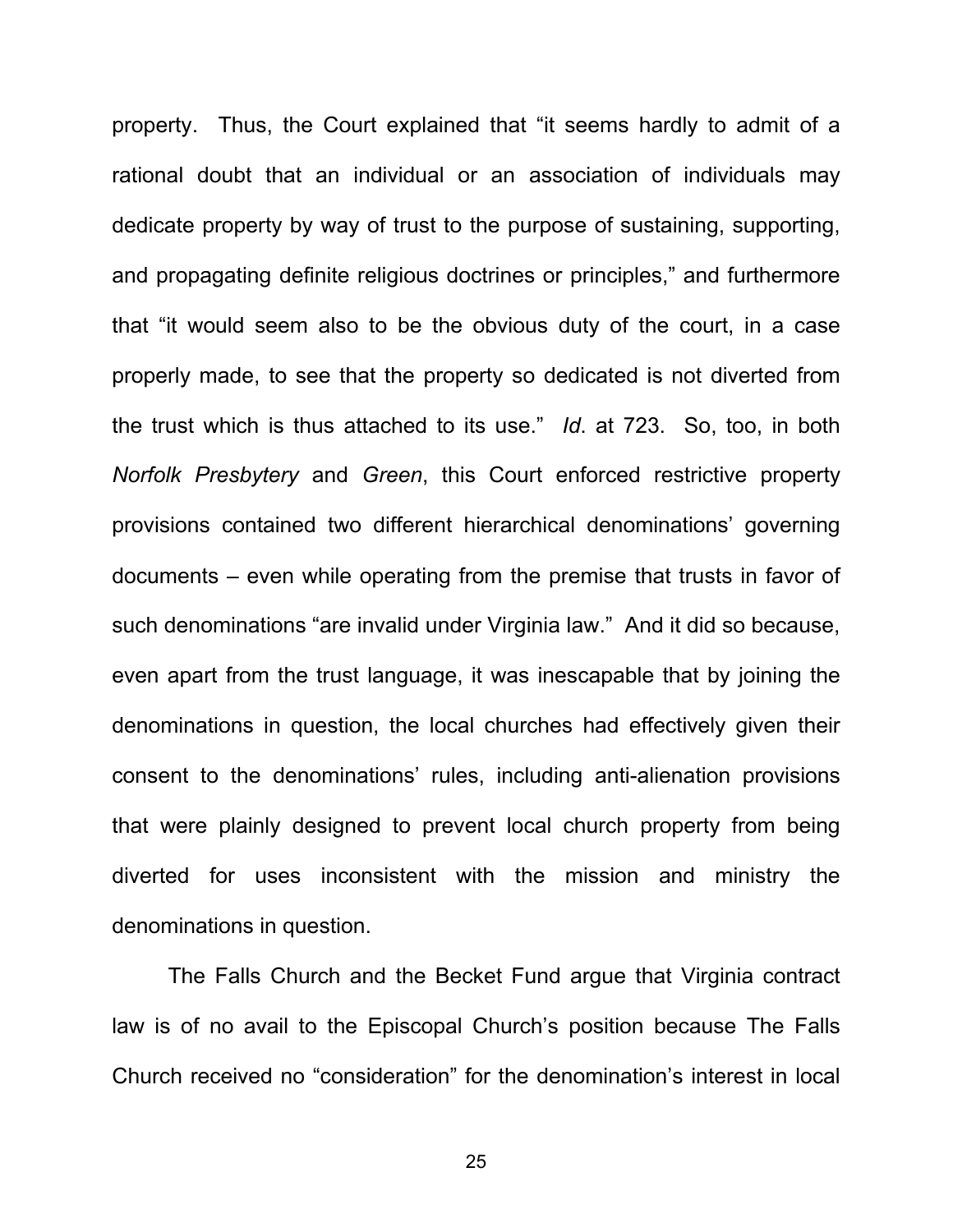property. Thus, the Court explained that "it seems hardly to admit of a rational doubt that an individual or an association of individuals may dedicate property by way of trust to the purpose of sustaining, supporting, and propagating definite religious doctrines or principles," and furthermore that "it would seem also to be the obvious duty of the court, in a case properly made, to see that the property so dedicated is not diverted from the trust which is thus attached to its use." *Id*. at 723. So, too, in both *Norfolk Presbytery* and *Green*, this Court enforced restrictive property provisions contained two different hierarchical denominations' governing documents – even while operating from the premise that trusts in favor of such denominations "are invalid under Virginia law." And it did so because, even apart from the trust language, it was inescapable that by joining the denominations in question, the local churches had effectively given their consent to the denominations' rules, including anti-alienation provisions that were plainly designed to prevent local church property from being diverted for uses inconsistent with the mission and ministry the denominations in question.

The Falls Church and the Becket Fund argue that Virginia contract law is of no avail to the Episcopal Church's position because The Falls Church received no "consideration" for the denomination's interest in local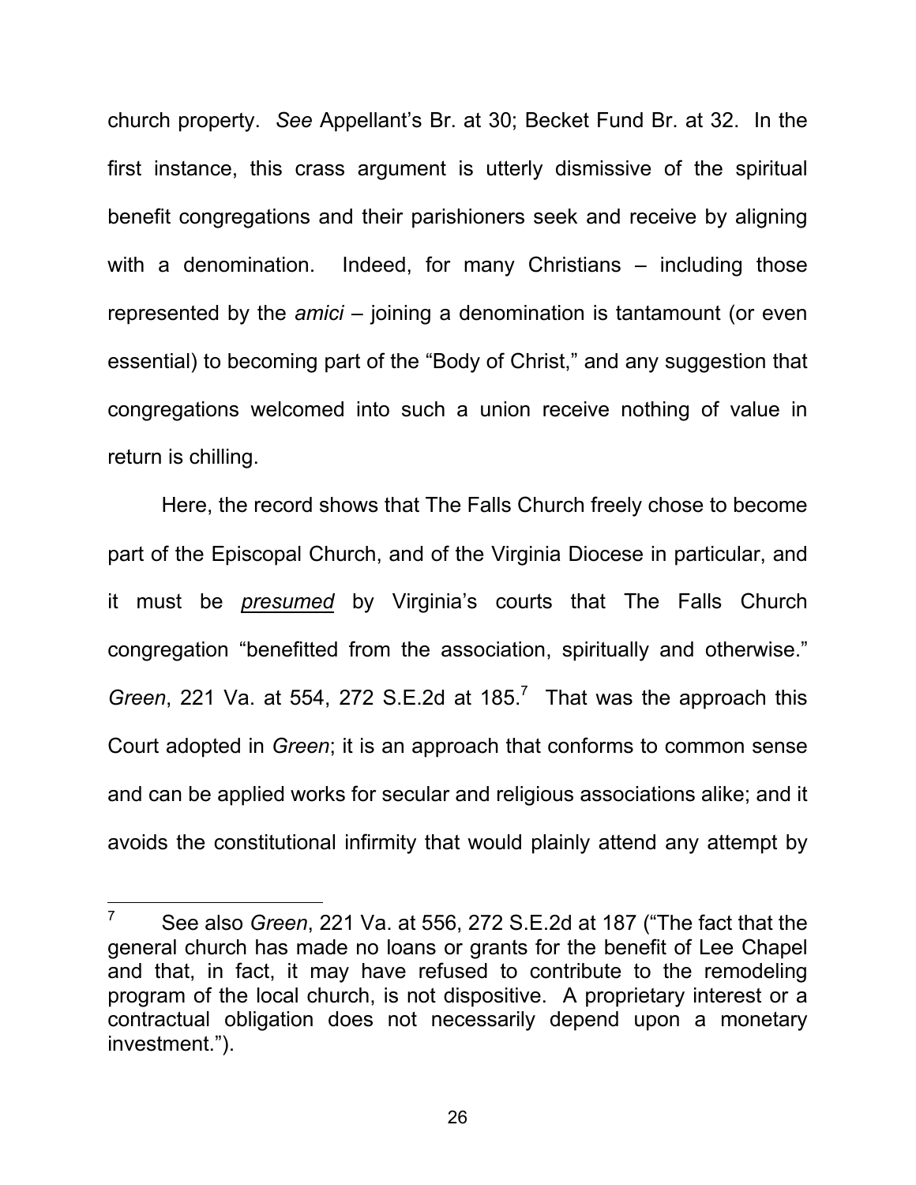church property. *See* Appellant's Br. at 30; Becket Fund Br. at 32. In the first instance, this crass argument is utterly dismissive of the spiritual benefit congregations and their parishioners seek and receive by aligning with a denomination. Indeed, for many Christians – including those represented by the *amici* – joining a denomination is tantamount (or even essential) to becoming part of the "Body of Christ," and any suggestion that congregations welcomed into such a union receive nothing of value in return is chilling.

Here, the record shows that The Falls Church freely chose to become part of the Episcopal Church, and of the Virginia Diocese in particular, and it must be ***presumed*** by Virginia's courts that The Falls Church congregation "benefitted from the association, spiritually and otherwise." *Green*, 221 Va. at 554, 272 S.E.2d at 185.[7] That was the approach this Court adopted in *Green*; it is an approach that conforms to common sense and can be applied works for secular and religious associations alike; and it avoids the constitutional infirmity that would plainly attend any attempt by

---

[7] See also *Green*, 221 Va. at 556, 272 S.E.2d at 187 ("The fact that the general church has made no loans or grants for the benefit of Lee Chapel and that, in fact, it may have refused to contribute to the remodeling program of the local church, is not dispositive. A proprietary interest or a contractual obligation does not necessarily depend upon a monetary investment.").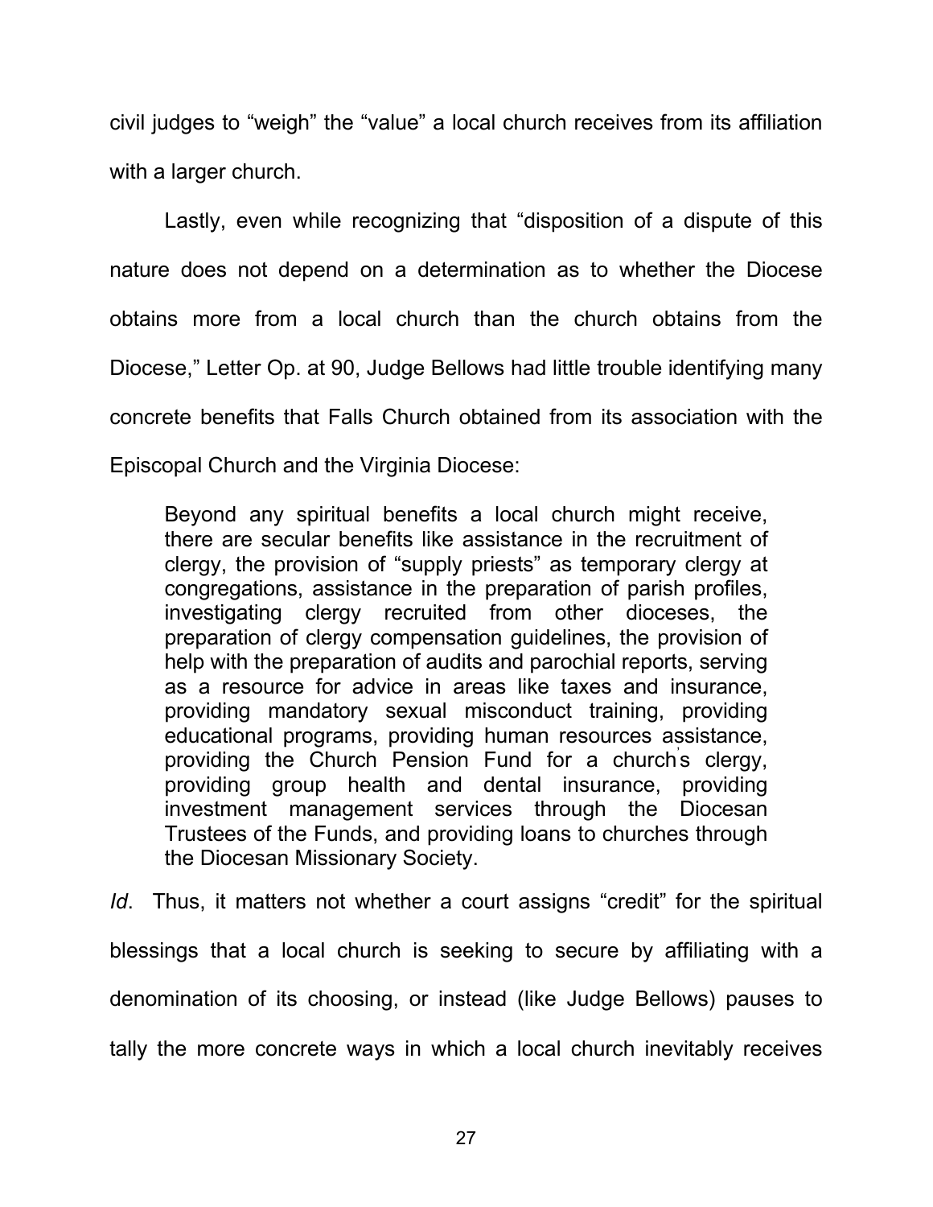civil judges to "weigh" the "value" a local church receives from its affiliation with a larger church.

Lastly, even while recognizing that "disposition of a dispute of this nature does not depend on a determination as to whether the Diocese obtains more from a local church than the church obtains from the Diocese," Letter Op. at 90, Judge Bellows had little trouble identifying many concrete benefits that Falls Church obtained from its association with the Episcopal Church and the Virginia Diocese:

> Beyond any spiritual benefits a local church might receive, there are secular benefits like assistance in the recruitment of clergy, the provision of "supply priests" as temporary clergy at congregations, assistance in the preparation of parish profiles, investigating clergy recruited from other dioceses, the preparation of clergy compensation guidelines, the provision of help with the preparation of audits and parochial reports, serving as a resource for advice in areas like taxes and insurance, providing mandatory sexual misconduct training, providing educational programs, providing human resources assistance, providing the Church Pension Fund for a church's clergy, providing group health and dental insurance, providing investment management services through the Diocesan Trustees of the Funds, and providing loans to churches through the Diocesan Missionary Society.

*Id*. Thus, it matters not whether a court assigns "credit" for the spiritual blessings that a local church is seeking to secure by affiliating with a denomination of its choosing, or instead (like Judge Bellows) pauses to tally the more concrete ways in which a local church inevitably receives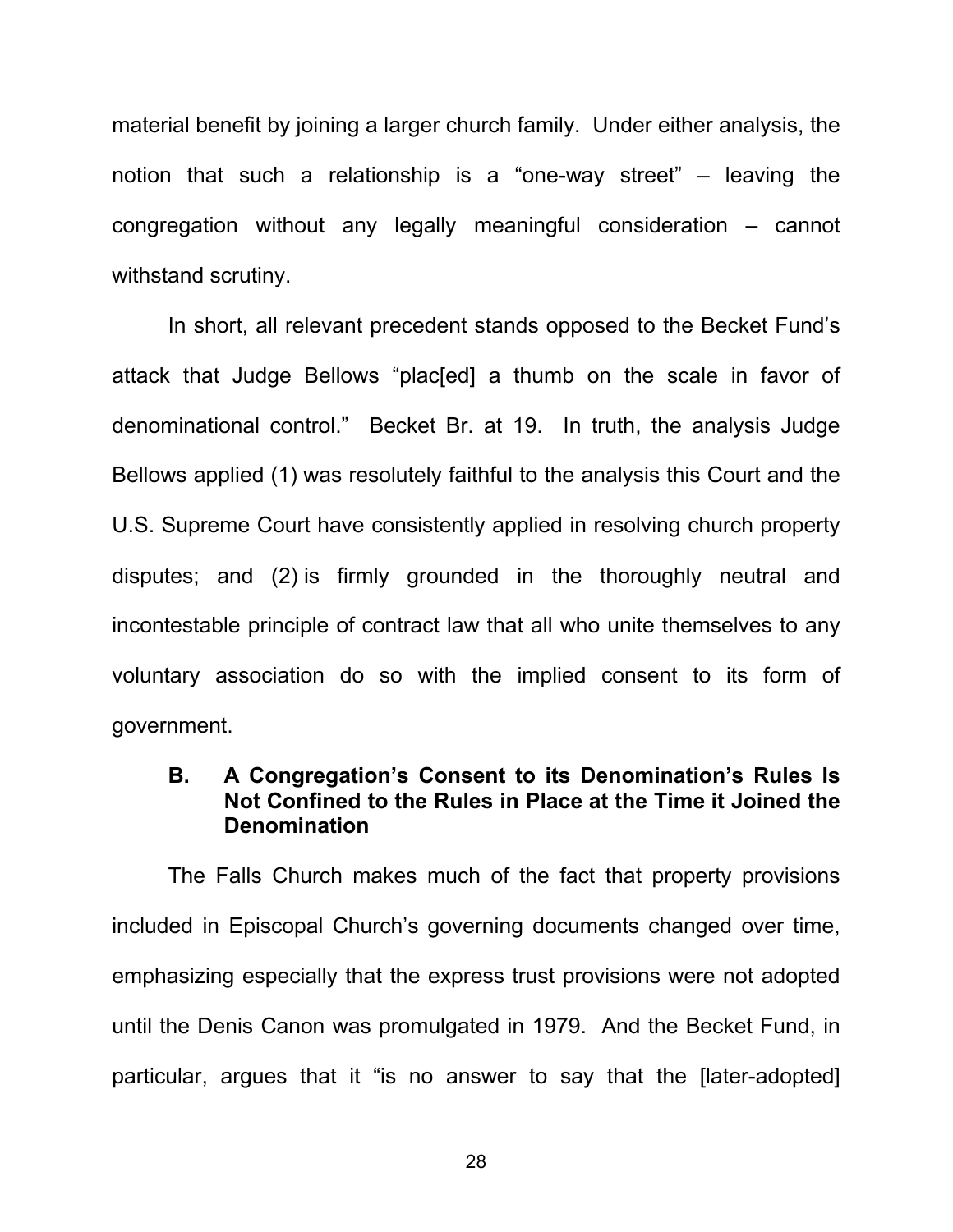material benefit by joining a larger church family. Under either analysis, the notion that such a relationship is a "one-way street" – leaving the congregation without any legally meaningful consideration – cannot withstand scrutiny.

In short, all relevant precedent stands opposed to the Becket Fund's attack that Judge Bellows "plac[ed] a thumb on the scale in favor of denominational control." Becket Br. at 19. In truth, the analysis Judge Bellows applied (1) was resolutely faithful to the analysis this Court and the U.S. Supreme Court have consistently applied in resolving church property disputes; and (2) is firmly grounded in the thoroughly neutral and incontestable principle of contract law that all who unite themselves to any voluntary association do so with the implied consent to its form of government.

### B. A Congregation's Consent to its Denomination's Rules Is Not Confined to the Rules in Place at the Time it Joined the Denomination

The Falls Church makes much of the fact that property provisions included in Episcopal Church's governing documents changed over time, emphasizing especially that the express trust provisions were not adopted until the Denis Canon was promulgated in 1979. And the Becket Fund, in particular, argues that it "is no answer to say that the [later-adopted]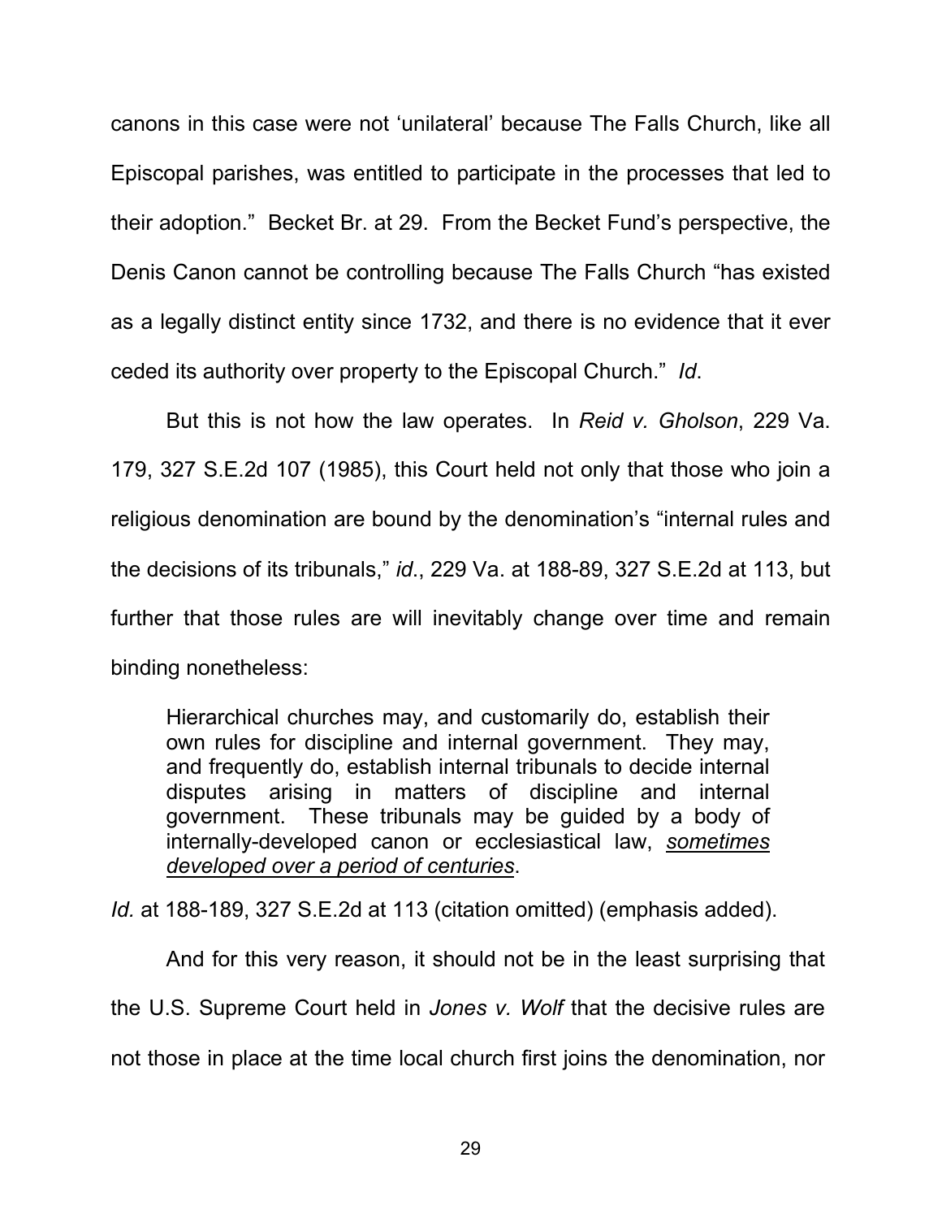canons in this case were not 'unilateral' because The Falls Church, like all Episcopal parishes, was entitled to participate in the processes that led to their adoption." Becket Br. at 29. From the Becket Fund's perspective, the Denis Canon cannot be controlling because The Falls Church "has existed as a legally distinct entity since 1732, and there is no evidence that it ever ceded its authority over property to the Episcopal Church." *Id*.

But this is not how the law operates. In *Reid v. Gholson*, 229 Va. 179, 327 S.E.2d 107 (1985), this Court held not only that those who join a religious denomination are bound by the denomination's "internal rules and the decisions of its tribunals," *id*., 229 Va. at 188-89, 327 S.E.2d at 113, but further that those rules are will inevitably change over time and remain binding nonetheless:

> Hierarchical churches may, and customarily do, establish their own rules for discipline and internal government. They may, and frequently do, establish internal tribunals to decide internal disputes arising in matters of discipline and internal government. These tribunals may be guided by a body of internally-developed canon or ecclesiastical law, *<u>sometimes developed over a period of centuries</u>*.

*Id.* at 188-189, 327 S.E.2d at 113 (citation omitted) (emphasis added).

And for this very reason, it should not be in the least surprising that the U.S. Supreme Court held in *Jones v. Wolf* that the decisive rules are not those in place at the time local church first joins the denomination, nor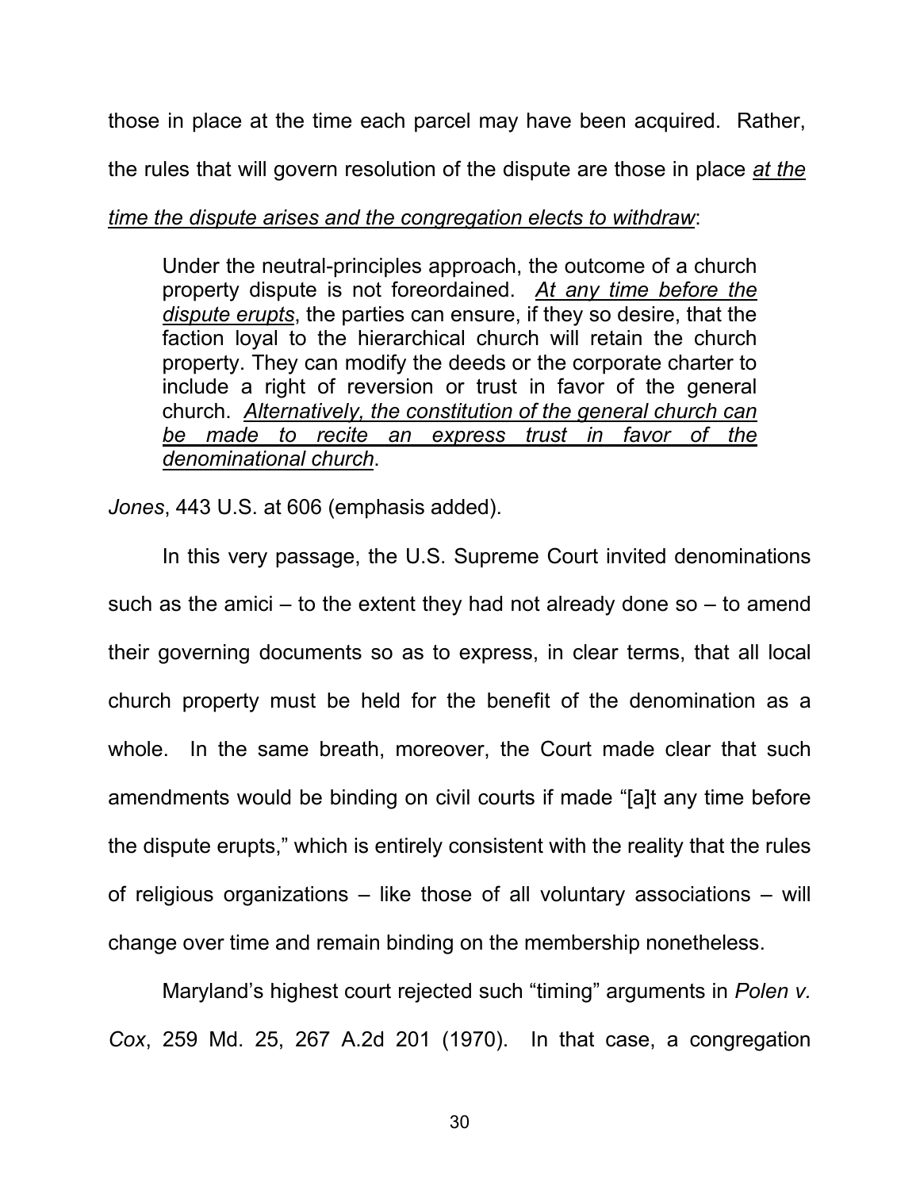those in place at the time each parcel may have been acquired. Rather, the rules that will govern resolution of the dispute are those in place *at the time the dispute arises and the congregation elects to withdraw*:

> Under the neutral-principles approach, the outcome of a church property dispute is not foreordained. *At any time before the dispute erupts*, the parties can ensure, if they so desire, that the faction loyal to the hierarchical church will retain the church property. They can modify the deeds or the corporate charter to include a right of reversion or trust in favor of the general church. *Alternatively, the constitution of the general church can be made to recite an express trust in favor of the denominational church*.

*Jones*, 443 U.S. at 606 (emphasis added).

In this very passage, the U.S. Supreme Court invited denominations such as the amici – to the extent they had not already done so – to amend their governing documents so as to express, in clear terms, that all local church property must be held for the benefit of the denomination as a whole. In the same breath, moreover, the Court made clear that such amendments would be binding on civil courts if made "[a]t any time before the dispute erupts," which is entirely consistent with the reality that the rules of religious organizations – like those of all voluntary associations – will change over time and remain binding on the membership nonetheless.

Maryland's highest court rejected such "timing" arguments in *Polen v. Cox*, 259 Md. 25, 267 A.2d 201 (1970). In that case, a congregation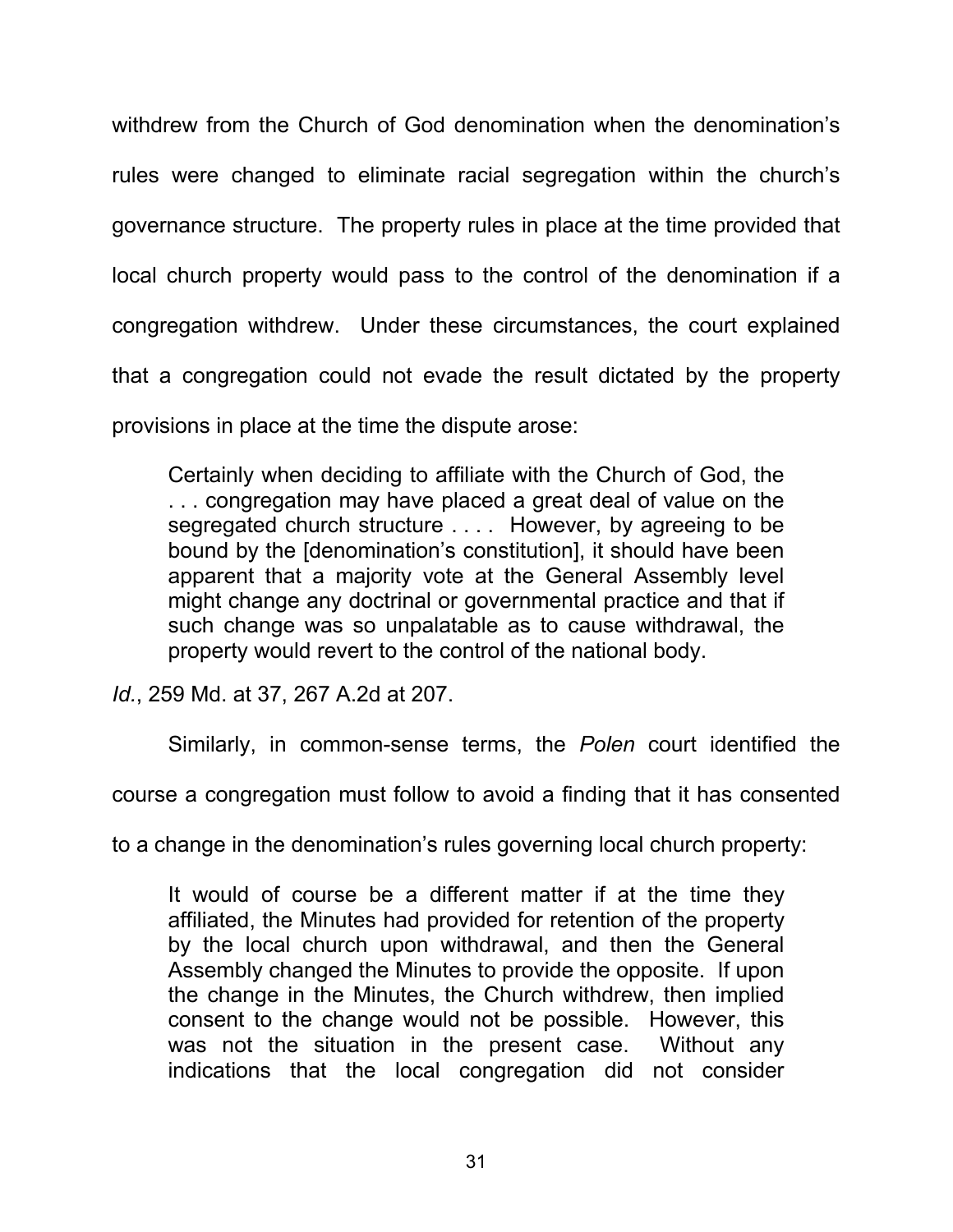withdrew from the Church of God denomination when the denomination's rules were changed to eliminate racial segregation within the church's governance structure. The property rules in place at the time provided that local church property would pass to the control of the denomination if a congregation withdrew. Under these circumstances, the court explained that a congregation could not evade the result dictated by the property provisions in place at the time the dispute arose:

> Certainly when deciding to affiliate with the Church of God, the . . . congregation may have placed a great deal of value on the segregated church structure . . . . However, by agreeing to be bound by the [denomination's constitution], it should have been apparent that a majority vote at the General Assembly level might change any doctrinal or governmental practice and that if such change was so unpalatable as to cause withdrawal, the property would revert to the control of the national body.

*Id.*, 259 Md. at 37, 267 A.2d at 207.

Similarly, in common-sense terms, the *Polen* court identified the course a congregation must follow to avoid a finding that it has consented to a change in the denomination's rules governing local church property:

> It would of course be a different matter if at the time they affiliated, the Minutes had provided for retention of the property by the local church upon withdrawal, and then the General Assembly changed the Minutes to provide the opposite. If upon the change in the Minutes, the Church withdrew, then implied consent to the change would not be possible. However, this was not the situation in the present case. Without any indications that the local congregation did not consider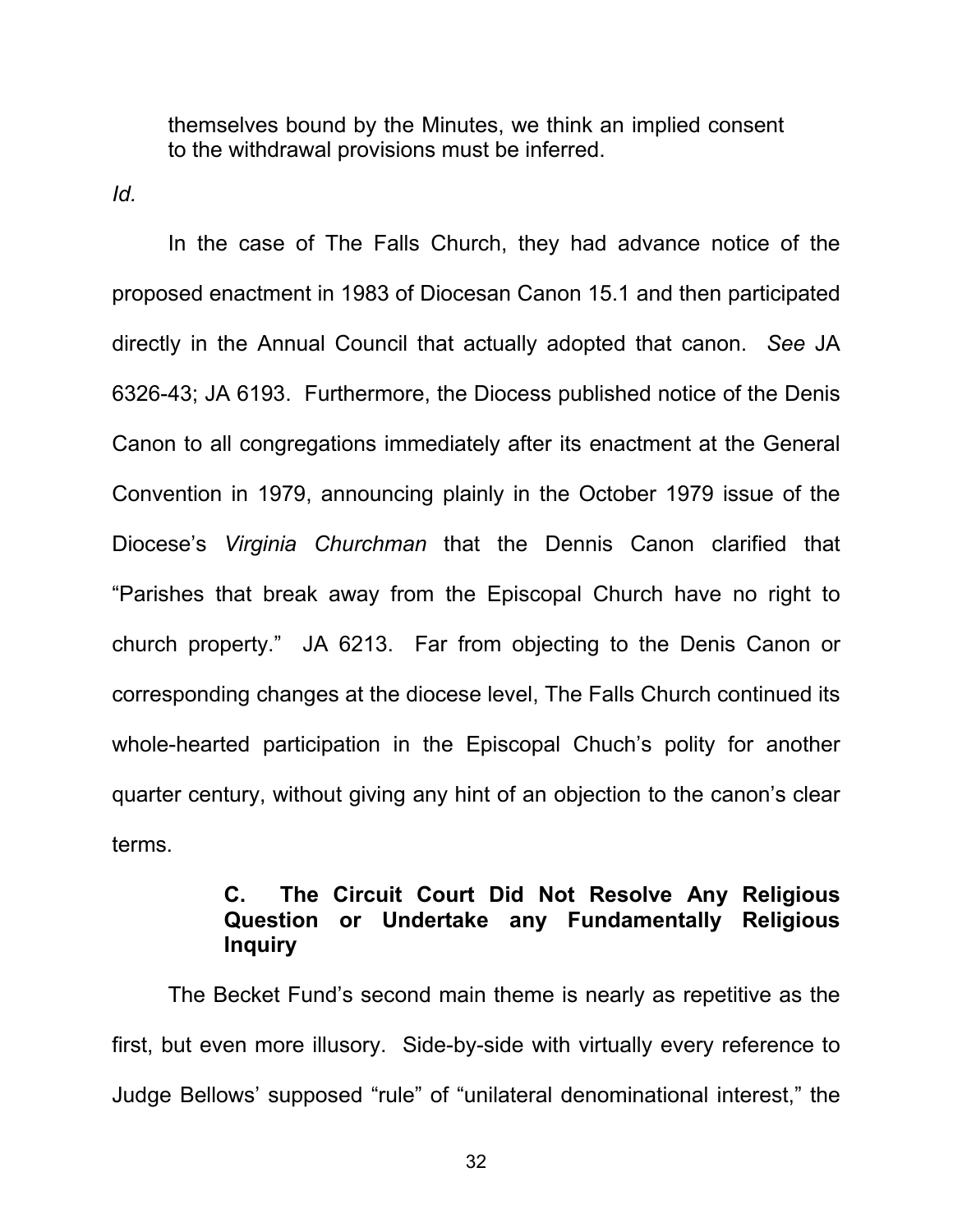themselves bound by the Minutes, we think an implied consent to the withdrawal provisions must be inferred.

*Id.*

In the case of The Falls Church, they had advance notice of the proposed enactment in 1983 of Diocesan Canon 15.1 and then participated directly in the Annual Council that actually adopted that canon. *See* JA 6326-43; JA 6193. Furthermore, the Diocess published notice of the Denis Canon to all congregations immediately after its enactment at the General Convention in 1979, announcing plainly in the October 1979 issue of the Diocese's *Virginia Churchman* that the Dennis Canon clarified that "Parishes that break away from the Episcopal Church have no right to church property." JA 6213. Far from objecting to the Denis Canon or corresponding changes at the diocese level, The Falls Church continued its whole-hearted participation in the Episcopal Chuch's polity for another quarter century, without giving any hint of an objection to the canon's clear terms.

### C. The Circuit Court Did Not Resolve Any Religious Question or Undertake any Fundamentally Religious Inquiry

The Becket Fund's second main theme is nearly as repetitive as the first, but even more illusory. Side-by-side with virtually every reference to Judge Bellows' supposed "rule" of "unilateral denominational interest," the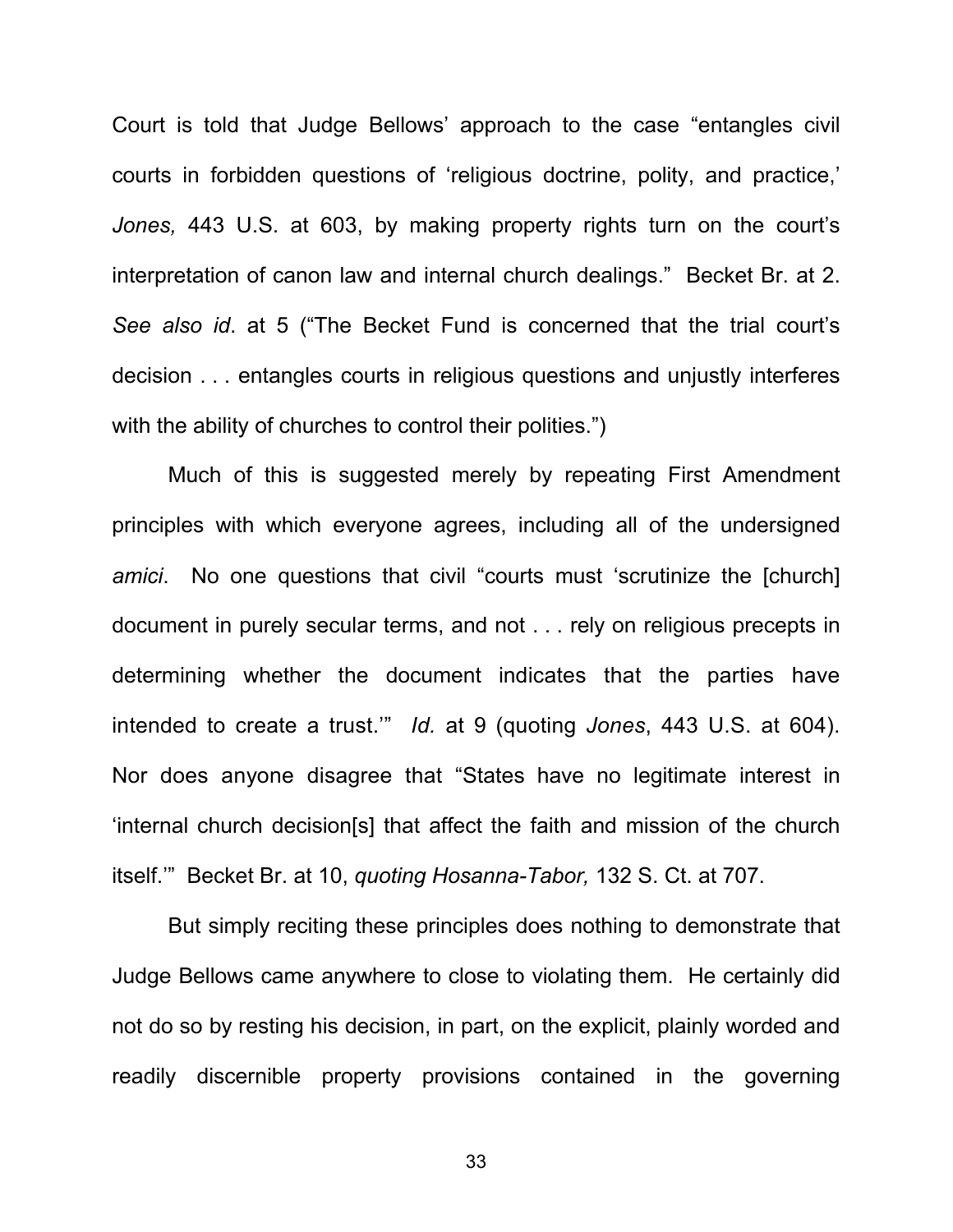Court is told that Judge Bellows' approach to the case "entangles civil courts in forbidden questions of 'religious doctrine, polity, and practice,' *Jones,* 443 U.S. at 603, by making property rights turn on the court's interpretation of canon law and internal church dealings." Becket Br. at 2. *See also id*. at 5 ("The Becket Fund is concerned that the trial court's decision . . . entangles courts in religious questions and unjustly interferes with the ability of churches to control their polities.")

Much of this is suggested merely by repeating First Amendment principles with which everyone agrees, including all of the undersigned *amici*. No one questions that civil "courts must 'scrutinize the [church] document in purely secular terms, and not . . . rely on religious precepts in determining whether the document indicates that the parties have intended to create a trust.'" *Id.* at 9 (quoting *Jones*, 443 U.S. at 604). Nor does anyone disagree that "States have no legitimate interest in 'internal church decision[s] that affect the faith and mission of the church itself.'" Becket Br. at 10, *quoting Hosanna-Tabor,* 132 S. Ct. at 707.

But simply reciting these principles does nothing to demonstrate that Judge Bellows came anywhere to close to violating them. He certainly did not do so by resting his decision, in part, on the explicit, plainly worded and readily discernible property provisions contained in the governing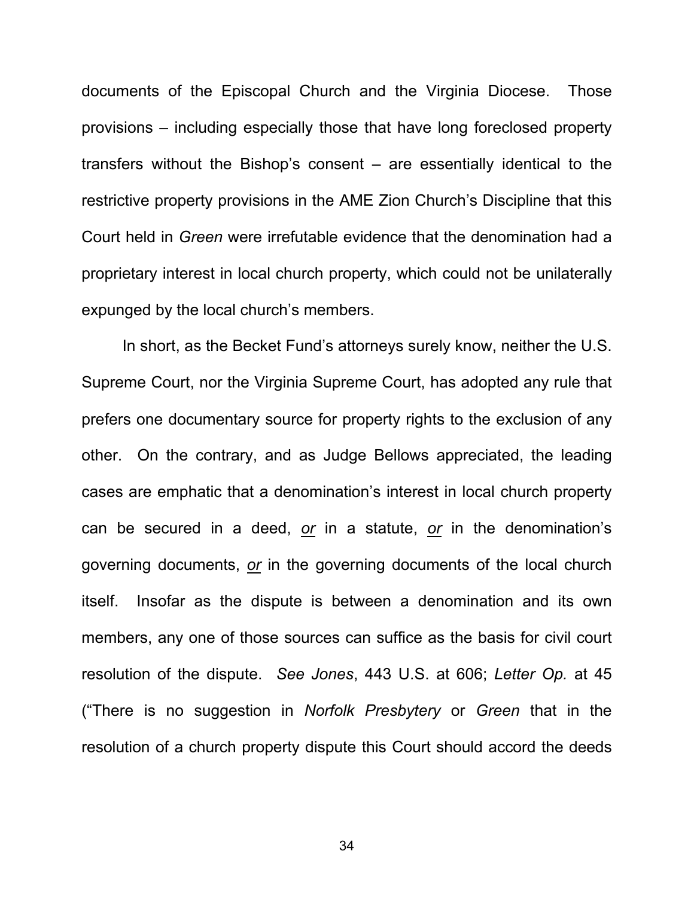documents of the Episcopal Church and the Virginia Diocese. Those provisions – including especially those that have long foreclosed property transfers without the Bishop's consent – are essentially identical to the restrictive property provisions in the AME Zion Church's Discipline that this Court held in *Green* were irrefutable evidence that the denomination had a proprietary interest in local church property, which could not be unilaterally expunged by the local church's members.

In short, as the Becket Fund's attorneys surely know, neither the U.S. Supreme Court, nor the Virginia Supreme Court, has adopted any rule that prefers one documentary source for property rights to the exclusion of any other. On the contrary, and as Judge Bellows appreciated, the leading cases are emphatic that a denomination's interest in local church property can be secured in a deed, *or* in a statute, *or* in the denomination's governing documents, *or* in the governing documents of the local church itself. Insofar as the dispute is between a denomination and its own members, any one of those sources can suffice as the basis for civil court resolution of the dispute. *See Jones*, 443 U.S. at 606; *Letter Op.* at 45 ("There is no suggestion in *Norfolk Presbytery* or *Green* that in the resolution of a church property dispute this Court should accord the deeds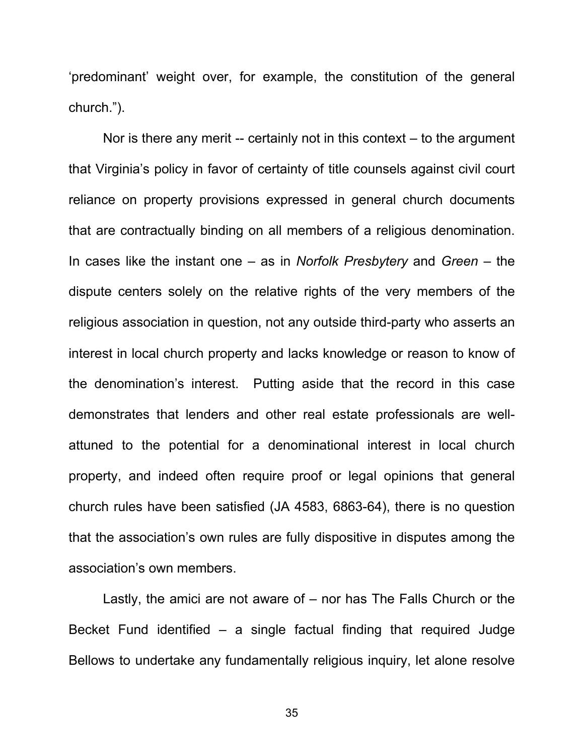'predominant' weight over, for example, the constitution of the general church.").

Nor is there any merit -- certainly not in this context – to the argument that Virginia's policy in favor of certainty of title counsels against civil court reliance on property provisions expressed in general church documents that are contractually binding on all members of a religious denomination. In cases like the instant one – as in *Norfolk Presbytery* and *Green* – the dispute centers solely on the relative rights of the very members of the religious association in question, not any outside third-party who asserts an interest in local church property and lacks knowledge or reason to know of the denomination's interest. Putting aside that the record in this case demonstrates that lenders and other real estate professionals are well-attuned to the potential for a denominational interest in local church property, and indeed often require proof or legal opinions that general church rules have been satisfied (JA 4583, 6863-64), there is no question that the association's own rules are fully dispositive in disputes among the association's own members.

Lastly, the amici are not aware of – nor has The Falls Church or the Becket Fund identified – a single factual finding that required Judge Bellows to undertake any fundamentally religious inquiry, let alone resolve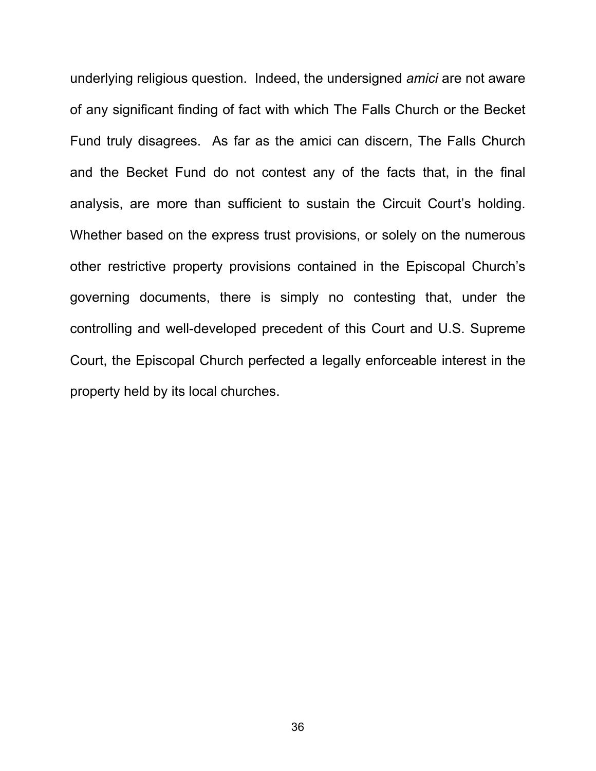underlying religious question. Indeed, the undersigned *amici* are not aware of any significant finding of fact with which The Falls Church or the Becket Fund truly disagrees. As far as the amici can discern, The Falls Church and the Becket Fund do not contest any of the facts that, in the final analysis, are more than sufficient to sustain the Circuit Court's holding. Whether based on the express trust provisions, or solely on the numerous other restrictive property provisions contained in the Episcopal Church's governing documents, there is simply no contesting that, under the controlling and well-developed precedent of this Court and U.S. Supreme Court, the Episcopal Church perfected a legally enforceable interest in the property held by its local churches.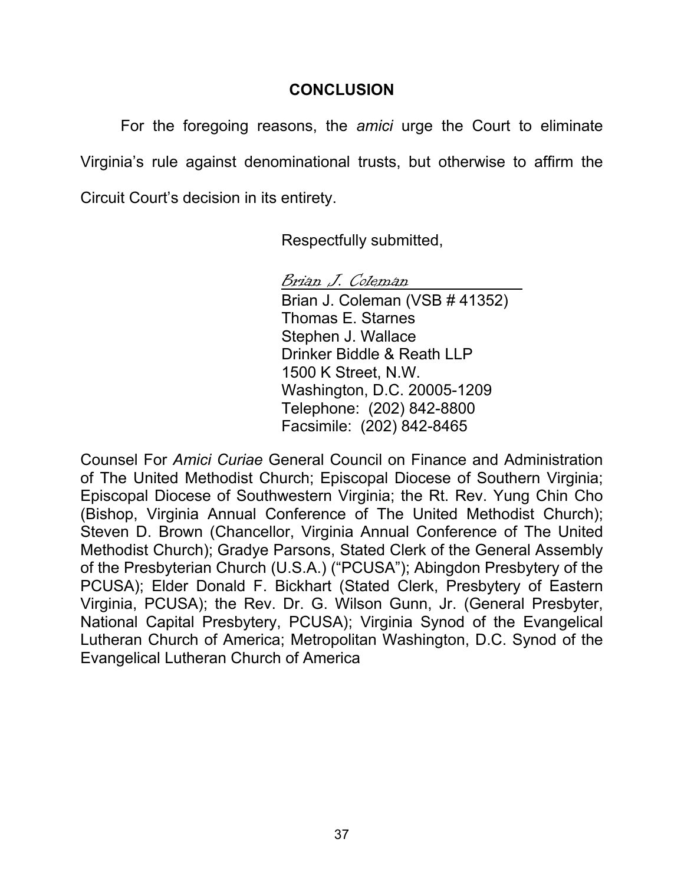## CONCLUSION

For the foregoing reasons, the *amici* urge the Court to eliminate Virginia's rule against denominational trusts, but otherwise to affirm the Circuit Court's decision in its entirety.

Respectfully submitted,

*Brian J. Coleman*
Brian J. Coleman (VSB # 41352)
Thomas E. Starnes
Stephen J. Wallace
Drinker Biddle & Reath LLP
1500 K Street, N.W.
Washington, D.C. 20005-1209
Telephone: (202) 842-8800
Facsimile: (202) 842-8465

Counsel For *Amici Curiae* General Council on Finance and Administration of The United Methodist Church; Episcopal Diocese of Southern Virginia; Episcopal Diocese of Southwestern Virginia; the Rt. Rev. Yung Chin Cho (Bishop, Virginia Annual Conference of The United Methodist Church); Steven D. Brown (Chancellor, Virginia Annual Conference of The United Methodist Church); Gradye Parsons, Stated Clerk of the General Assembly of the Presbyterian Church (U.S.A.) ("PCUSA"); Abingdon Presbytery of the PCUSA); Elder Donald F. Bickhart (Stated Clerk, Presbytery of Eastern Virginia, PCUSA); the Rev. Dr. G. Wilson Gunn, Jr. (General Presbyter, National Capital Presbytery, PCUSA); Virginia Synod of the Evangelical Lutheran Church of America; Metropolitan Washington, D.C. Synod of the Evangelical Lutheran Church of America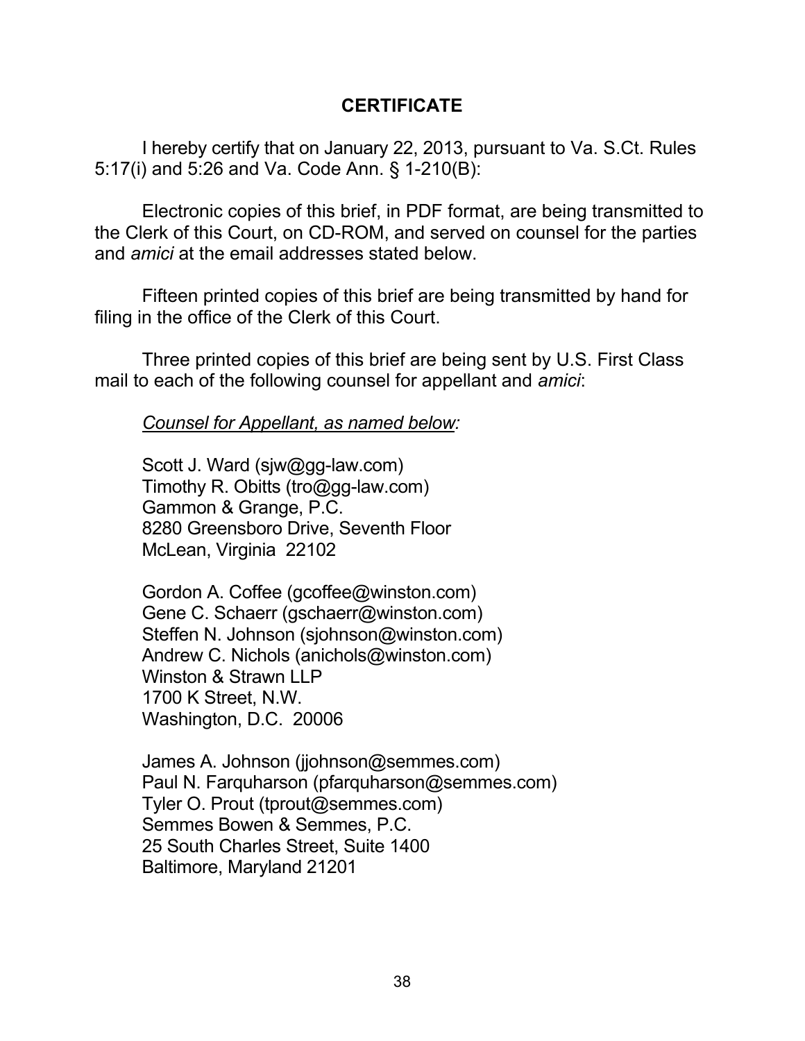## CERTIFICATE

I hereby certify that on January 22, 2013, pursuant to Va. S.Ct. Rules 5:17(i) and 5:26 and Va. Code Ann. § 1-210(B):

Electronic copies of this brief, in PDF format, are being transmitted to the Clerk of this Court, on CD-ROM, and served on counsel for the parties and *amici* at the email addresses stated below.

Fifteen printed copies of this brief are being transmitted by hand for filing in the office of the Clerk of this Court.

Three printed copies of this brief are being sent by U.S. First Class mail to each of the following counsel for appellant and *amici*:

*Counsel for Appellant, as named below:*

Scott J. Ward (sjw@gg-law.com)
Timothy R. Obitts (tro@gg-law.com)
Gammon & Grange, P.C.
8280 Greensboro Drive, Seventh Floor
McLean, Virginia 22102

Gordon A. Coffee (gcoffee@winston.com)
Gene C. Schaerr (gschaerr@winston.com)
Steffen N. Johnson (sjohnson@winston.com)
Andrew C. Nichols (anichols@winston.com)
Winston & Strawn LLP
1700 K Street, N.W.
Washington, D.C. 20006

James A. Johnson (jjohnson@semmes.com)
Paul N. Farquharson (pfarquharson@semmes.com)
Tyler O. Prout (tprout@semmes.com)
Semmes Bowen & Semmes, P.C.
25 South Charles Street, Suite 1400
Baltimore, Maryland 21201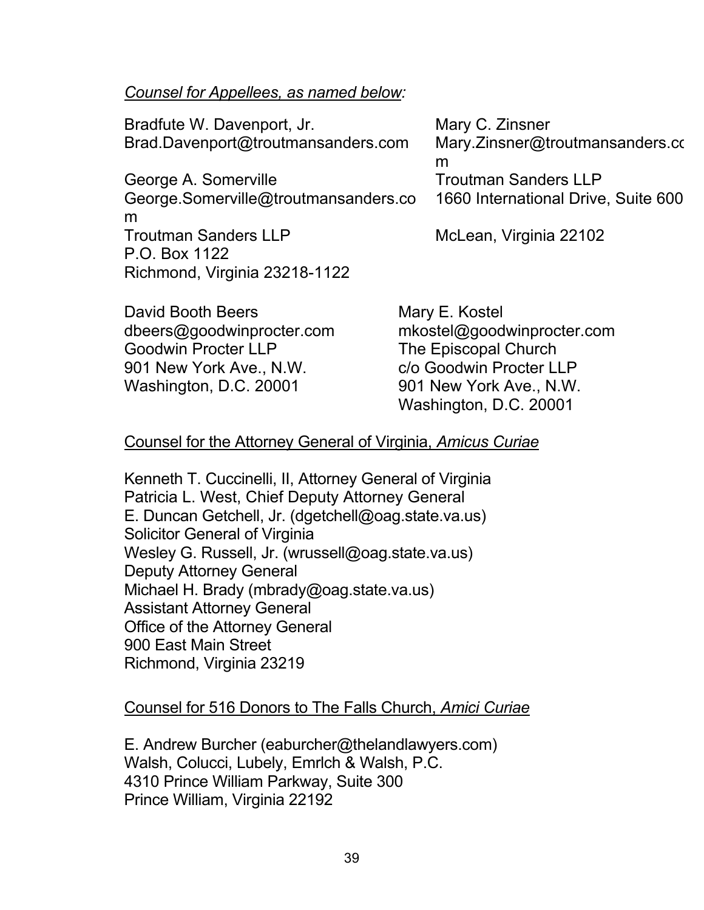*Counsel for Appellees, as named below:*

Bradfute W. Davenport, Jr.
Brad.Davenport@troutmansanders.com

George A. Somerville
George.Somerville@troutmansanders.com
Troutman Sanders LLP
P.O. Box 1122
Richmond, Virginia 23218-1122

Mary C. Zinsner
Mary.Zinsner@troutmansanders.com
Troutman Sanders LLP
1660 International Drive, Suite 600
McLean, Virginia 22102

David Booth Beers
dbeers@goodwinprocter.com
Goodwin Procter LLP
901 New York Ave., N.W.
Washington, D.C. 20001

Mary E. Kostel
mkostel@goodwinprocter.com
The Episcopal Church
c/o Goodwin Procter LLP
901 New York Ave., N.W.
Washington, D.C. 20001

Counsel for the Attorney General of Virginia, *Amicus Curiae*

Kenneth T. Cuccinelli, II, Attorney General of Virginia
Patricia L. West, Chief Deputy Attorney General
E. Duncan Getchell, Jr. (dgetchell@oag.state.va.us)
Solicitor General of Virginia
Wesley G. Russell, Jr. (wrussell@oag.state.va.us)
Deputy Attorney General
Michael H. Brady (mbrady@oag.state.va.us)
Assistant Attorney General
Office of the Attorney General
900 East Main Street
Richmond, Virginia 23219

Counsel for 516 Donors to The Falls Church, *Amici Curiae*

E. Andrew Burcher (eaburcher@thelandlawyers.com)
Walsh, Colucci, Lubely, Emrlch & Walsh, P.C.
4310 Prince William Parkway, Suite 300
Prince William, Virginia 22192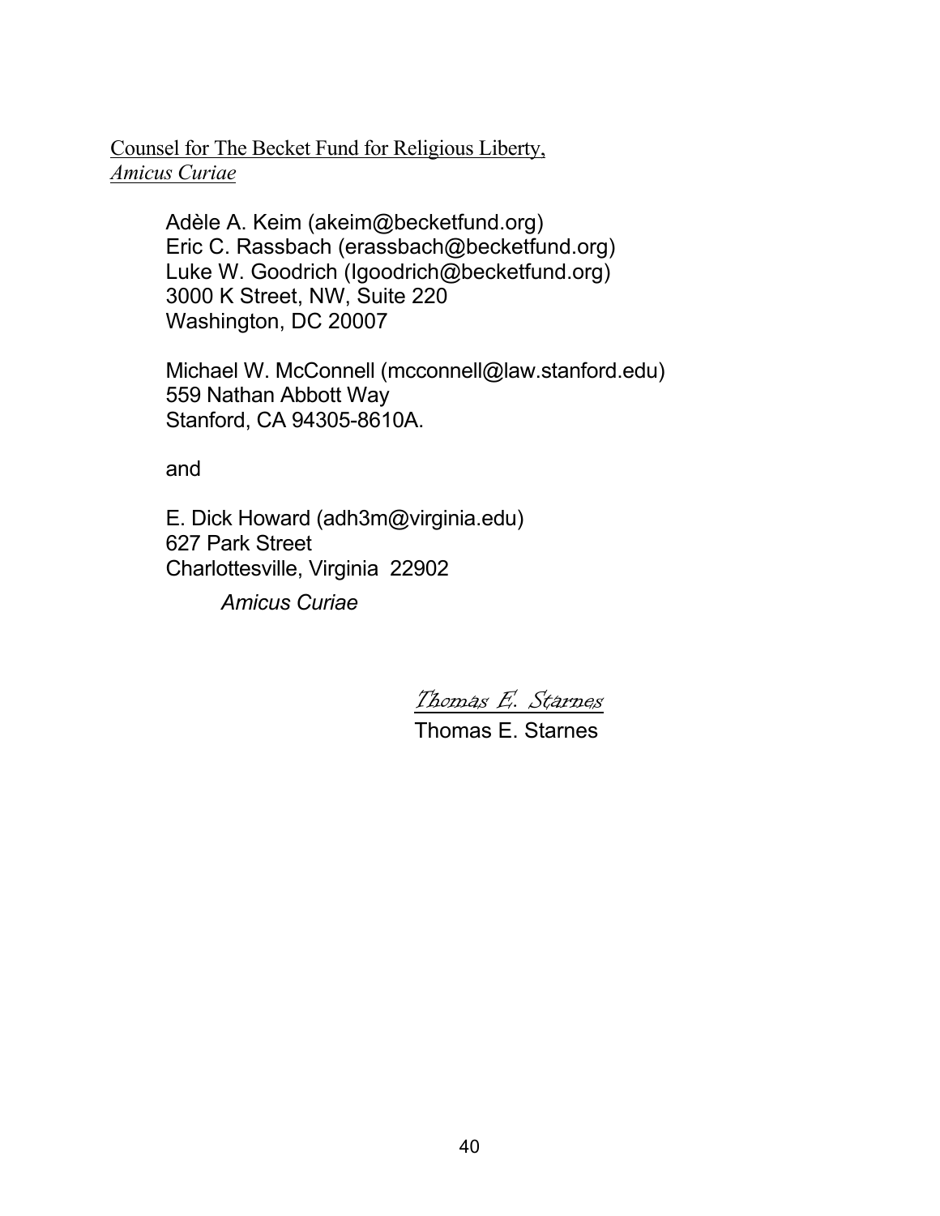Counsel for The Becket Fund for Religious Liberty, *Amicus Curiae*

Adèle A. Keim (akeim@becketfund.org)
Eric C. Rassbach (erassbach@becketfund.org)
Luke W. Goodrich (lgoodrich@becketfund.org)
3000 K Street, NW, Suite 220
Washington, DC 20007

Michael W. McConnell (mcconnell@law.stanford.edu)
559 Nathan Abbott Way
Stanford, CA 94305-8610A.

and

E. Dick Howard (adh3m@virginia.edu)
627 Park Street
Charlottesville, Virginia 22902

*Amicus Curiae*

*Thomas E. Starnes*
Thomas E. Starnes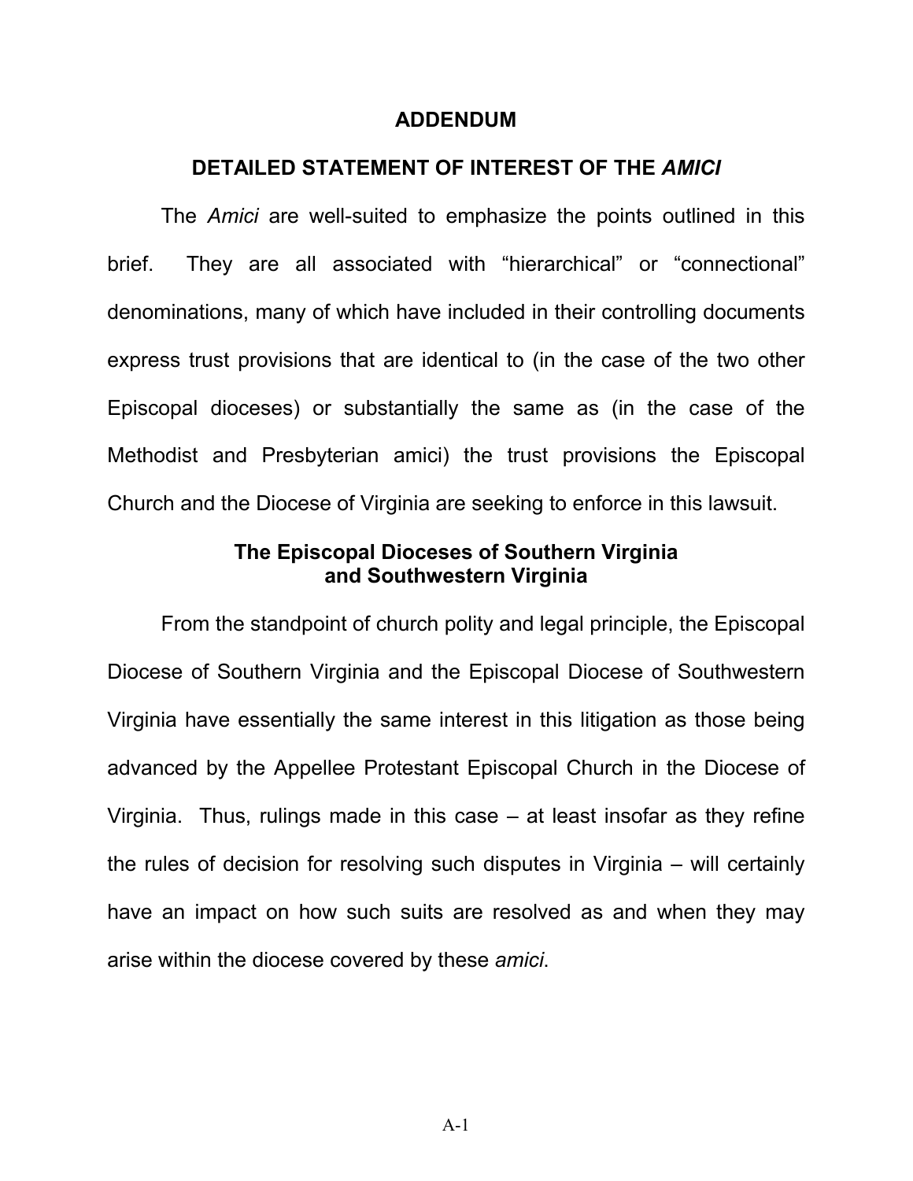# ADDENDUM

## DETAILED STATEMENT OF INTEREST OF THE *AMICI*

The *Amici* are well-suited to emphasize the points outlined in this brief. They are all associated with "hierarchical" or "connectional" denominations, many of which have included in their controlling documents express trust provisions that are identical to (in the case of the two other Episcopal dioceses) or substantially the same as (in the case of the Methodist and Presbyterian amici) the trust provisions the Episcopal Church and the Diocese of Virginia are seeking to enforce in this lawsuit.

### The Episcopal Dioceses of Southern Virginia and Southwestern Virginia

From the standpoint of church polity and legal principle, the Episcopal Diocese of Southern Virginia and the Episcopal Diocese of Southwestern Virginia have essentially the same interest in this litigation as those being advanced by the Appellee Protestant Episcopal Church in the Diocese of Virginia. Thus, rulings made in this case – at least insofar as they refine the rules of decision for resolving such disputes in Virginia – will certainly have an impact on how such suits are resolved as and when they may arise within the diocese covered by these *amici*.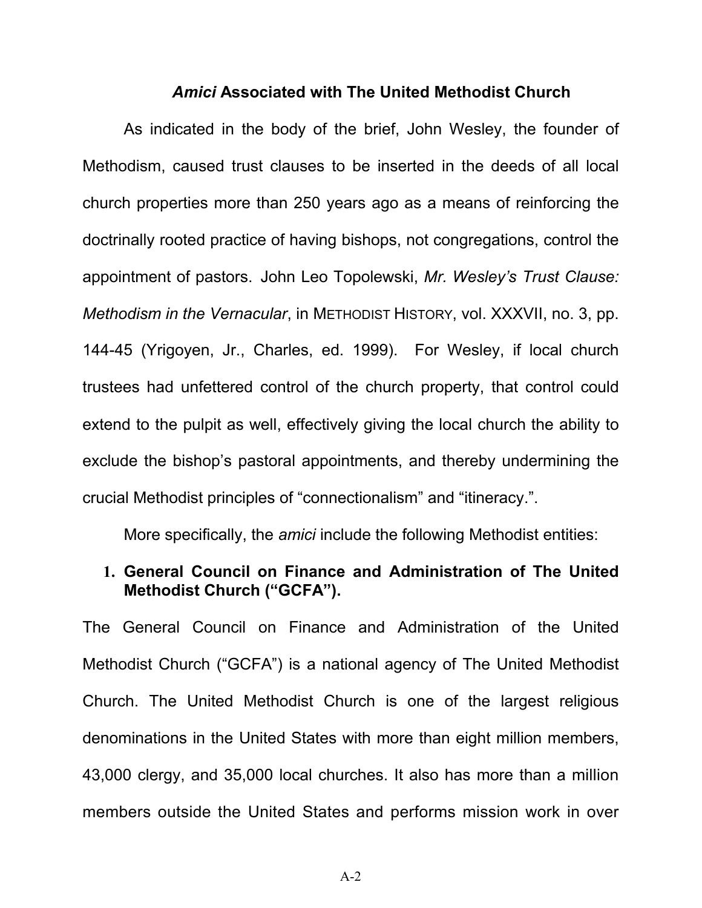### *Amici* Associated with The United Methodist Church

As indicated in the body of the brief, John Wesley, the founder of Methodism, caused trust clauses to be inserted in the deeds of all local church properties more than 250 years ago as a means of reinforcing the doctrinally rooted practice of having bishops, not congregations, control the appointment of pastors. John Leo Topolewski, *Mr. Wesley's Trust Clause: Methodism in the Vernacular*, in METHODIST HISTORY, vol. XXXVII, no. 3, pp. 144-45 (Yrigoyen, Jr., Charles, ed. 1999). For Wesley, if local church trustees had unfettered control of the church property, that control could extend to the pulpit as well, effectively giving the local church the ability to exclude the bishop's pastoral appointments, and thereby undermining the crucial Methodist principles of "connectionalism" and "itineracy.".

More specifically, the *amici* include the following Methodist entities:

**1. General Council on Finance and Administration of The United Methodist Church ("GCFA").**

The General Council on Finance and Administration of the United Methodist Church ("GCFA") is a national agency of The United Methodist Church. The United Methodist Church is one of the largest religious denominations in the United States with more than eight million members, 43,000 clergy, and 35,000 local churches. It also has more than a million members outside the United States and performs mission work in over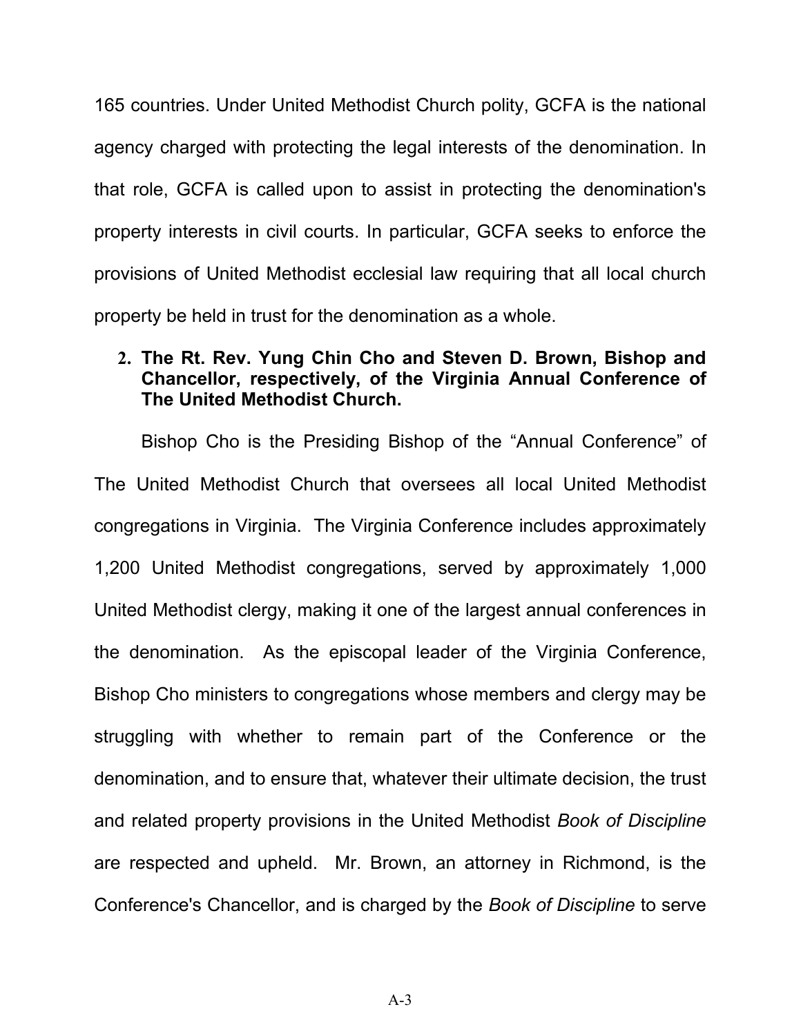165 countries. Under United Methodist Church polity, GCFA is the national agency charged with protecting the legal interests of the denomination. In that role, GCFA is called upon to assist in protecting the denomination's property interests in civil courts. In particular, GCFA seeks to enforce the provisions of United Methodist ecclesial law requiring that all local church property be held in trust for the denomination as a whole.

**2. The Rt. Rev. Yung Chin Cho and Steven D. Brown, Bishop and Chancellor, respectively, of the Virginia Annual Conference of The United Methodist Church.**

Bishop Cho is the Presiding Bishop of the "Annual Conference" of The United Methodist Church that oversees all local United Methodist congregations in Virginia. The Virginia Conference includes approximately 1,200 United Methodist congregations, served by approximately 1,000 United Methodist clergy, making it one of the largest annual conferences in the denomination. As the episcopal leader of the Virginia Conference, Bishop Cho ministers to congregations whose members and clergy may be struggling with whether to remain part of the Conference or the denomination, and to ensure that, whatever their ultimate decision, the trust and related property provisions in the United Methodist *Book of Discipline* are respected and upheld. Mr. Brown, an attorney in Richmond, is the Conference's Chancellor, and is charged by the *Book of Discipline* to serve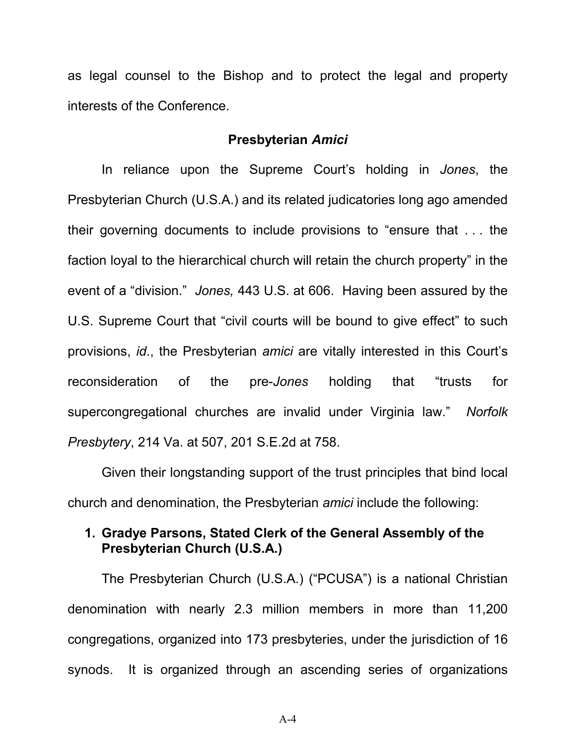as legal counsel to the Bishop and to protect the legal and property interests of the Conference.

### Presbyterian *Amici*

In reliance upon the Supreme Court's holding in *Jones*, the Presbyterian Church (U.S.A.) and its related judicatories long ago amended their governing documents to include provisions to "ensure that . . . the faction loyal to the hierarchical church will retain the church property" in the event of a "division." *Jones,* 443 U.S. at 606. Having been assured by the U.S. Supreme Court that "civil courts will be bound to give effect" to such provisions, *id*., the Presbyterian *amici* are vitally interested in this Court's reconsideration of the pre-*Jones* holding that "trusts for supercongregational churches are invalid under Virginia law." *Norfolk Presbytery*, 214 Va. at 507, 201 S.E.2d at 758.

Given their longstanding support of the trust principles that bind local church and denomination, the Presbyterian *amici* include the following:

**1. Gradye Parsons, Stated Clerk of the General Assembly of the Presbyterian Church (U.S.A.)**

The Presbyterian Church (U.S.A.) ("PCUSA") is a national Christian denomination with nearly 2.3 million members in more than 11,200 congregations, organized into 173 presbyteries, under the jurisdiction of 16 synods. It is organized through an ascending series of organizations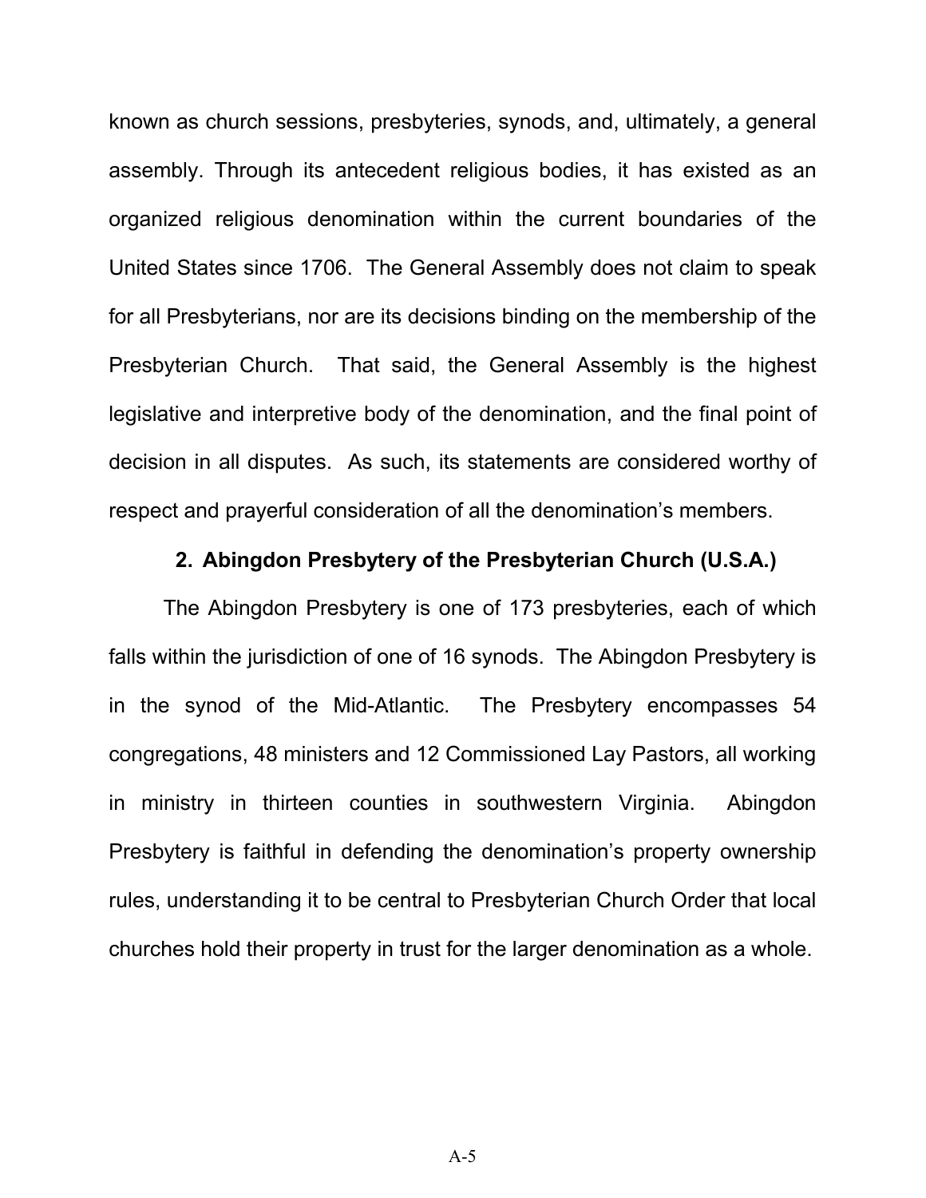known as church sessions, presbyteries, synods, and, ultimately, a general assembly. Through its antecedent religious bodies, it has existed as an organized religious denomination within the current boundaries of the United States since 1706. The General Assembly does not claim to speak for all Presbyterians, nor are its decisions binding on the membership of the Presbyterian Church. That said, the General Assembly is the highest legislative and interpretive body of the denomination, and the final point of decision in all disputes. As such, its statements are considered worthy of respect and prayerful consideration of all the denomination's members.

### 2. Abingdon Presbytery of the Presbyterian Church (U.S.A.)

The Abingdon Presbytery is one of 173 presbyteries, each of which falls within the jurisdiction of one of 16 synods. The Abingdon Presbytery is in the synod of the Mid-Atlantic. The Presbytery encompasses 54 congregations, 48 ministers and 12 Commissioned Lay Pastors, all working in ministry in thirteen counties in southwestern Virginia. Abingdon Presbytery is faithful in defending the denomination's property ownership rules, understanding it to be central to Presbyterian Church Order that local churches hold their property in trust for the larger denomination as a whole.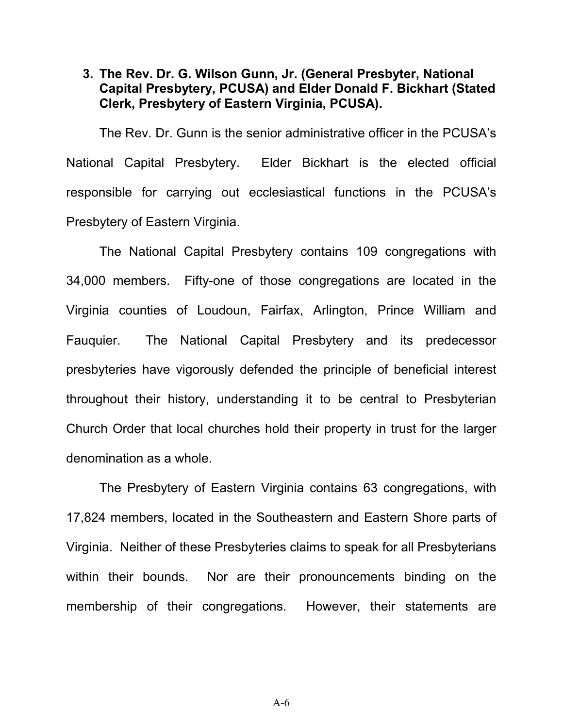3. **The Rev. Dr. G. Wilson Gunn, Jr. (General Presbyter, National Capital Presbytery, PCUSA) and Elder Donald F. Bickhart (Stated Clerk, Presbytery of Eastern Virginia, PCUSA).**

The Rev. Dr. Gunn is the senior administrative officer in the PCUSA's National Capital Presbytery. Elder Bickhart is the elected official responsible for carrying out ecclesiastical functions in the PCUSA's Presbytery of Eastern Virginia.

The National Capital Presbytery contains 109 congregations with 34,000 members. Fifty-one of those congregations are located in the Virginia counties of Loudoun, Fairfax, Arlington, Prince William and Fauquier. The National Capital Presbytery and its predecessor presbyteries have vigorously defended the principle of beneficial interest throughout their history, understanding it to be central to Presbyterian Church Order that local churches hold their property in trust for the larger denomination as a whole.

The Presbytery of Eastern Virginia contains 63 congregations, with 17,824 members, located in the Southeastern and Eastern Shore parts of Virginia. Neither of these Presbyteries claims to speak for all Presbyterians within their bounds. Nor are their pronouncements binding on the membership of their congregations. However, their statements are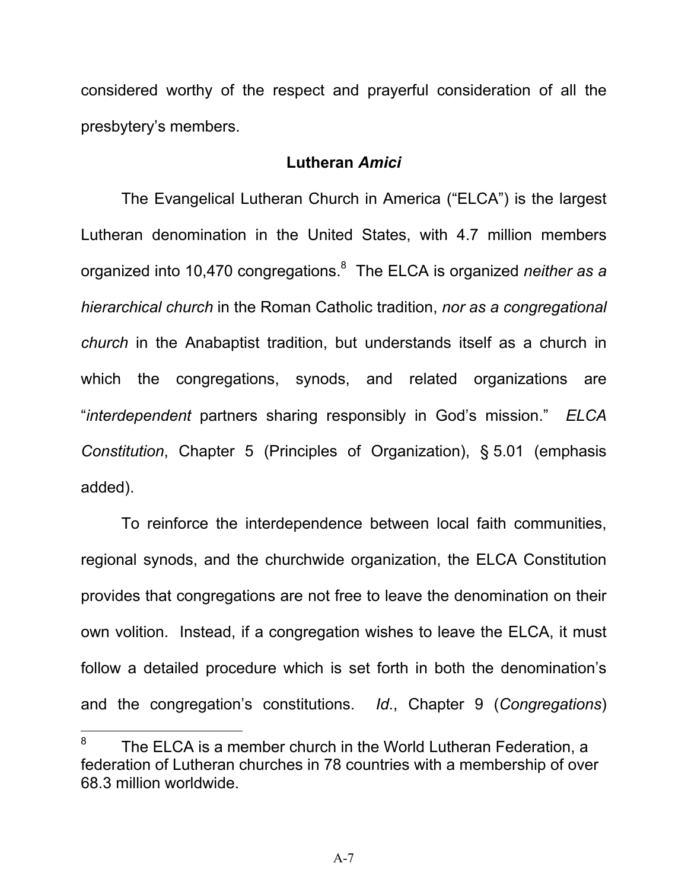considered worthy of the respect and prayerful consideration of all the presbytery's members.

**Lutheran *Amici***

The Evangelical Lutheran Church in America ("ELCA") is the largest Lutheran denomination in the United States, with 4.7 million members organized into 10,470 congregations.[8] The ELCA is organized *neither as a hierarchical church* in the Roman Catholic tradition, *nor as a congregational church* in the Anabaptist tradition, but understands itself as a church in which the congregations, synods, and related organizations are "*interdependent* partners sharing responsibly in God's mission." *ELCA Constitution*, Chapter 5 (Principles of Organization), § 5.01 (emphasis added).

To reinforce the interdependence between local faith communities, regional synods, and the churchwide organization, the ELCA Constitution provides that congregations are not free to leave the denomination on their own volition. Instead, if a congregation wishes to leave the ELCA, it must follow a detailed procedure which is set forth in both the denomination's and the congregation's constitutions. *Id*., Chapter 9 (*Congregations*)

---

[8] The ELCA is a member church in the World Lutheran Federation, a federation of Lutheran churches in 78 countries with a membership of over 68.3 million worldwide.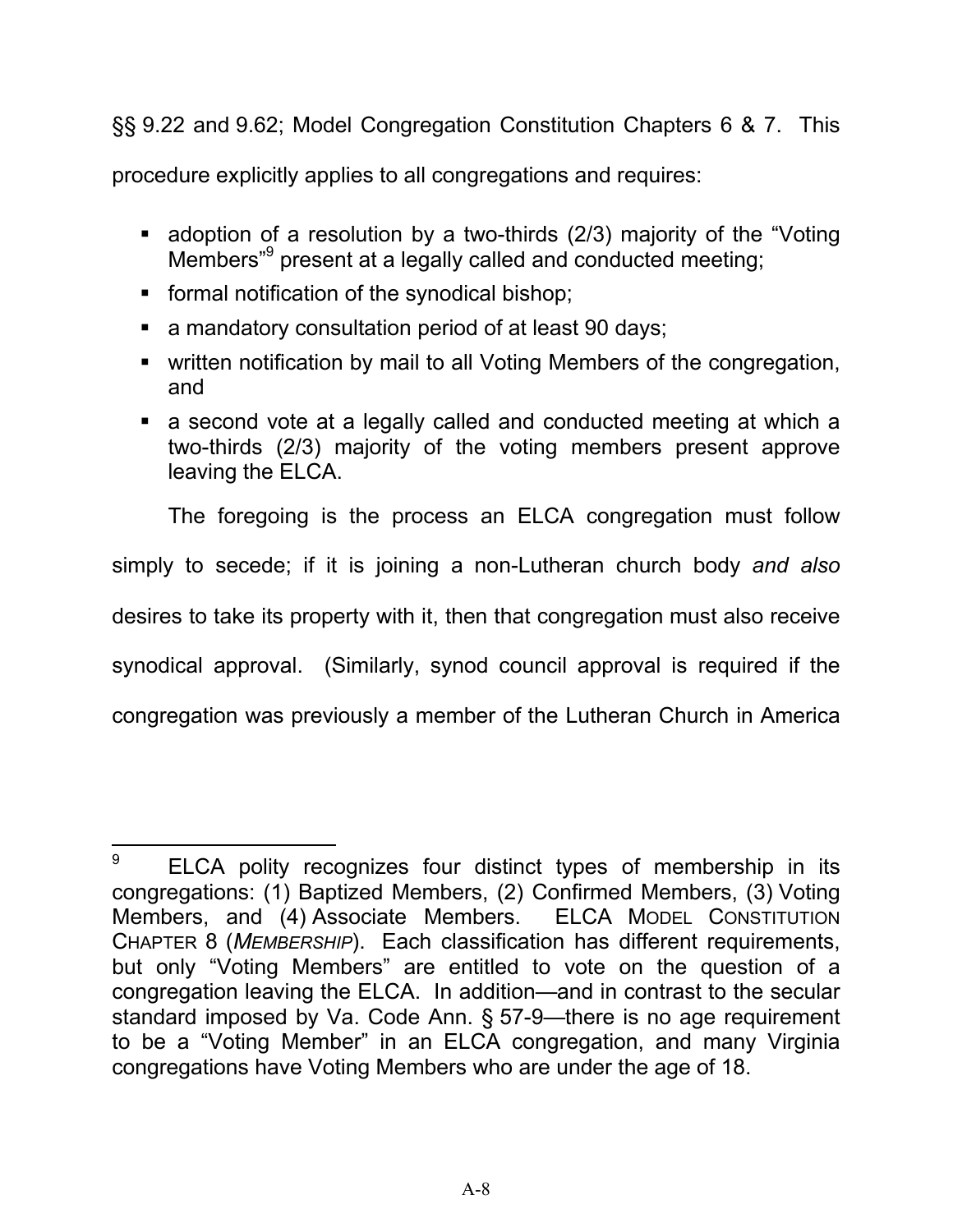§§ 9.22 and 9.62; Model Congregation Constitution Chapters 6 & 7. This procedure explicitly applies to all congregations and requires:

- adoption of a resolution by a two-thirds (2/3) majority of the "Voting Members"[9] present at a legally called and conducted meeting;
- formal notification of the synodical bishop;
- a mandatory consultation period of at least 90 days;
- written notification by mail to all Voting Members of the congregation, and
- a second vote at a legally called and conducted meeting at which a two-thirds (2/3) majority of the voting members present approve leaving the ELCA.

The foregoing is the process an ELCA congregation must follow simply to secede; if it is joining a non-Lutheran church body *and also* desires to take its property with it, then that congregation must also receive synodical approval. (Similarly, synod council approval is required if the congregation was previously a member of the Lutheran Church in America

---

[9] ELCA polity recognizes four distinct types of membership in its congregations: (1) Baptized Members, (2) Confirmed Members, (3) Voting Members, and (4) Associate Members. ELCA MODEL CONSTITUTION CHAPTER 8 (*MEMBERSHIP*). Each classification has different requirements, but only "Voting Members" are entitled to vote on the question of a congregation leaving the ELCA. In addition—and in contrast to the secular standard imposed by Va. Code Ann. § 57-9—there is no age requirement to be a "Voting Member" in an ELCA congregation, and many Virginia congregations have Voting Members who are under the age of 18.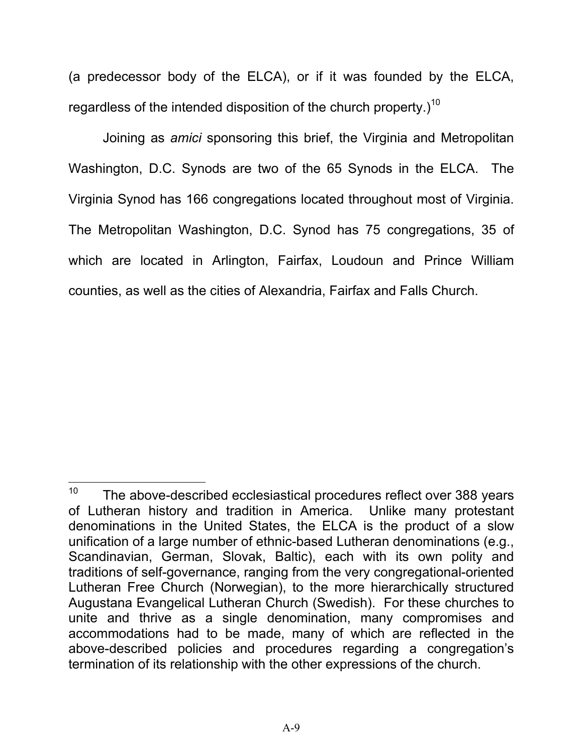(a predecessor body of the ELCA), or if it was founded by the ELCA, regardless of the intended disposition of the church property.)[10]

Joining as *amici* sponsoring this brief, the Virginia and Metropolitan Washington, D.C. Synods are two of the 65 Synods in the ELCA. The Virginia Synod has 166 congregations located throughout most of Virginia. The Metropolitan Washington, D.C. Synod has 75 congregations, 35 of which are located in Arlington, Fairfax, Loudoun and Prince William counties, as well as the cities of Alexandria, Fairfax and Falls Church.

---

[10] The above-described ecclesiastical procedures reflect over 388 years of Lutheran history and tradition in America. Unlike many protestant denominations in the United States, the ELCA is the product of a slow unification of a large number of ethnic-based Lutheran denominations (e.g., Scandinavian, German, Slovak, Baltic), each with its own polity and traditions of self-governance, ranging from the very congregational-oriented Lutheran Free Church (Norwegian), to the more hierarchically structured Augustana Evangelical Lutheran Church (Swedish). For these churches to unite and thrive as a single denomination, many compromises and accommodations had to be made, many of which are reflected in the above-described policies and procedures regarding a congregation's termination of its relationship with the other expressions of the church.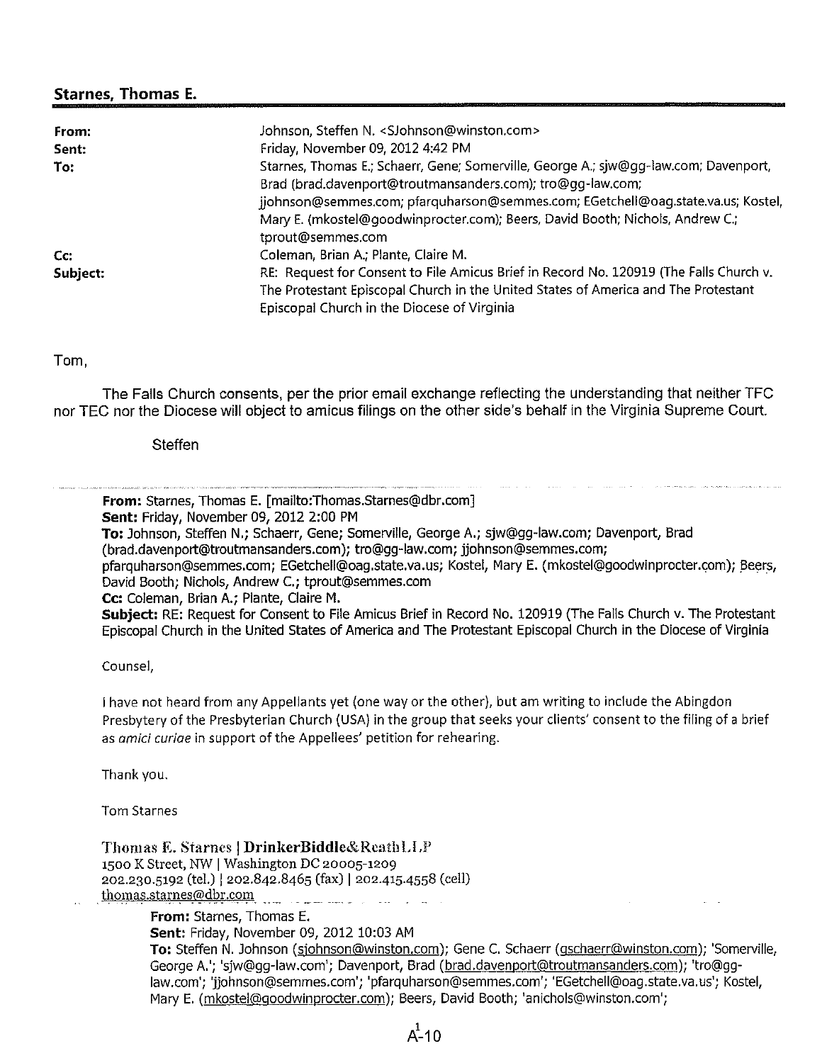**Starnes, Thomas E.**

| | |
|---|---|
| **From:** | Johnson, Steffen N. <SJohnson@winston.com> |
| **Sent:** | Friday, November 09, 2012 4:42 PM |
| **To:** | Starnes, Thomas E.; Schaerr, Gene; Somerville, George A.; sjw@gg-law.com; Davenport, Brad (brad.davenport@troutmansanders.com); tro@gg-law.com; jjohnson@semmes.com; pfarquharson@semmes.com; EGetchell@oag.state.va.us; Kostel, Mary E. (mkostel@goodwinprocter.com); Beers, David Booth; Nichols, Andrew C.; tprout@semmes.com |
| **Cc:** | Coleman, Brian A.; Plante, Claire M. |
| **Subject:** | RE: Request for Consent to File Amicus Brief in Record No. 120919 (The Falls Church v. The Protestant Episcopal Church in the United States of America and The Protestant Episcopal Church in the Diocese of Virginia |

Tom,

The Falls Church consents, per the prior email exchange reflecting the understanding that neither TFC nor TEC nor the Diocese will object to amicus filings on the other side's behalf in the Virginia Supreme Court.

Steffen

---

**From:** Starnes, Thomas E. [mailto:Thomas.Starnes@dbr.com]
**Sent:** Friday, November 09, 2012 2:00 PM
**To:** Johnson, Steffen N.; Schaerr, Gene; Somerville, George A.; sjw@gg-law.com; Davenport, Brad (brad.davenport@troutmansanders.com); tro@gg-law.com; jjohnson@semmes.com; pfarquharson@semmes.com; EGetchell@oag.state.va.us; Kostel, Mary E. (mkostel@goodwinprocter.com); Beers, David Booth; Nichols, Andrew C.; tprout@semmes.com
**Cc:** Coleman, Brian A.; Plante, Claire M.
**Subject:** RE: Request for Consent to File Amicus Brief in Record No. 120919 (The Falls Church v. The Protestant Episcopal Church in the United States of America and The Protestant Episcopal Church in the Diocese of Virginia

Counsel,

I have not heard from any Appellants yet (one way or the other), but am writing to include the Abingdon Presbytery of the Presbyterian Church (USA) in the group that seeks your clients' consent to the filing of a brief as *amici curiae* in support of the Appellees' petition for rehearing.

Thank you.

Tom Starnes

Thomas E. Starnes | **DrinkerBiddle&Reath LLP**
1500 K Street, NW | Washington DC 20005-1209
202.230.5192 (tel.) | 202.842.8465 (fax) | 202.415.4558 (cell)
thomas.starnes@dbr.com

---

**From:** Starnes, Thomas E.
**Sent:** Friday, November 09, 2012 10:03 AM
**To:** Steffen N. Johnson (sjohnson@winston.com); Gene C. Schaerr (gschaerr@winston.com); 'Somerville, George A.'; 'sjw@gg-law.com'; Davenport, Brad (brad.davenport@troutmansanders.com); 'tro@gg-law.com'; 'jjohnson@semmes.com'; 'pfarquharson@semmes.com'; 'EGetchell@oag.state.va.us'; Kostel, Mary E. (mkostel@goodwinprocter.com); Beers, David Booth; 'anichols@winston.com';

A-10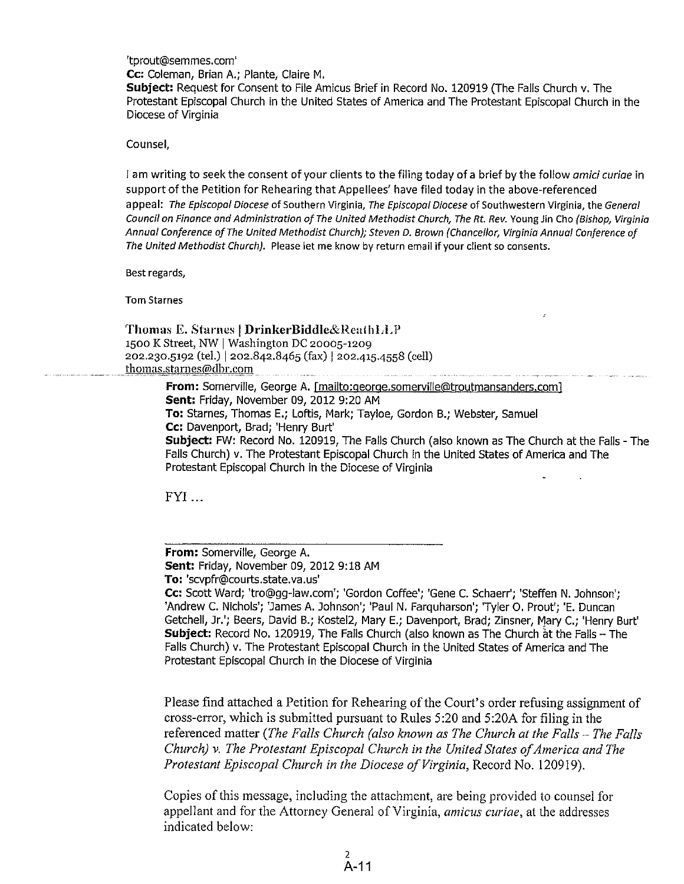'tprout@semmes.com'
**Cc:** Coleman, Brian A.; Plante, Claire M.
**Subject:** Request for Consent to File Amicus Brief in Record No. 120919 (The Falls Church v. The Protestant Episcopal Church in the United States of America and The Protestant Episcopal Church in the Diocese of Virginia

Counsel,

I am writing to seek the consent of your clients to the filing today of a brief by the follow *amici curiae* in support of the Petition for Rehearing that Appellees' have filed today in the above-referenced appeal: *The Episcopal Diocese* of Southern Virginia, *The Episcopal Diocese* of Southwestern Virginia, the *General Council on Finance and Administration of The United Methodist Church, The Rt. Rev.* Young Jin Cho *(Bishop, Virginia Annual Conference of The United Methodist Church); Steven D. Brown (Chancellor, Virginia Annual Conference of The United Methodist Church).* Please let me know by return email if your client so consents.

Best regards,

Tom Starnes

**Thomas E. Starnes | DrinkerBiddle&ReathLLP**
1500 K Street, NW | Washington DC 20005-1209
202.230.5192 (tel.) | 202.842.8465 (fax) | 202.415.4558 (cell)
thomas.starnes@dbr.com

> **From:** Somerville, George A. [mailto:george.somerville@troutmansanders.com]
> **Sent:** Friday, November 09, 2012 9:20 AM
> **To:** Starnes, Thomas E.; Loftis, Mark; Tayloe, Gordon B.; Webster, Samuel
> **Cc:** Davenport, Brad; 'Henry Burt'
> **Subject:** FW: Record No. 120919, The Falls Church (also known as The Church at the Falls - The Falls Church) v. The Protestant Episcopal Church in the United States of America and The Protestant Episcopal Church in the Diocese of Virginia
>
> FYI ...
>
> ---
>
> **From:** Somerville, George A.
> **Sent:** Friday, November 09, 2012 9:18 AM
> **To:** 'scvpfr@courts.state.va.us'
> **Cc:** Scott Ward; 'tro@gg-law.com'; 'Gordon Coffee'; 'Gene C. Schaerr'; 'Steffen N. Johnson'; 'Andrew C. Nichols'; 'James A. Johnson'; 'Paul N. Farquharson'; 'Tyler O. Prout'; 'E. Duncan Getchell, Jr.'; Beers, David B.; Kostel2, Mary E.; Davenport, Brad; Zinsner, Mary C.; 'Henry Burt'
> **Subject:** Record No. 120919, The Falls Church (also known as The Church at the Falls – The Falls Church) v. The Protestant Episcopal Church in the United States of America and The Protestant Episcopal Church in the Diocese of Virginia
>
> Please find attached a Petition for Rehearing of the Court's order refusing assignment of cross-error, which is submitted pursuant to Rules 5:20 and 5:20A for filing in the referenced matter (*The Falls Church (also known as The Church at the Falls – The Falls Church) v. The Protestant Episcopal Church in the United States of America and The Protestant Episcopal Church in the Diocese of Virginia*, Record No. 120919).
>
> Copies of this message, including the attachment, are being provided to counsel for appellant and for the Attorney General of Virginia, *amicus curiae*, at the addresses indicated below: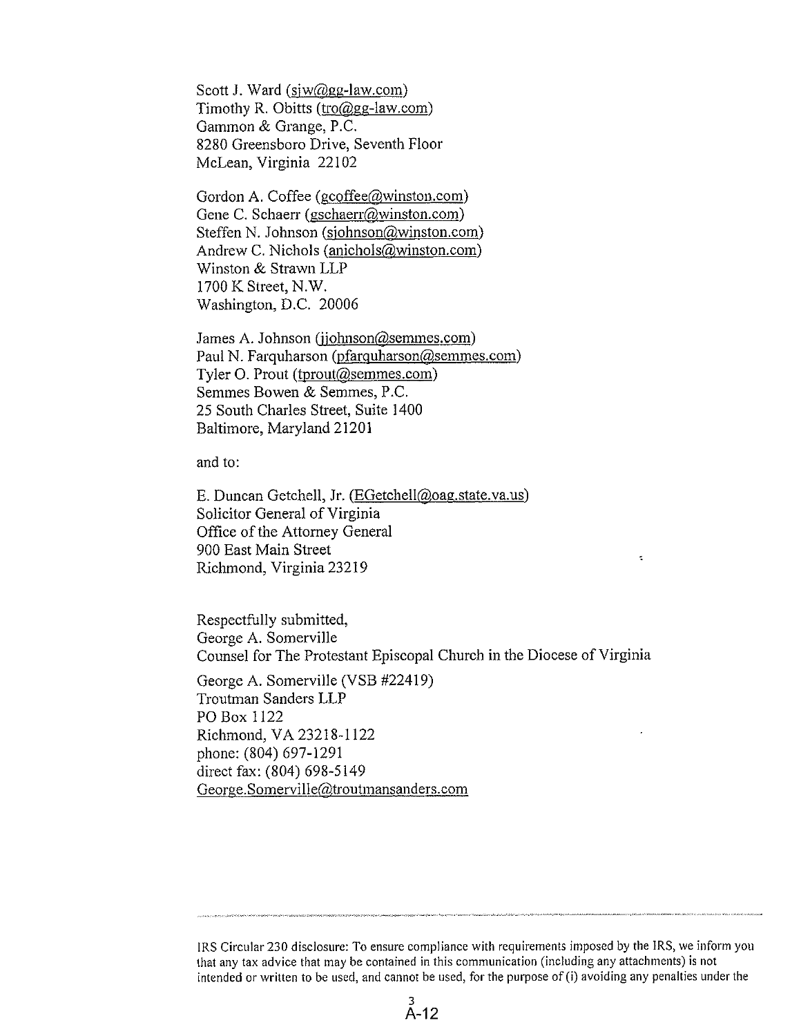Scott J. Ward (sjw@gg-law.com)
Timothy R. Obitts (tro@gg-law.com)
Gammon & Grange, P.C.
8280 Greensboro Drive, Seventh Floor
McLean, Virginia 22102

Gordon A. Coffee (gcoffee@winston.com)
Gene C. Schaerr (gschaerr@winston.com)
Steffen N. Johnson (sjohnson@winston.com)
Andrew C. Nichols (anichols@winston.com)
Winston & Strawn LLP
1700 K Street, N.W.
Washington, D.C. 20006

James A. Johnson (jjohnson@semmes.com)
Paul N. Farquharson (pfarquharson@semmes.com)
Tyler O. Prout (tprout@semmes.com)
Semmes Bowen & Semmes, P.C.
25 South Charles Street, Suite 1400
Baltimore, Maryland 21201

and to:

E. Duncan Getchell, Jr. (EGetchell@oag.state.va.us)
Solicitor General of Virginia
Office of the Attorney General
900 East Main Street
Richmond, Virginia 23219

Respectfully submitted,
George A. Somerville
Counsel for The Protestant Episcopal Church in the Diocese of Virginia

George A. Somerville (VSB #22419)
Troutman Sanders LLP
PO Box 1122
Richmond, VA 23218-1122
phone: (804) 697-1291
direct fax: (804) 698-5149
George.Somerville@troutmansanders.com

---

IRS Circular 230 disclosure: To ensure compliance with requirements imposed by the IRS, we inform you that any tax advice that may be contained in this communication (including any attachments) is not intended or written to be used, and cannot be used, for the purpose of (i) avoiding any penalties under the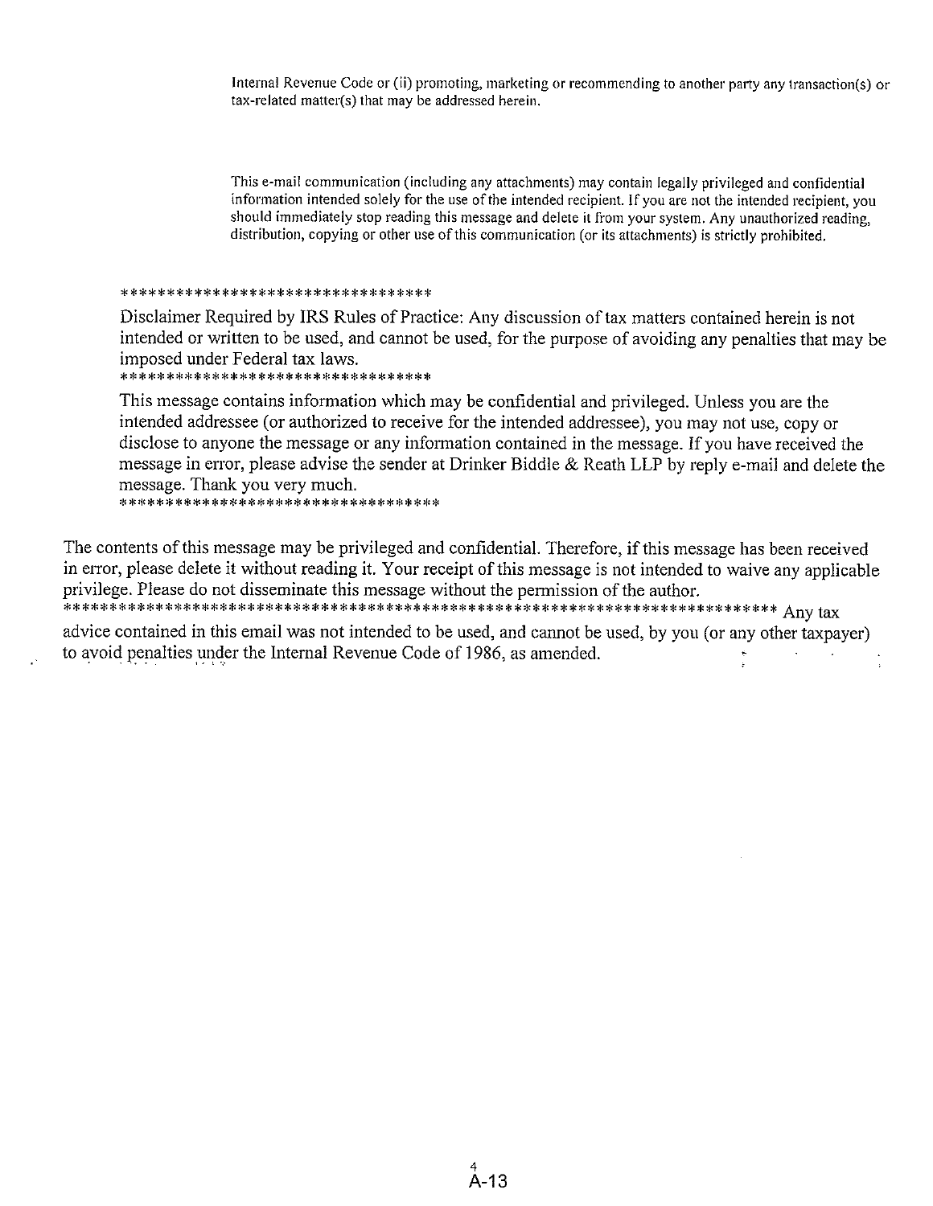Internal Revenue Code or (ii) promoting, marketing or recommending to another party any transaction(s) or tax-related matter(s) that may be addressed herein.

This e-mail communication (including any attachments) may contain legally privileged and confidential information intended solely for the use of the intended recipient. If you are not the intended recipient, you should immediately stop reading this message and delete it from your system. Any unauthorized reading, distribution, copying or other use of this communication (or its attachments) is strictly prohibited.

*********************************

Disclaimer Required by IRS Rules of Practice: Any discussion of tax matters contained herein is not intended or written to be used, and cannot be used, for the purpose of avoiding any penalties that may be imposed under Federal tax laws.

*********************************

This message contains information which may be confidential and privileged. Unless you are the intended addressee (or authorized to receive for the intended addressee), you may not use, copy or disclose to anyone the message or any information contained in the message. If you have received the message in error, please advise the sender at Drinker Biddle & Reath LLP by reply e-mail and delete the message. Thank you very much.

*********************************

The contents of this message may be privileged and confidential. Therefore, if this message has been received in error, please delete it without reading it. Your receipt of this message is not intended to waive any applicable privilege. Please do not disseminate this message without the permission of the author.

****************************************************************************** Any tax advice contained in this email was not intended to be used, and cannot be used, by you (or any other taxpayer) to avoid penalties under the Internal Revenue Code of 1986, as amended.

A-13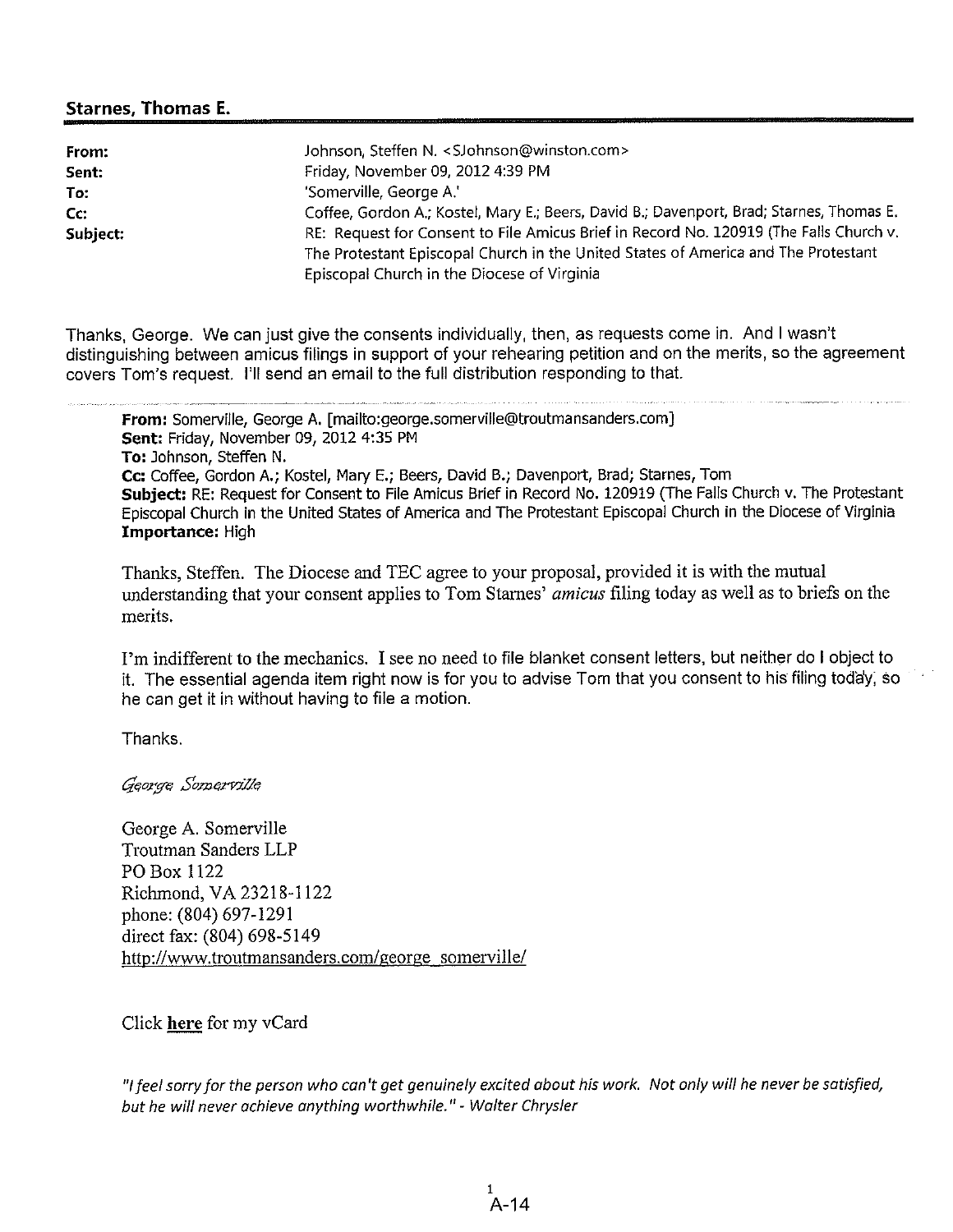**Starnes, Thomas E.**

| | |
|---|---|
| **From:** | Johnson, Steffen N. <SJohnson@winston.com> |
| **Sent:** | Friday, November 09, 2012 4:39 PM |
| **To:** | 'Somerville, George A.' |
| **Cc:** | Coffee, Gordon A.; Kostel, Mary E.; Beers, David B.; Davenport, Brad; Starnes, Thomas E. |
| **Subject:** | RE: Request for Consent to File Amicus Brief in Record No. 120919 (The Falls Church v. The Protestant Episcopal Church in the United States of America and The Protestant Episcopal Church in the Diocese of Virginia |

Thanks, George. We can just give the consents individually, then, as requests come in. And I wasn't distinguishing between amicus filings in support of your rehearing petition and on the merits, so the agreement covers Tom's request. I'll send an email to the full distribution responding to that.

---

**From:** Somerville, George A. [mailto:george.somerville@troutmansanders.com]
**Sent:** Friday, November 09, 2012 4:35 PM
**To:** Johnson, Steffen N.
**Cc:** Coffee, Gordon A.; Kostel, Mary E.; Beers, David B.; Davenport, Brad; Starnes, Tom
**Subject:** RE: Request for Consent to File Amicus Brief in Record No. 120919 (The Falls Church v. The Protestant Episcopal Church in the United States of America and The Protestant Episcopal Church in the Diocese of Virginia
**Importance:** High

Thanks, Steffen. The Diocese and TEC agree to your proposal, provided it is with the mutual understanding that your consent applies to Tom Starnes' *amicus* filing today as well as to briefs on the merits.

I'm indifferent to the mechanics. I see no need to file blanket consent letters, but neither do I object to it. The essential agenda item right now is for you to advise Tom that you consent to his filing today, so he can get it in without having to file a motion.

Thanks.

*George Somerville*

George A. Somerville
Troutman Sanders LLP
PO Box 1122
Richmond, VA 23218-1122
phone: (804) 697-1291
direct fax: (804) 698-5149
http://www.troutmansanders.com/george_somerville/

Click **here** for my vCard

*"I feel sorry for the person who can't get genuinely excited about his work. Not only will he never be satisfied, but he will never achieve anything worthwhile." - Walter Chrysler*

A-14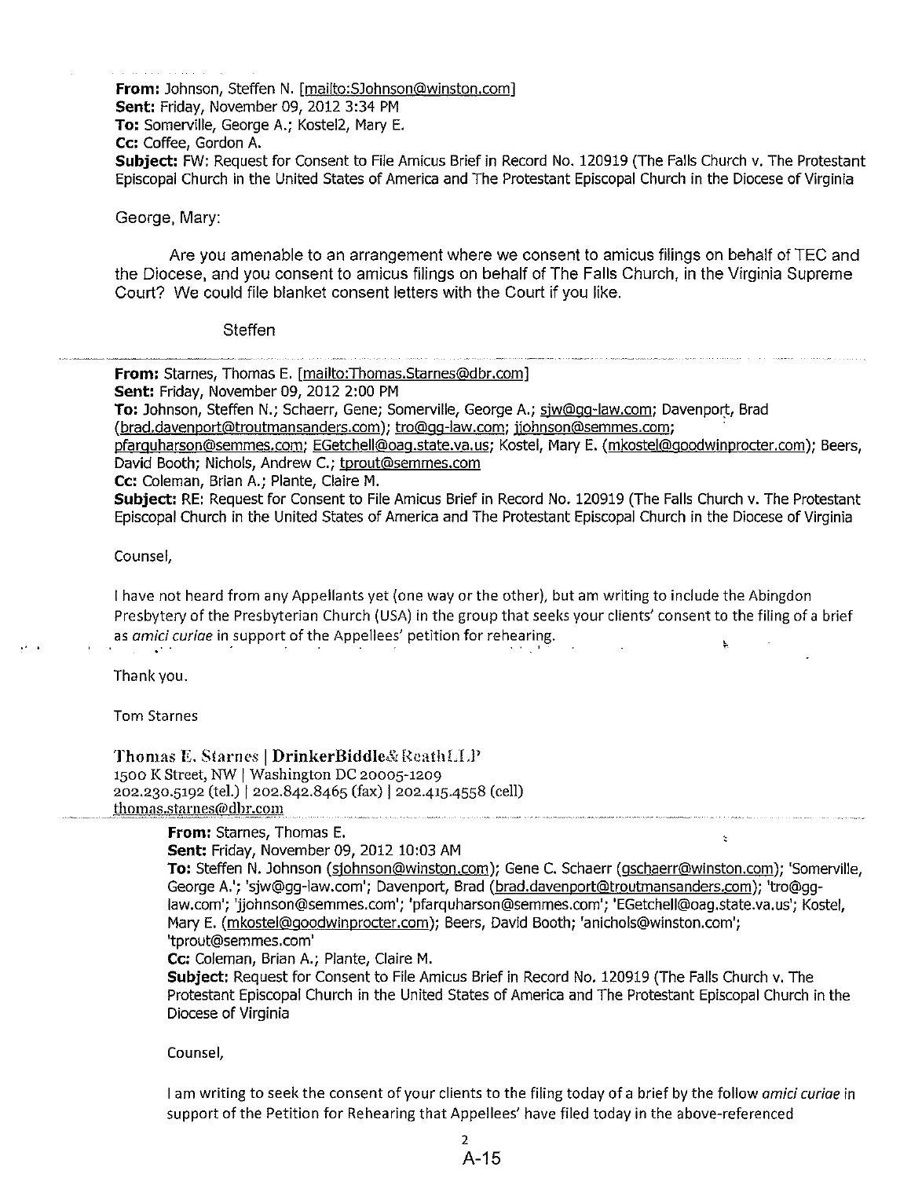**From:** Johnson, Steffen N. [mailto:SJohnson@winston.com]
**Sent:** Friday, November 09, 2012 3:34 PM
**To:** Somerville, George A.; Kostel2, Mary E.
**Cc:** Coffee, Gordon A.
**Subject:** FW: Request for Consent to File Amicus Brief in Record No. 120919 (The Falls Church v. The Protestant Episcopal Church in the United States of America and The Protestant Episcopal Church in the Diocese of Virginia

George, Mary:

Are you amenable to an arrangement where we consent to amicus filings on behalf of TEC and the Diocese, and you consent to amicus filings on behalf of The Falls Church, in the Virginia Supreme Court? We could file blanket consent letters with the Court if you like.

Steffen

---

**From:** Starnes, Thomas E. [mailto:Thomas.Starnes@dbr.com]
**Sent:** Friday, November 09, 2012 2:00 PM
**To:** Johnson, Steffen N.; Schaerr, Gene; Somerville, George A.; sjw@gg-law.com; Davenport, Brad (brad.davenport@troutmansanders.com); tro@gg-law.com; jjohnson@semmes.com; pfarquharson@semmes.com; EGetchell@oag.state.va.us; Kostel, Mary E. (mkostel@goodwinprocter.com); Beers, David Booth; Nichols, Andrew C.; tprout@semmes.com
**Cc:** Coleman, Brian A.; Plante, Claire M.
**Subject:** RE: Request for Consent to File Amicus Brief in Record No. 120919 (The Falls Church v. The Protestant Episcopal Church in the United States of America and The Protestant Episcopal Church in the Diocese of Virginia

Counsel,

I have not heard from any Appellants yet (one way or the other), but am writing to include the Abingdon Presbytery of the Presbyterian Church (USA) in the group that seeks your clients' consent to the filing of a brief as *amici curiae* in support of the Appellees' petition for rehearing.

Thank you.

Tom Starnes

**Thomas E. Starnes | DrinkerBiddle&ReathLLP**
1500 K Street, NW | Washington DC 20005-1209
202.230.5192 (tel.) | 202.842.8465 (fax) | 202.415.4558 (cell)
thomas.starnes@dbr.com

---

**From:** Starnes, Thomas E.
**Sent:** Friday, November 09, 2012 10:03 AM
**To:** Steffen N. Johnson (sjohnson@winston.com); Gene C. Schaerr (gschaerr@winston.com); 'Somerville, George A.'; 'sjw@gg-law.com'; Davenport, Brad (brad.davenport@troutmansanders.com); 'tro@gg-law.com'; 'jjohnson@semmes.com'; 'pfarquharson@semmes.com'; 'EGetchell@oag.state.va.us'; Kostel, Mary E. (mkostel@goodwinprocter.com); Beers, David Booth; 'anichols@winston.com'; 'tprout@semmes.com'
**Cc:** Coleman, Brian A.; Plante, Claire M.
**Subject:** Request for Consent to File Amicus Brief in Record No. 120919 (The Falls Church v. The Protestant Episcopal Church in the United States of America and The Protestant Episcopal Church in the Diocese of Virginia

Counsel,

I am writing to seek the consent of your clients to the filing today of a brief by the follow *amici curiae* in support of the Petition for Rehearing that Appellees' have filed today in the above-referenced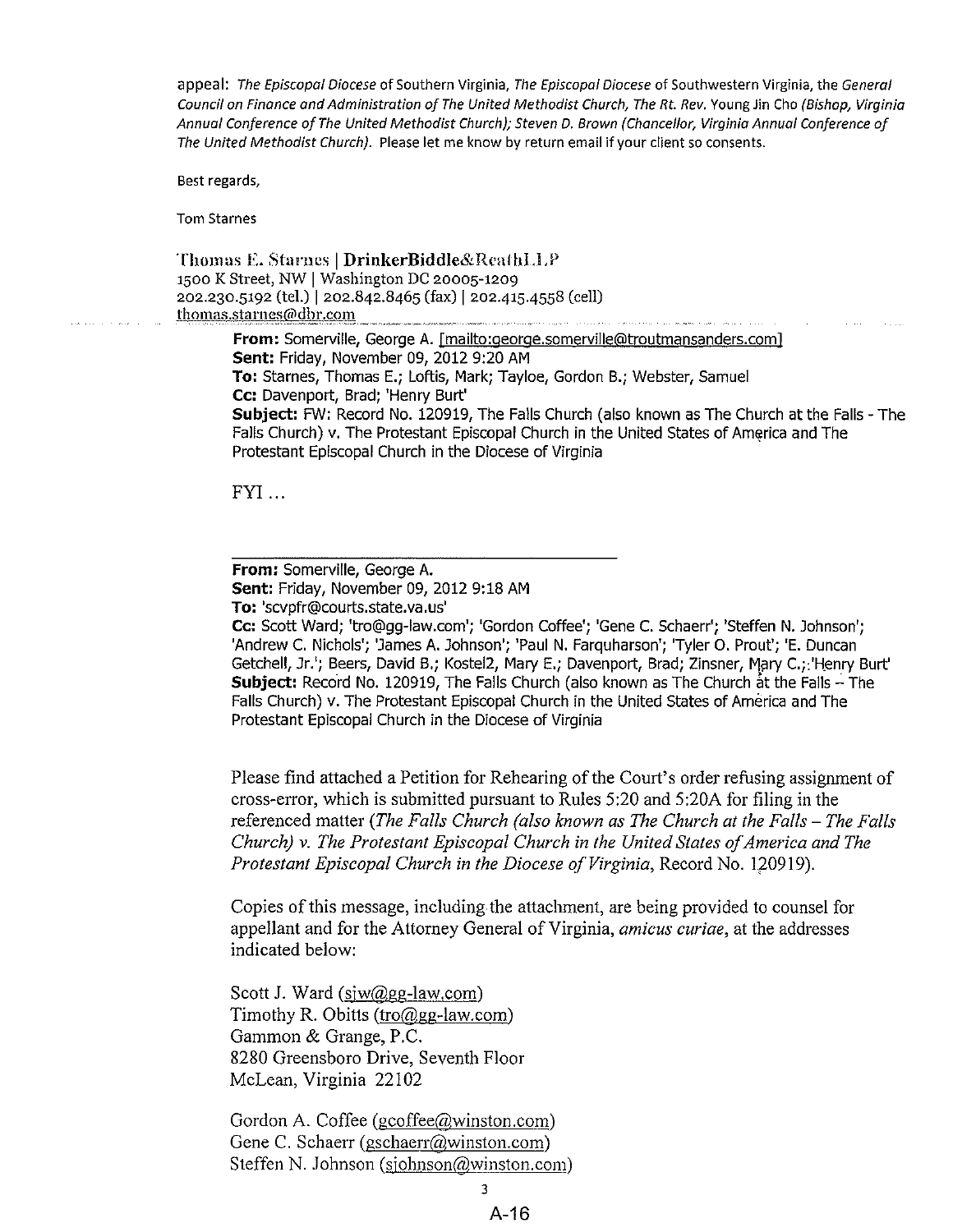appeal: *The Episcopal Diocese* of Southern Virginia, *The Episcopal Diocese* of Southwestern Virginia, the *General Council on Finance and Administration of The United Methodist Church, The Rt. Rev.* Young Jin Cho *(Bishop, Virginia Annual Conference of The United Methodist Church); Steven D. Brown (Chancellor, Virginia Annual Conference of The United Methodist Church).* Please let me know by return email if your client so consents.

Best regards,

Tom Starnes

**Thomas E. Starnes | DrinkerBiddle&ReathLLP**
1500 K Street, NW | Washington DC 20005-1209
202.230.5192 (tel.) | 202.842.8465 (fax) | 202.415.4558 (cell)
thomas.starnes@dbr.com

> **From:** Somerville, George A. [mailto:george.somerville@troutmansanders.com]
> **Sent:** Friday, November 09, 2012 9:20 AM
> **To:** Starnes, Thomas E.; Loftis, Mark; Tayloe, Gordon B.; Webster, Samuel
> **Cc:** Davenport, Brad; 'Henry Burt'
> **Subject:** FW: Record No. 120919, The Falls Church (also known as The Church at the Falls - The Falls Church) v. The Protestant Episcopal Church in the United States of America and The Protestant Episcopal Church in the Diocese of Virginia
>
> FYI ...
>
> ---
>
> **From:** Somerville, George A.
> **Sent:** Friday, November 09, 2012 9:18 AM
> **To:** 'scvpfr@courts.state.va.us'
> **Cc:** Scott Ward; 'tro@gg-law.com'; 'Gordon Coffee'; 'Gene C. Schaerr'; 'Steffen N. Johnson'; 'Andrew C. Nichols'; 'James A. Johnson'; 'Paul N. Farquharson'; 'Tyler O. Prout'; 'E. Duncan Getchell, Jr.'; Beers, David B.; Kostel2, Mary E.; Davenport, Brad; Zinsner, Mary C.; 'Henry Burt'
> **Subject:** Record No. 120919, The Falls Church (also known as The Church at the Falls -- The Falls Church) v. The Protestant Episcopal Church in the United States of America and The Protestant Episcopal Church in the Diocese of Virginia
>
> Please find attached a Petition for Rehearing of the Court's order refusing assignment of cross-error, which is submitted pursuant to Rules 5:20 and 5:20A for filing in the referenced matter (*The Falls Church (also known as The Church at the Falls – The Falls Church) v. The Protestant Episcopal Church in the United States of America and The Protestant Episcopal Church in the Diocese of Virginia*, Record No. 120919).
>
> Copies of this message, including the attachment, are being provided to counsel for appellant and for the Attorney General of Virginia, *amicus curiae*, at the addresses indicated below:
>
> Scott J. Ward (sjw@gg-law.com)
> Timothy R. Obitts (tro@gg-law.com)
> Gammon & Grange, P.C.
> 8280 Greensboro Drive, Seventh Floor
> McLean, Virginia 22102
>
> Gordon A. Coffee (gcoffee@winston.com)
> Gene C. Schaerr (gschaerr@winston.com)
> Steffen N. Johnson (sjohnson@winston.com)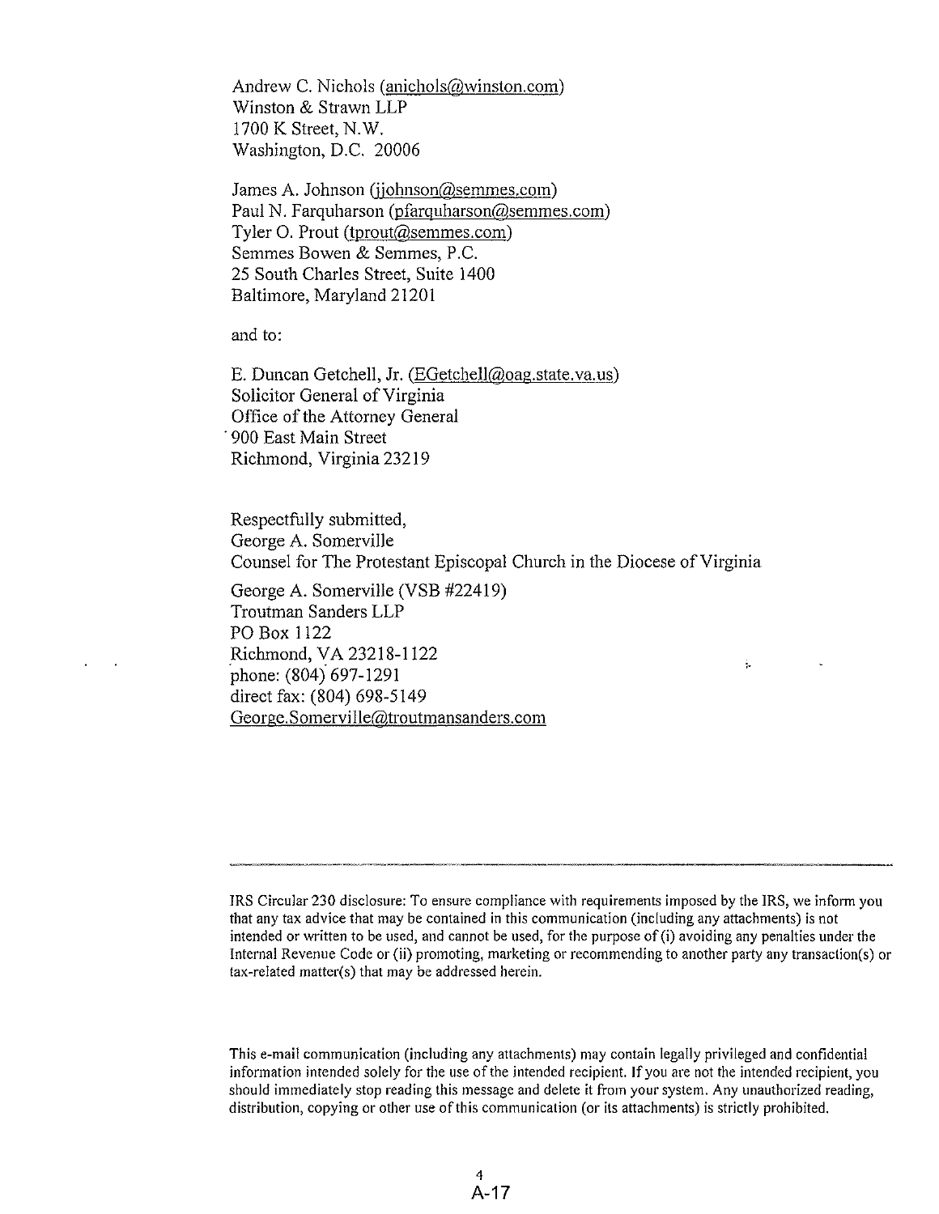Andrew C. Nichols (anichols@winston.com)
Winston & Strawn LLP
1700 K Street, N.W.
Washington, D.C. 20006

James A. Johnson (jjohnson@semmes.com)
Paul N. Farquharson (pfarquharson@semmes.com)
Tyler O. Prout (tprout@semmes.com)
Semmes Bowen & Semmes, P.C.
25 South Charles Street, Suite 1400
Baltimore, Maryland 21201

and to:

E. Duncan Getchell, Jr. (EGetchell@oag.state.va.us)
Solicitor General of Virginia
Office of the Attorney General
900 East Main Street
Richmond, Virginia 23219

Respectfully submitted,
George A. Somerville
Counsel for The Protestant Episcopal Church in the Diocese of Virginia

George A. Somerville (VSB #22419)
Troutman Sanders LLP
PO Box 1122
Richmond, VA 23218-1122
phone: (804) 697-1291
direct fax: (804) 698-5149
George.Somerville@troutmansanders.com

---

IRS Circular 230 disclosure: To ensure compliance with requirements imposed by the IRS, we inform you that any tax advice that may be contained in this communication (including any attachments) is not intended or written to be used, and cannot be used, for the purpose of (i) avoiding any penalties under the Internal Revenue Code or (ii) promoting, marketing or recommending to another party any transaction(s) or tax-related matter(s) that may be addressed herein.

This e-mail communication (including any attachments) may contain legally privileged and confidential information intended solely for the use of the intended recipient. If you are not the intended recipient, you should immediately stop reading this message and delete it from your system. Any unauthorized reading, distribution, copying or other use of this communication (or its attachments) is strictly prohibited.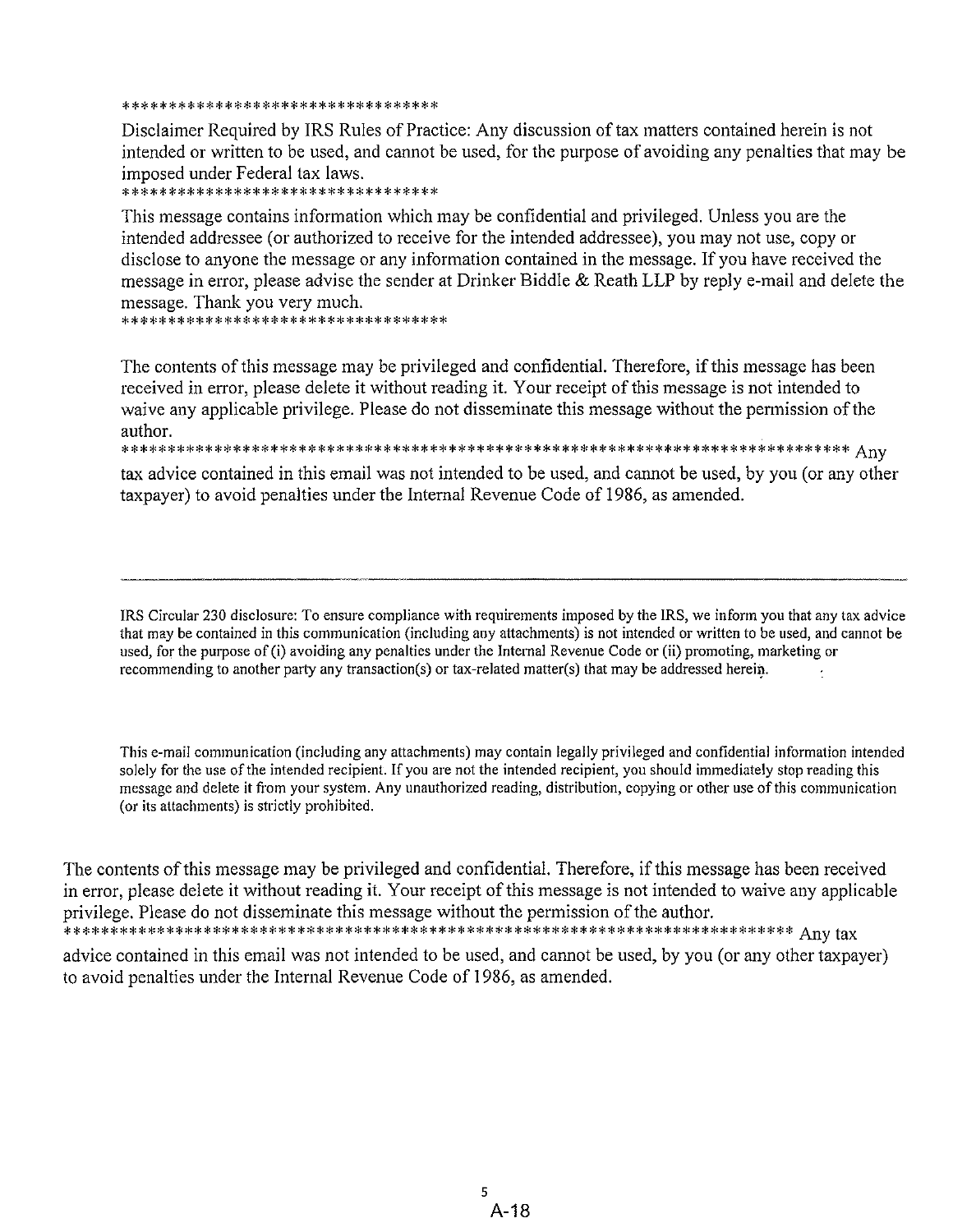*********************************

Disclaimer Required by IRS Rules of Practice: Any discussion of tax matters contained herein is not intended or written to be used, and cannot be used, for the purpose of avoiding any penalties that may be imposed under Federal tax laws.

*********************************

This message contains information which may be confidential and privileged. Unless you are the intended addressee (or authorized to receive for the intended addressee), you may not use, copy or disclose to anyone the message or any information contained in the message. If you have received the message in error, please advise the sender at Drinker Biddle & Reath LLP by reply e-mail and delete the message. Thank you very much.

**********************************

The contents of this message may be privileged and confidential. Therefore, if this message has been received in error, please delete it without reading it. Your receipt of this message is not intended to waive any applicable privilege. Please do not disseminate this message without the permission of the author.

****************************************************************************** Any tax advice contained in this email was not intended to be used, and cannot be used, by you (or any other taxpayer) to avoid penalties under the Internal Revenue Code of 1986, as amended.

---

IRS Circular 230 disclosure: To ensure compliance with requirements imposed by the IRS, we inform you that any tax advice that may be contained in this communication (including any attachments) is not intended or written to be used, and cannot be used, for the purpose of (i) avoiding any penalties under the Internal Revenue Code or (ii) promoting, marketing or recommending to another party any transaction(s) or tax-related matter(s) that may be addressed herein.

This e-mail communication (including any attachments) may contain legally privileged and confidential information intended solely for the use of the intended recipient. If you are not the intended recipient, you should immediately stop reading this message and delete it from your system. Any unauthorized reading, distribution, copying or other use of this communication (or its attachments) is strictly prohibited.

The contents of this message may be privileged and confidential. Therefore, if this message has been received in error, please delete it without reading it. Your receipt of this message is not intended to waive any applicable privilege. Please do not disseminate this message without the permission of the author.

****************************************************************************** Any tax advice contained in this email was not intended to be used, and cannot be used, by you (or any other taxpayer) to avoid penalties under the Internal Revenue Code of 1986, as amended.

A-18